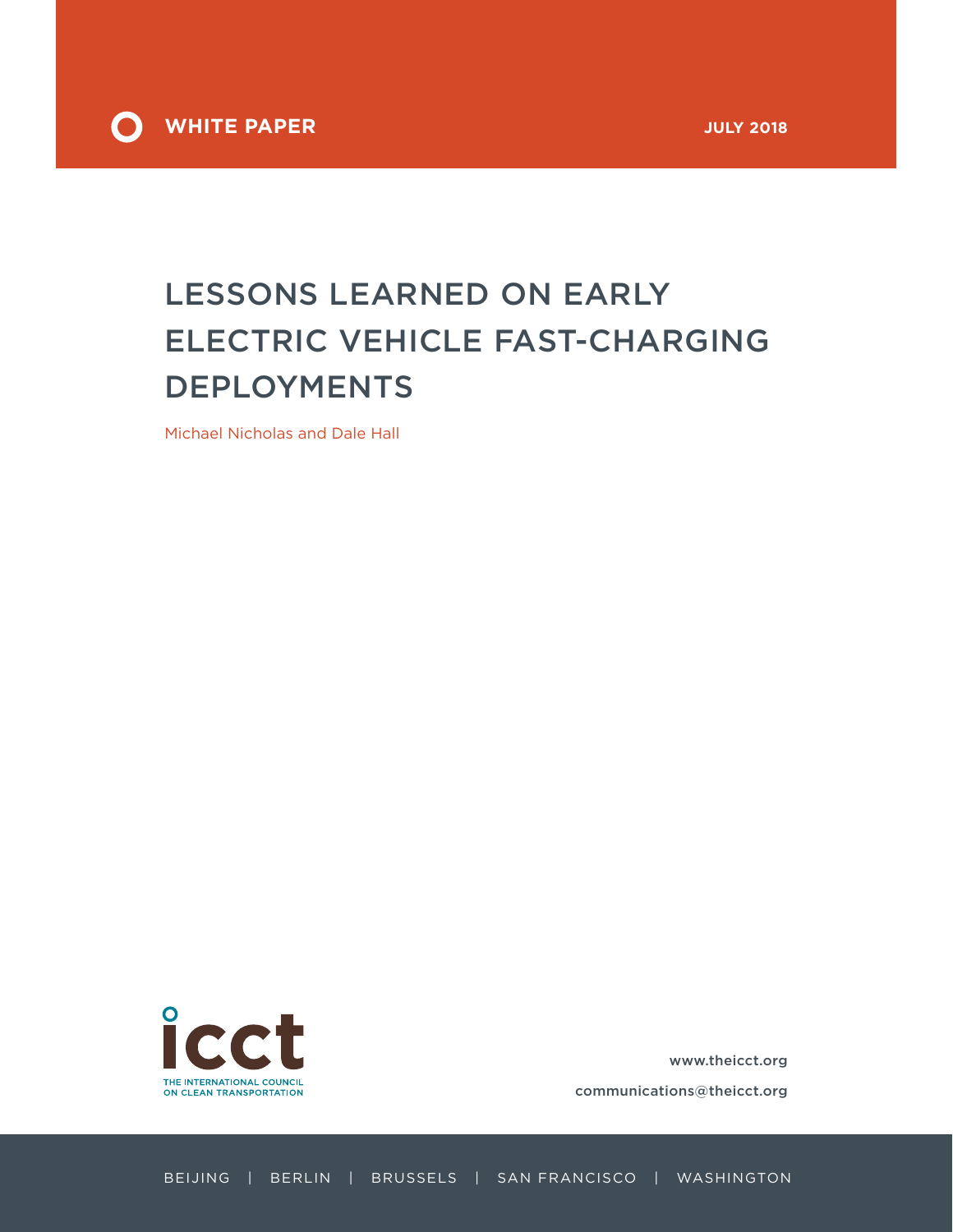WHITE PAPER

JULY 2018

# LESSONS LEARNED ON EARLY ELECTRIC VEHICLE FAST-CHARGING DEPLOYMENTS

Michael Nicholas and Dale Hall

icct

THE INTERNATIONAL COUNCIL ON CLEAN TRANSPORTATION

www.theicct.org

communications@theicct.org

BEIJING | BERLIN | BRUSSELS | SAN FRANCISCO | WASHINGTON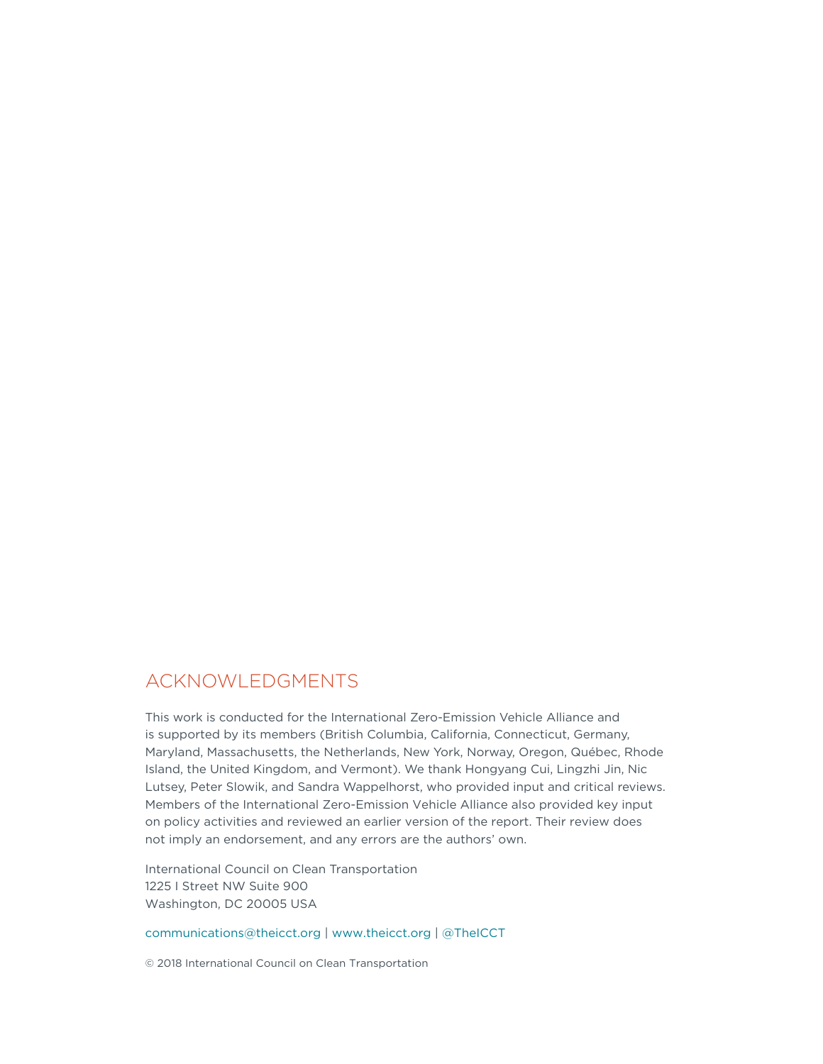## ACKNOWLEDGMENTS

This work is conducted for the International Zero-Emission Vehicle Alliance and is supported by its members (British Columbia, California, Connecticut, Germany, Maryland, Massachusetts, the Netherlands, New York, Norway, Oregon, Québec, Rhode Island, the United Kingdom, and Vermont). We thank Hongyang Cui, Lingzhi Jin, Nic Lutsey, Peter Slowik, and Sandra Wappelhorst, who provided input and critical reviews. Members of the International Zero-Emission Vehicle Alliance also provided key input on policy activities and reviewed an earlier version of the report. Their review does not imply an endorsement, and any errors are the authors' own.

International Council on Clean Transportation
1225 I Street NW Suite 900
Washington, DC 20005 USA

communications@theicct.org | www.theicct.org | @TheICCT

© 2018 International Council on Clean Transportation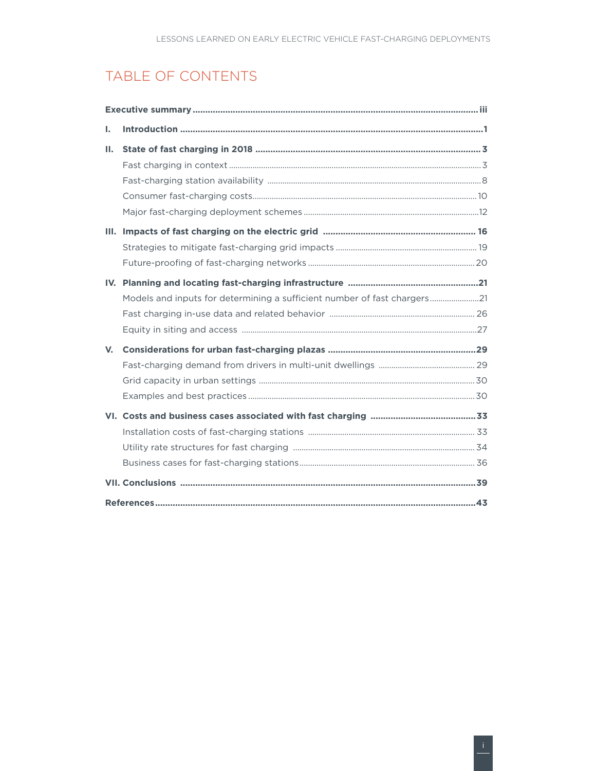# TABLE OF CONTENTS

**Executive summary** .......... iii

**I. Introduction** .......... 1

**II. State of fast charging in 2018** .......... 3

- Fast charging in context .......... 3
- Fast-charging station availability .......... 8
- Consumer fast-charging costs .......... 10
- Major fast-charging deployment schemes .......... 12

**III. Impacts of fast charging on the electric grid** .......... 16

- Strategies to mitigate fast-charging grid impacts .......... 19
- Future-proofing of fast-charging networks .......... 20

**IV. Planning and locating fast-charging infrastructure** .......... 21

- Models and inputs for determining a sufficient number of fast chargers .......... 21
- Fast charging in-use data and related behavior .......... 26
- Equity in siting and access .......... 27

**V. Considerations for urban fast-charging plazas** .......... 29

- Fast-charging demand from drivers in multi-unit dwellings .......... 29
- Grid capacity in urban settings .......... 30
- Examples and best practices .......... 30

**VI. Costs and business cases associated with fast charging** .......... 33

- Installation costs of fast-charging stations .......... 33
- Utility rate structures for fast charging .......... 34
- Business cases for fast-charging stations .......... 36

**VII. Conclusions** .......... 39

**References** .......... 43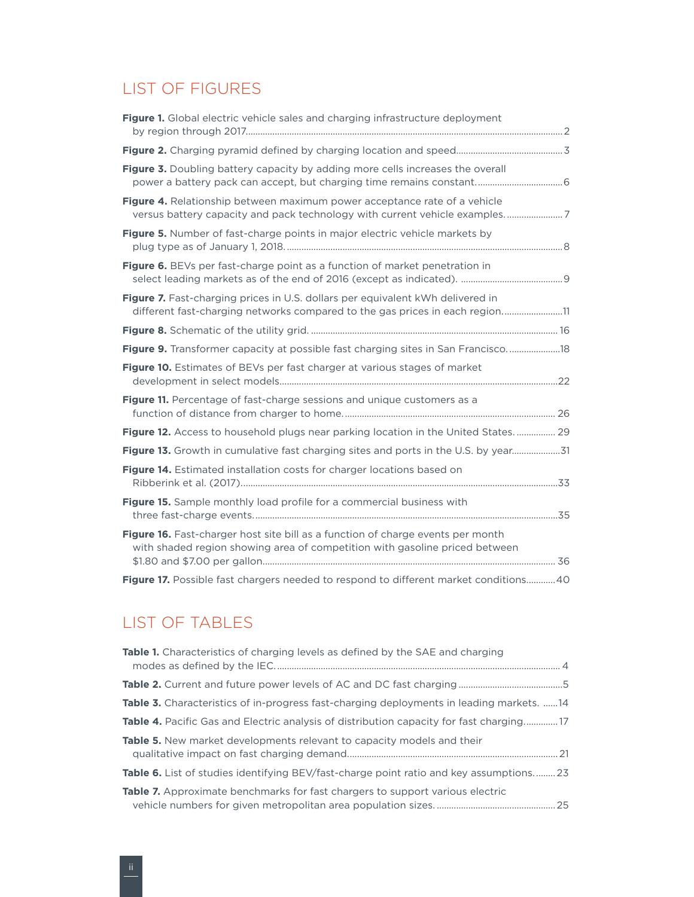## LIST OF FIGURES

**Figure 1.** Global electric vehicle sales and charging infrastructure deployment by region through 2017. 2

**Figure 2.** Charging pyramid defined by charging location and speed. 3

**Figure 3.** Doubling battery capacity by adding more cells increases the overall power a battery pack can accept, but charging time remains constant. 6

**Figure 4.** Relationship between maximum power acceptance rate of a vehicle versus battery capacity and pack technology with current vehicle examples. 7

**Figure 5.** Number of fast-charge points in major electric vehicle markets by plug type as of January 1, 2018. 8

**Figure 6.** BEVs per fast-charge point as a function of market penetration in select leading markets as of the end of 2016 (except as indicated). 9

**Figure 7.** Fast-charging prices in U.S. dollars per equivalent kWh delivered in different fast-charging networks compared to the gas prices in each region. 11

**Figure 8.** Schematic of the utility grid. 16

**Figure 9.** Transformer capacity at possible fast charging sites in San Francisco. 18

**Figure 10.** Estimates of BEVs per fast charger at various stages of market development in select models. 22

**Figure 11.** Percentage of fast-charge sessions and unique customers as a function of distance from charger to home. 26

**Figure 12.** Access to household plugs near parking location in the United States. 29

**Figure 13.** Growth in cumulative fast charging sites and ports in the U.S. by year. 31

**Figure 14.** Estimated installation costs for charger locations based on Ribberink et al. (2017). 33

**Figure 15.** Sample monthly load profile for a commercial business with three fast-charge events. 35

**Figure 16.** Fast-charger host site bill as a function of charge events per month with shaded region showing area of competition with gasoline priced between $1.80 and $7.00 per gallon. 36

**Figure 17.** Possible fast chargers needed to respond to different market conditions. 40

## LIST OF TABLES

**Table 1.** Characteristics of charging levels as defined by the SAE and charging modes as defined by the IEC. 4

**Table 2.** Current and future power levels of AC and DC fast charging 5

**Table 3.** Characteristics of in-progress fast-charging deployments in leading markets. 14

**Table 4.** Pacific Gas and Electric analysis of distribution capacity for fast charging. 17

**Table 5.** New market developments relevant to capacity models and their qualitative impact on fast charging demand. 21

**Table 6.** List of studies identifying BEV/fast-charge point ratio and key assumptions. 23

**Table 7.** Approximate benchmarks for fast chargers to support various electric vehicle numbers for given metropolitan area population sizes. 25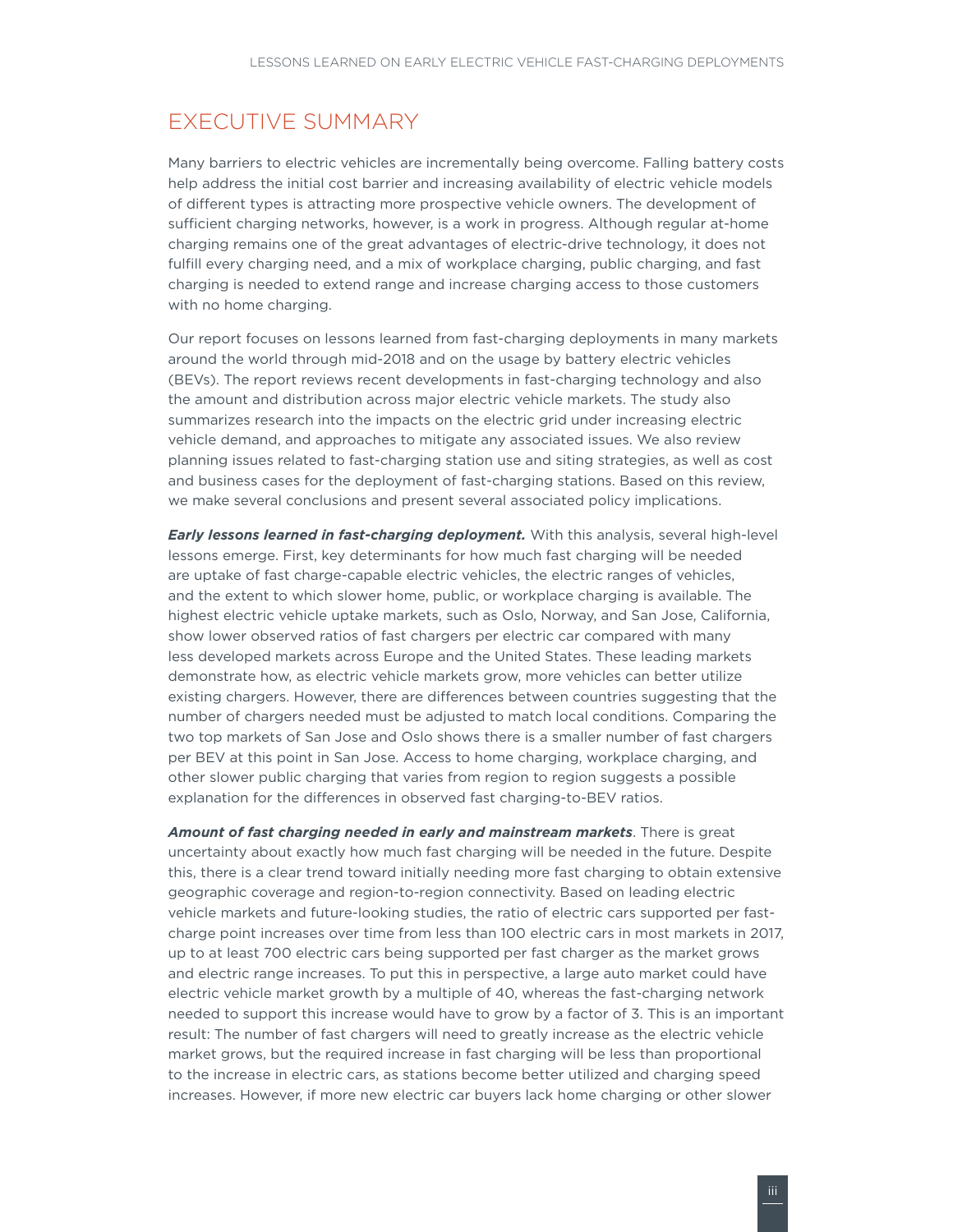# EXECUTIVE SUMMARY

Many barriers to electric vehicles are incrementally being overcome. Falling battery costs help address the initial cost barrier and increasing availability of electric vehicle models of different types is attracting more prospective vehicle owners. The development of sufficient charging networks, however, is a work in progress. Although regular at-home charging remains one of the great advantages of electric-drive technology, it does not fulfill every charging need, and a mix of workplace charging, public charging, and fast charging is needed to extend range and increase charging access to those customers with no home charging.

Our report focuses on lessons learned from fast-charging deployments in many markets around the world through mid-2018 and on the usage by battery electric vehicles (BEVs). The report reviews recent developments in fast-charging technology and also the amount and distribution across major electric vehicle markets. The study also summarizes research into the impacts on the electric grid under increasing electric vehicle demand, and approaches to mitigate any associated issues. We also review planning issues related to fast-charging station use and siting strategies, as well as cost and business cases for the deployment of fast-charging stations. Based on this review, we make several conclusions and present several associated policy implications.

***Early lessons learned in fast-charging deployment.*** With this analysis, several high-level lessons emerge. First, key determinants for how much fast charging will be needed are uptake of fast charge-capable electric vehicles, the electric ranges of vehicles, and the extent to which slower home, public, or workplace charging is available. The highest electric vehicle uptake markets, such as Oslo, Norway, and San Jose, California, show lower observed ratios of fast chargers per electric car compared with many less developed markets across Europe and the United States. These leading markets demonstrate how, as electric vehicle markets grow, more vehicles can better utilize existing chargers. However, there are differences between countries suggesting that the number of chargers needed must be adjusted to match local conditions. Comparing the two top markets of San Jose and Oslo shows there is a smaller number of fast chargers per BEV at this point in San Jose. Access to home charging, workplace charging, and other slower public charging that varies from region to region suggests a possible explanation for the differences in observed fast charging-to-BEV ratios.

***Amount of fast charging needed in early and mainstream markets***. There is great uncertainty about exactly how much fast charging will be needed in the future. Despite this, there is a clear trend toward initially needing more fast charging to obtain extensive geographic coverage and region-to-region connectivity. Based on leading electric vehicle markets and future-looking studies, the ratio of electric cars supported per fast-charge point increases over time from less than 100 electric cars in most markets in 2017, up to at least 700 electric cars being supported per fast charger as the market grows and electric range increases. To put this in perspective, a large auto market could have electric vehicle market growth by a multiple of 40, whereas the fast-charging network needed to support this increase would have to grow by a factor of 3. This is an important result: The number of fast chargers will need to greatly increase as the electric vehicle market grows, but the required increase in fast charging will be less than proportional to the increase in electric cars, as stations become better utilized and charging speed increases. However, if more new electric car buyers lack home charging or other slower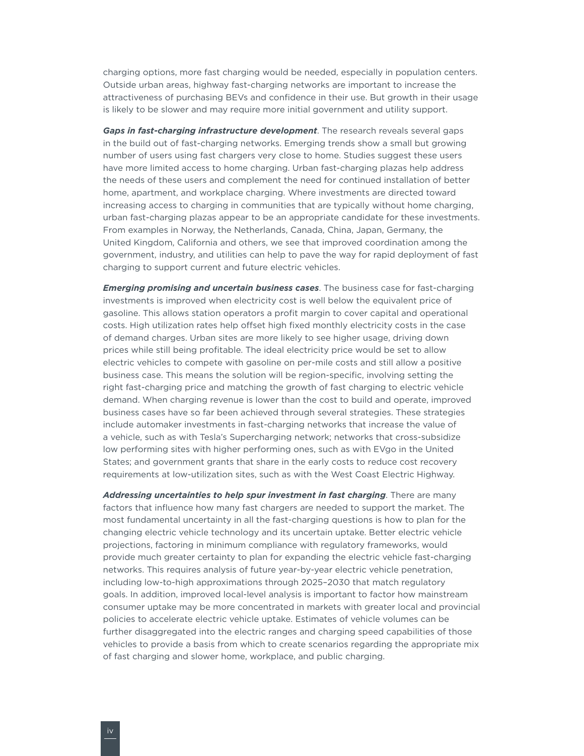charging options, more fast charging would be needed, especially in population centers. Outside urban areas, highway fast-charging networks are important to increase the attractiveness of purchasing BEVs and confidence in their use. But growth in their usage is likely to be slower and may require more initial government and utility support.

***Gaps in fast-charging infrastructure development***. The research reveals several gaps in the build out of fast-charging networks. Emerging trends show a small but growing number of users using fast chargers very close to home. Studies suggest these users have more limited access to home charging. Urban fast-charging plazas help address the needs of these users and complement the need for continued installation of better home, apartment, and workplace charging. Where investments are directed toward increasing access to charging in communities that are typically without home charging, urban fast-charging plazas appear to be an appropriate candidate for these investments. From examples in Norway, the Netherlands, Canada, China, Japan, Germany, the United Kingdom, California and others, we see that improved coordination among the government, industry, and utilities can help to pave the way for rapid deployment of fast charging to support current and future electric vehicles.

***Emerging promising and uncertain business cases***. The business case for fast-charging investments is improved when electricity cost is well below the equivalent price of gasoline. This allows station operators a profit margin to cover capital and operational costs. High utilization rates help offset high fixed monthly electricity costs in the case of demand charges. Urban sites are more likely to see higher usage, driving down prices while still being profitable. The ideal electricity price would be set to allow electric vehicles to compete with gasoline on per-mile costs and still allow a positive business case. This means the solution will be region-specific, involving setting the right fast-charging price and matching the growth of fast charging to electric vehicle demand. When charging revenue is lower than the cost to build and operate, improved business cases have so far been achieved through several strategies. These strategies include automaker investments in fast-charging networks that increase the value of a vehicle, such as with Tesla's Supercharging network; networks that cross-subsidize low performing sites with higher performing ones, such as with EVgo in the United States; and government grants that share in the early costs to reduce cost recovery requirements at low-utilization sites, such as with the West Coast Electric Highway.

***Addressing uncertainties to help spur investment in fast charging***. There are many factors that influence how many fast chargers are needed to support the market. The most fundamental uncertainty in all the fast-charging questions is how to plan for the changing electric vehicle technology and its uncertain uptake. Better electric vehicle projections, factoring in minimum compliance with regulatory frameworks, would provide much greater certainty to plan for expanding the electric vehicle fast-charging networks. This requires analysis of future year-by-year electric vehicle penetration, including low-to-high approximations through 2025–2030 that match regulatory goals. In addition, improved local-level analysis is important to factor how mainstream consumer uptake may be more concentrated in markets with greater local and provincial policies to accelerate electric vehicle uptake. Estimates of vehicle volumes can be further disaggregated into the electric ranges and charging speed capabilities of those vehicles to provide a basis from which to create scenarios regarding the appropriate mix of fast charging and slower home, workplace, and public charging.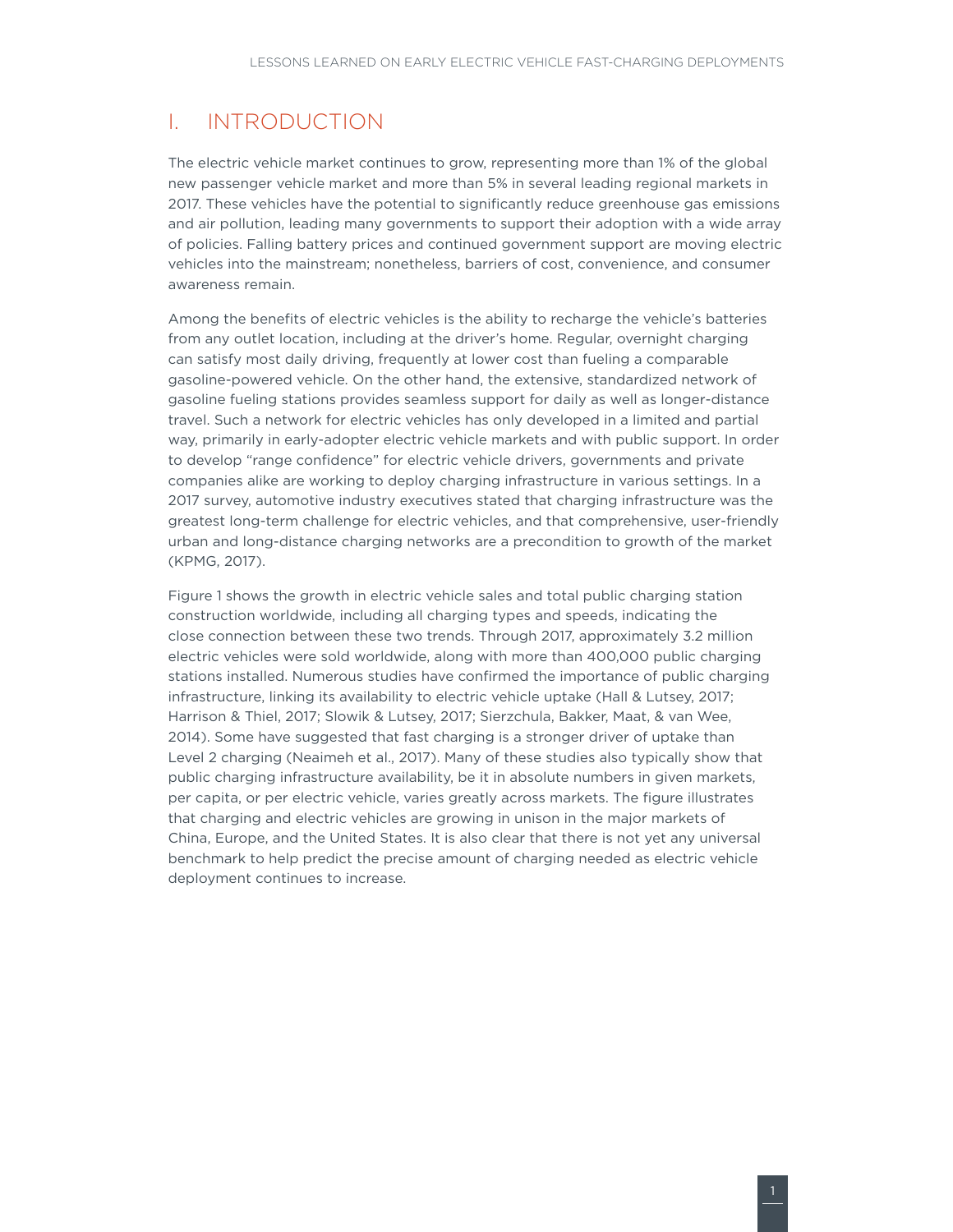# I. INTRODUCTION

The electric vehicle market continues to grow, representing more than 1% of the global new passenger vehicle market and more than 5% in several leading regional markets in 2017. These vehicles have the potential to significantly reduce greenhouse gas emissions and air pollution, leading many governments to support their adoption with a wide array of policies. Falling battery prices and continued government support are moving electric vehicles into the mainstream; nonetheless, barriers of cost, convenience, and consumer awareness remain.

Among the benefits of electric vehicles is the ability to recharge the vehicle's batteries from any outlet location, including at the driver's home. Regular, overnight charging can satisfy most daily driving, frequently at lower cost than fueling a comparable gasoline-powered vehicle. On the other hand, the extensive, standardized network of gasoline fueling stations provides seamless support for daily as well as longer-distance travel. Such a network for electric vehicles has only developed in a limited and partial way, primarily in early-adopter electric vehicle markets and with public support. In order to develop "range confidence" for electric vehicle drivers, governments and private companies alike are working to deploy charging infrastructure in various settings. In a 2017 survey, automotive industry executives stated that charging infrastructure was the greatest long-term challenge for electric vehicles, and that comprehensive, user-friendly urban and long-distance charging networks are a precondition to growth of the market (KPMG, 2017).

Figure 1 shows the growth in electric vehicle sales and total public charging station construction worldwide, including all charging types and speeds, indicating the close connection between these two trends. Through 2017, approximately 3.2 million electric vehicles were sold worldwide, along with more than 400,000 public charging stations installed. Numerous studies have confirmed the importance of public charging infrastructure, linking its availability to electric vehicle uptake (Hall & Lutsey, 2017; Harrison & Thiel, 2017; Slowik & Lutsey, 2017; Sierzchula, Bakker, Maat, & van Wee, 2014). Some have suggested that fast charging is a stronger driver of uptake than Level 2 charging (Neaimeh et al., 2017). Many of these studies also typically show that public charging infrastructure availability, be it in absolute numbers in given markets, per capita, or per electric vehicle, varies greatly across markets. The figure illustrates that charging and electric vehicles are growing in unison in the major markets of China, Europe, and the United States. It is also clear that there is not yet any universal benchmark to help predict the precise amount of charging needed as electric vehicle deployment continues to increase.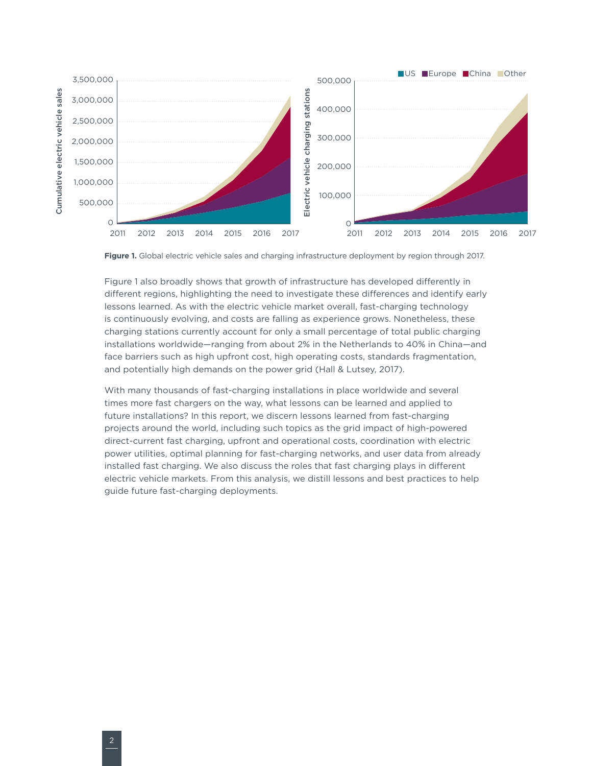**Figure 1.** Global electric vehicle sales and charging infrastructure deployment by region through 2017.

Figure 1 also broadly shows that growth of infrastructure has developed differently in different regions, highlighting the need to investigate these differences and identify early lessons learned. As with the electric vehicle market overall, fast-charging technology is continuously evolving, and costs are falling as experience grows. Nonetheless, these charging stations currently account for only a small percentage of total public charging installations worldwide—ranging from about 2% in the Netherlands to 40% in China—and face barriers such as high upfront cost, high operating costs, standards fragmentation, and potentially high demands on the power grid (Hall & Lutsey, 2017).

With many thousands of fast-charging installations in place worldwide and several times more fast chargers on the way, what lessons can be learned and applied to future installations? In this report, we discern lessons learned from fast-charging projects around the world, including such topics as the grid impact of high-powered direct-current fast charging, upfront and operational costs, coordination with electric power utilities, optimal planning for fast-charging networks, and user data from already installed fast charging. We also discuss the roles that fast charging plays in different electric vehicle markets. From this analysis, we distill lessons and best practices to help guide future fast-charging deployments.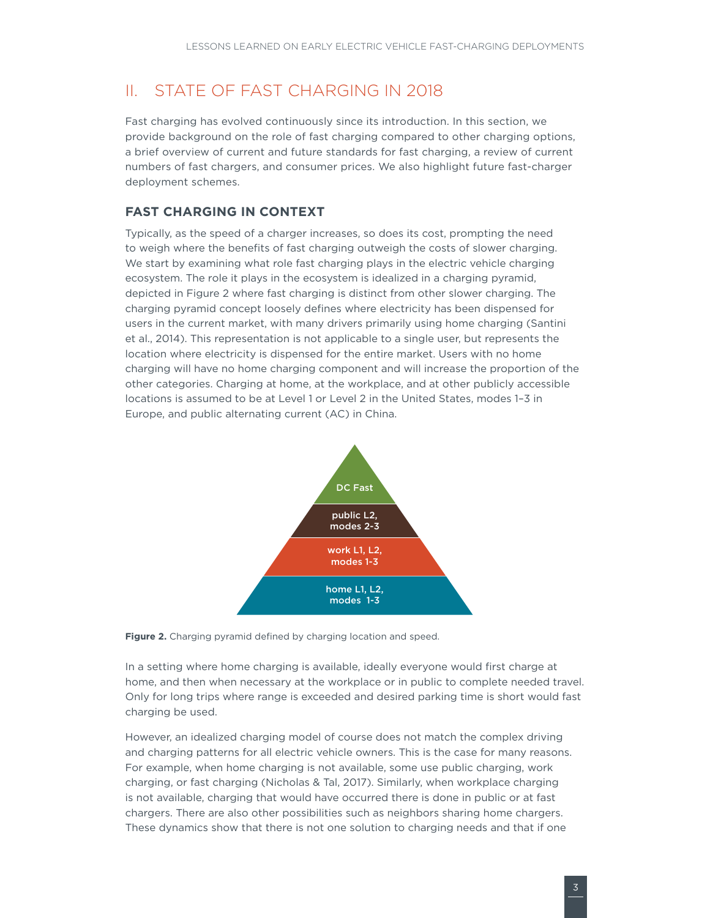## II. STATE OF FAST CHARGING IN 2018

Fast charging has evolved continuously since its introduction. In this section, we provide background on the role of fast charging compared to other charging options, a brief overview of current and future standards for fast charging, a review of current numbers of fast chargers, and consumer prices. We also highlight future fast-charger deployment schemes.

### FAST CHARGING IN CONTEXT

Typically, as the speed of a charger increases, so does its cost, prompting the need to weigh where the benefits of fast charging outweigh the costs of slower charging. We start by examining what role fast charging plays in the electric vehicle charging ecosystem. The role it plays in the ecosystem is idealized in a charging pyramid, depicted in Figure 2 where fast charging is distinct from other slower charging. The charging pyramid concept loosely defines where electricity has been dispensed for users in the current market, with many drivers primarily using home charging (Santini et al., 2014). This representation is not applicable to a single user, but represents the location where electricity is dispensed for the entire market. Users with no home charging will have no home charging component and will increase the proportion of the other categories. Charging at home, at the workplace, and at other publicly accessible locations is assumed to be at Level 1 or Level 2 in the United States, modes 1–3 in Europe, and public alternating current (AC) in China.

DC Fast

public L2, modes 2-3

work L1, L2, modes 1-3

home L1, L2, modes 1-3

**Figure 2.** Charging pyramid defined by charging location and speed.

In a setting where home charging is available, ideally everyone would first charge at home, and then when necessary at the workplace or in public to complete needed travel. Only for long trips where range is exceeded and desired parking time is short would fast charging be used.

However, an idealized charging model of course does not match the complex driving and charging patterns for all electric vehicle owners. This is the case for many reasons. For example, when home charging is not available, some use public charging, work charging, or fast charging (Nicholas & Tal, 2017). Similarly, when workplace charging is not available, charging that would have occurred there is done in public or at fast chargers. There are also other possibilities such as neighbors sharing home chargers. These dynamics show that there is not one solution to charging needs and that if one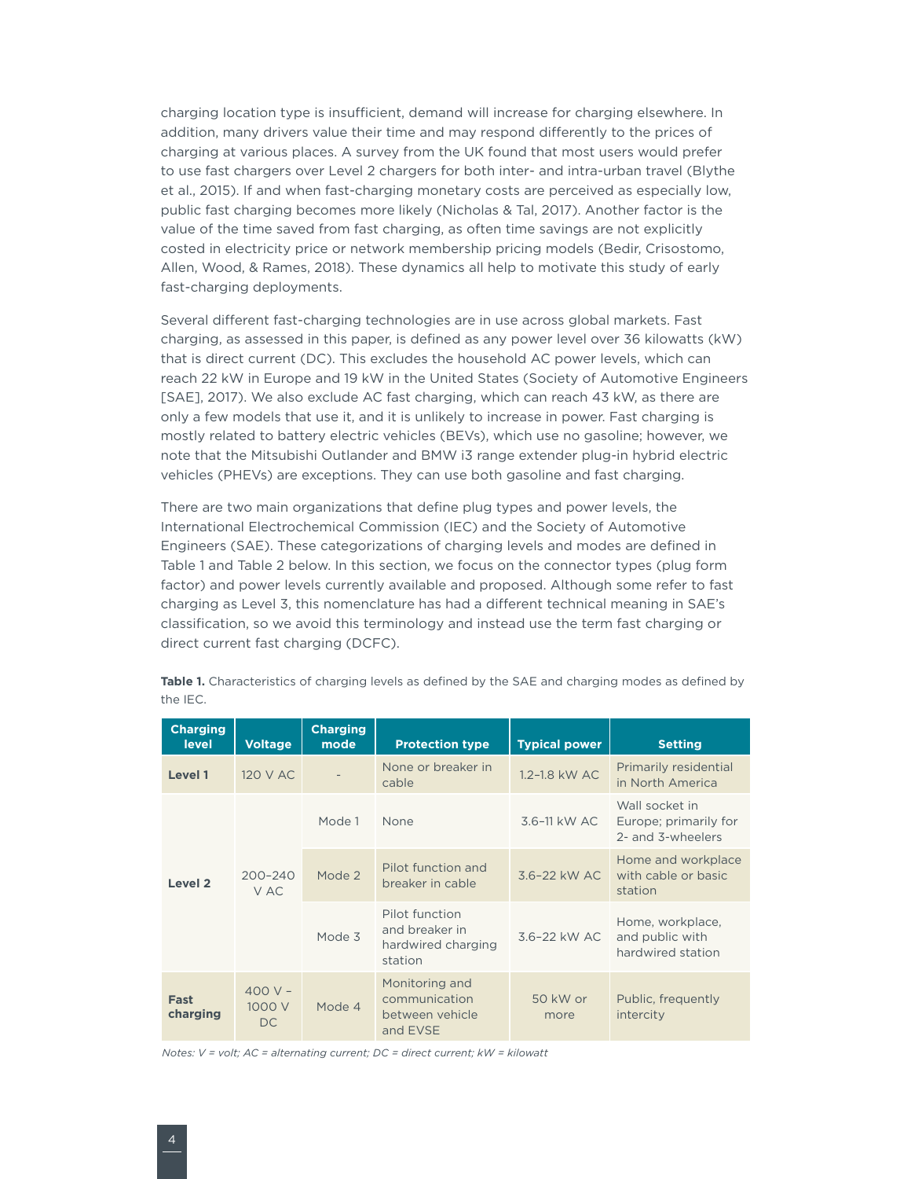charging location type is insufficient, demand will increase for charging elsewhere. In addition, many drivers value their time and may respond differently to the prices of charging at various places. A survey from the UK found that most users would prefer to use fast chargers over Level 2 chargers for both inter- and intra-urban travel (Blythe et al., 2015). If and when fast-charging monetary costs are perceived as especially low, public fast charging becomes more likely (Nicholas & Tal, 2017). Another factor is the value of the time saved from fast charging, as often time savings are not explicitly costed in electricity price or network membership pricing models (Bedir, Crisostomo, Allen, Wood, & Rames, 2018). These dynamics all help to motivate this study of early fast-charging deployments.

Several different fast-charging technologies are in use across global markets. Fast charging, as assessed in this paper, is defined as any power level over 36 kilowatts (kW) that is direct current (DC). This excludes the household AC power levels, which can reach 22 kW in Europe and 19 kW in the United States (Society of Automotive Engineers [SAE], 2017). We also exclude AC fast charging, which can reach 43 kW, as there are only a few models that use it, and it is unlikely to increase in power. Fast charging is mostly related to battery electric vehicles (BEVs), which use no gasoline; however, we note that the Mitsubishi Outlander and BMW i3 range extender plug-in hybrid electric vehicles (PHEVs) are exceptions. They can use both gasoline and fast charging.

There are two main organizations that define plug types and power levels, the International Electrochemical Commission (IEC) and the Society of Automotive Engineers (SAE). These categorizations of charging levels and modes are defined in Table 1 and Table 2 below. In this section, we focus on the connector types (plug form factor) and power levels currently available and proposed. Although some refer to fast charging as Level 3, this nomenclature has had a different technical meaning in SAE's classification, so we avoid this terminology and instead use the term fast charging or direct current fast charging (DCFC).

**Table 1.** Characteristics of charging levels as defined by the SAE and charging modes as defined by the IEC.

| Charging level | Voltage | Charging mode | Protection type | Typical power | Setting |
|---|---|---|---|---|---|
| **Level 1** | 120 V AC | - | None or breaker in cable | 1.2–1.8 kW AC | Primarily residential in North America |
| **Level 2** | 200–240 V AC | Mode 1 | None | 3.6–11 kW AC | Wall socket in Europe; primarily for 2- and 3-wheelers |
| | | Mode 2 | Pilot function and breaker in cable | 3.6–22 kW AC | Home and workplace with cable or basic station |
| | | Mode 3 | Pilot function and breaker in hardwired charging station | 3.6–22 kW AC | Home, workplace, and public with hardwired station |
| **Fast charging** | 400 V – 1000 V DC | Mode 4 | Monitoring and communication between vehicle and EVSE | 50 kW or more | Public, frequently intercity |

*Notes: V = volt; AC = alternating current; DC = direct current; kW = kilowatt*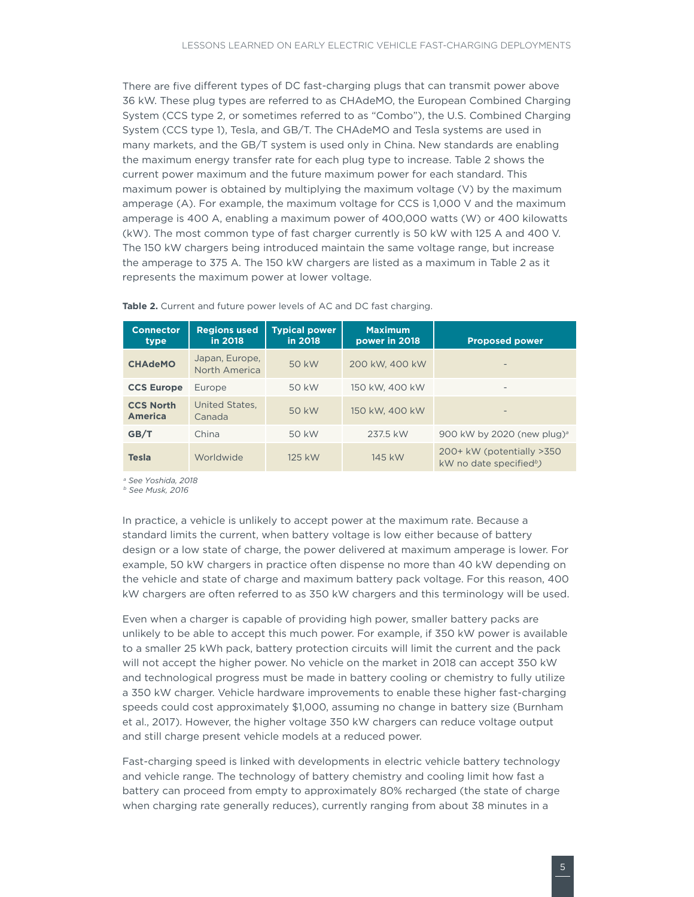There are five different types of DC fast-charging plugs that can transmit power above 36 kW. These plug types are referred to as CHAdeMO, the European Combined Charging System (CCS type 2, or sometimes referred to as "Combo"), the U.S. Combined Charging System (CCS type 1), Tesla, and GB/T. The CHAdeMO and Tesla systems are used in many markets, and the GB/T system is used only in China. New standards are enabling the maximum energy transfer rate for each plug type to increase. Table 2 shows the current power maximum and the future maximum power for each standard. This maximum power is obtained by multiplying the maximum voltage (V) by the maximum amperage (A). For example, the maximum voltage for CCS is 1,000 V and the maximum amperage is 400 A, enabling a maximum power of 400,000 watts (W) or 400 kilowatts (kW). The most common type of fast charger currently is 50 kW with 125 A and 400 V. The 150 kW chargers being introduced maintain the same voltage range, but increase the amperage to 375 A. The 150 kW chargers are listed as a maximum in Table 2 as it represents the maximum power at lower voltage.

**Table 2.** Current and future power levels of AC and DC fast charging.

| Connector type | Regions used in 2018 | Typical power in 2018 | Maximum power in 2018 | Proposed power |
|---|---|---|---|---|
| **CHAdeMO** | Japan, Europe, North America | 50 kW | 200 kW, 400 kW | - |
| **CCS Europe** | Europe | 50 kW | 150 kW, 400 kW | - |
| **CCS North America** | United States, Canada | 50 kW | 150 kW, 400 kW | - |
| **GB/T** | China | 50 kW | 237.5 kW | 900 kW by 2020 (new plug)[a] |
| **Tesla** | Worldwide | 125 kW | 145 kW | 200+ kW (potentially >350 kW no date specified[b]) |

[a] *See Yoshida, 2018*
[b] *See Musk, 2016*

In practice, a vehicle is unlikely to accept power at the maximum rate. Because a standard limits the current, when battery voltage is low either because of battery design or a low state of charge, the power delivered at maximum amperage is lower. For example, 50 kW chargers in practice often dispense no more than 40 kW depending on the vehicle and state of charge and maximum battery pack voltage. For this reason, 400 kW chargers are often referred to as 350 kW chargers and this terminology will be used.

Even when a charger is capable of providing high power, smaller battery packs are unlikely to be able to accept this much power. For example, if 350 kW power is available to a smaller 25 kWh pack, battery protection circuits will limit the current and the pack will not accept the higher power. No vehicle on the market in 2018 can accept 350 kW and technological progress must be made in battery cooling or chemistry to fully utilize a 350 kW charger. Vehicle hardware improvements to enable these higher fast-charging speeds could cost approximately $1,000, assuming no change in battery size (Burnham et al., 2017). However, the higher voltage 350 kW chargers can reduce voltage output and still charge present vehicle models at a reduced power.

Fast-charging speed is linked with developments in electric vehicle battery technology and vehicle range. The technology of battery chemistry and cooling limit how fast a battery can proceed from empty to approximately 80% recharged (the state of charge when charging rate generally reduces), currently ranging from about 38 minutes in a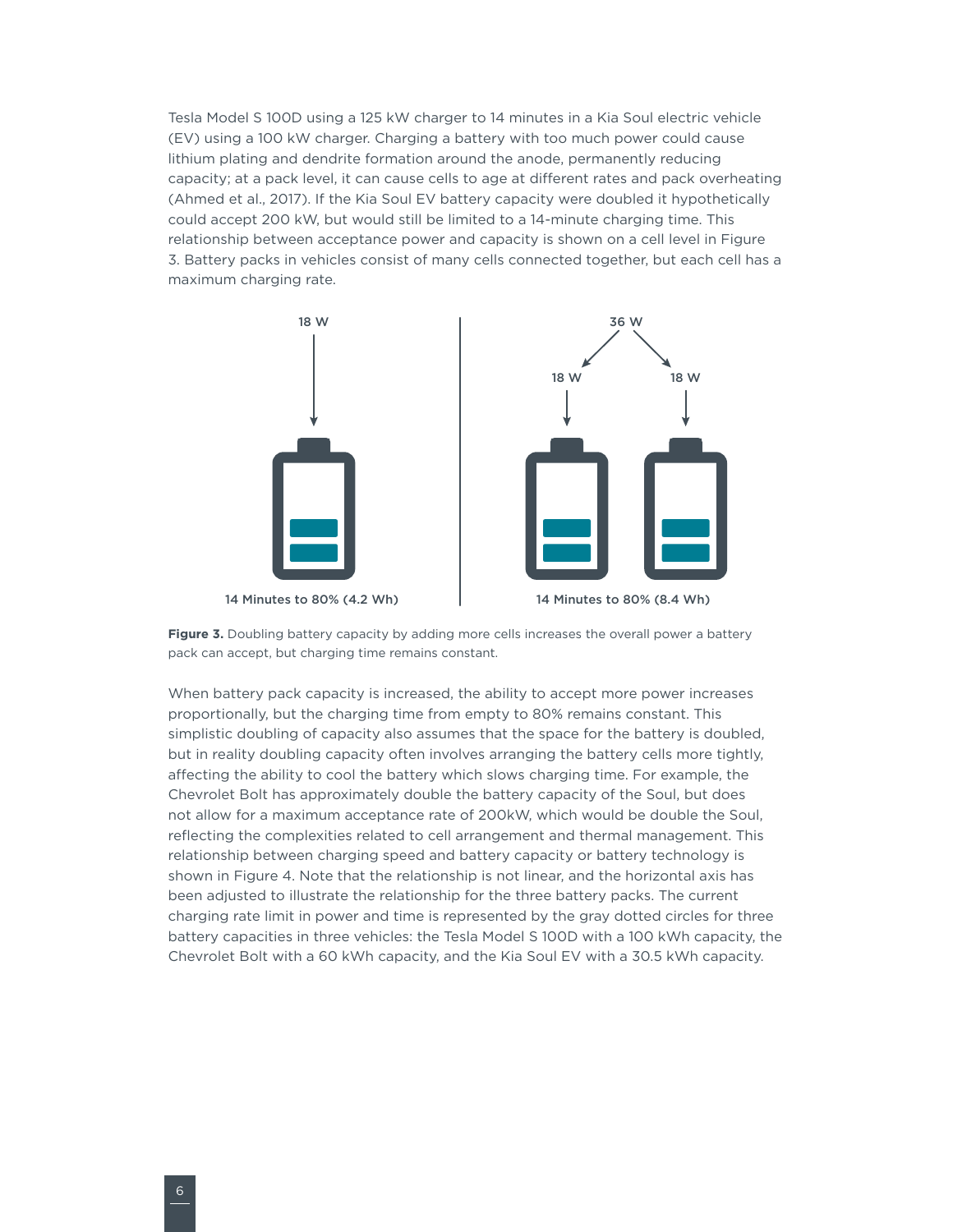Tesla Model S 100D using a 125 kW charger to 14 minutes in a Kia Soul electric vehicle (EV) using a 100 kW charger. Charging a battery with too much power could cause lithium plating and dendrite formation around the anode, permanently reducing capacity; at a pack level, it can cause cells to age at different rates and pack overheating (Ahmed et al., 2017). If the Kia Soul EV battery capacity were doubled it hypothetically could accept 200 kW, but would still be limited to a 14-minute charging time. This relationship between acceptance power and capacity is shown on a cell level in Figure 3. Battery packs in vehicles consist of many cells connected together, but each cell has a maximum charging rate.

18 W

14 Minutes to 80% (4.2 Wh)

36 W

18 W 18 W

14 Minutes to 80% (8.4 Wh)

**Figure 3.** Doubling battery capacity by adding more cells increases the overall power a battery pack can accept, but charging time remains constant.

When battery pack capacity is increased, the ability to accept more power increases proportionally, but the charging time from empty to 80% remains constant. This simplistic doubling of capacity also assumes that the space for the battery is doubled, but in reality doubling capacity often involves arranging the battery cells more tightly, affecting the ability to cool the battery which slows charging time. For example, the Chevrolet Bolt has approximately double the battery capacity of the Soul, but does not allow for a maximum acceptance rate of 200kW, which would be double the Soul, reflecting the complexities related to cell arrangement and thermal management. This relationship between charging speed and battery capacity or battery technology is shown in Figure 4. Note that the relationship is not linear, and the horizontal axis has been adjusted to illustrate the relationship for the three battery packs. The current charging rate limit in power and time is represented by the gray dotted circles for three battery capacities in three vehicles: the Tesla Model S 100D with a 100 kWh capacity, the Chevrolet Bolt with a 60 kWh capacity, and the Kia Soul EV with a 30.5 kWh capacity.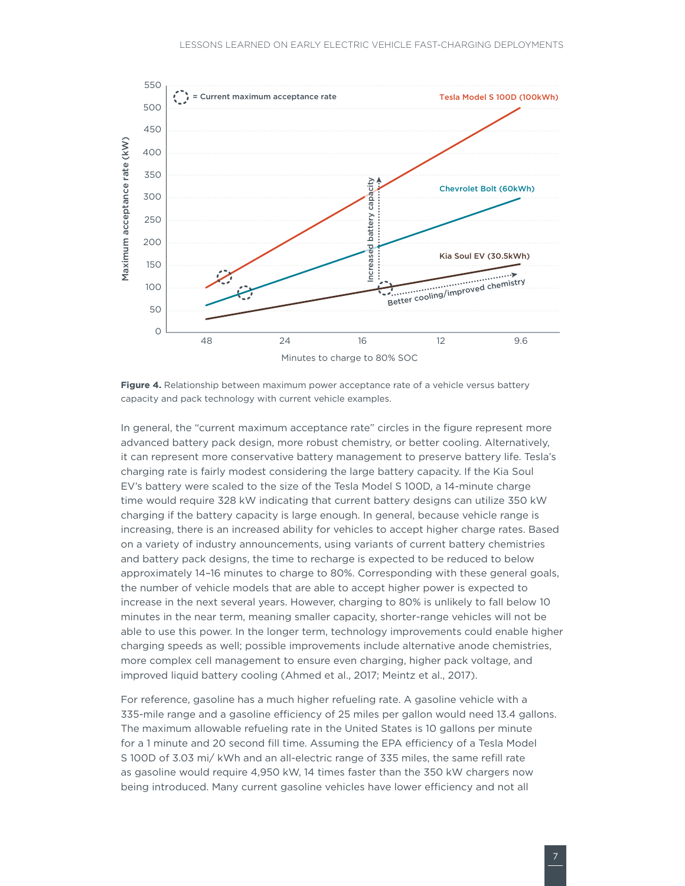**Figure 4.** Relationship between maximum power acceptance rate of a vehicle versus battery capacity and pack technology with current vehicle examples.

In general, the "current maximum acceptance rate" circles in the figure represent more advanced battery pack design, more robust chemistry, or better cooling. Alternatively, it can represent more conservative battery management to preserve battery life. Tesla's charging rate is fairly modest considering the large battery capacity. If the Kia Soul EV's battery were scaled to the size of the Tesla Model S 100D, a 14-minute charge time would require 328 kW indicating that current battery designs can utilize 350 kW charging if the battery capacity is large enough. In general, because vehicle range is increasing, there is an increased ability for vehicles to accept higher charge rates. Based on a variety of industry announcements, using variants of current battery chemistries and battery pack designs, the time to recharge is expected to be reduced to below approximately 14–16 minutes to charge to 80%. Corresponding with these general goals, the number of vehicle models that are able to accept higher power is expected to increase in the next several years. However, charging to 80% is unlikely to fall below 10 minutes in the near term, meaning smaller capacity, shorter-range vehicles will not be able to use this power. In the longer term, technology improvements could enable higher charging speeds as well; possible improvements include alternative anode chemistries, more complex cell management to ensure even charging, higher pack voltage, and improved liquid battery cooling (Ahmed et al., 2017; Meintz et al., 2017).

For reference, gasoline has a much higher refueling rate. A gasoline vehicle with a 335-mile range and a gasoline efficiency of 25 miles per gallon would need 13.4 gallons. The maximum allowable refueling rate in the United States is 10 gallons per minute for a 1 minute and 20 second fill time. Assuming the EPA efficiency of a Tesla Model S 100D of 3.03 mi/ kWh and an all-electric range of 335 miles, the same refill rate as gasoline would require 4,950 kW, 14 times faster than the 350 kW chargers now being introduced. Many current gasoline vehicles have lower efficiency and not all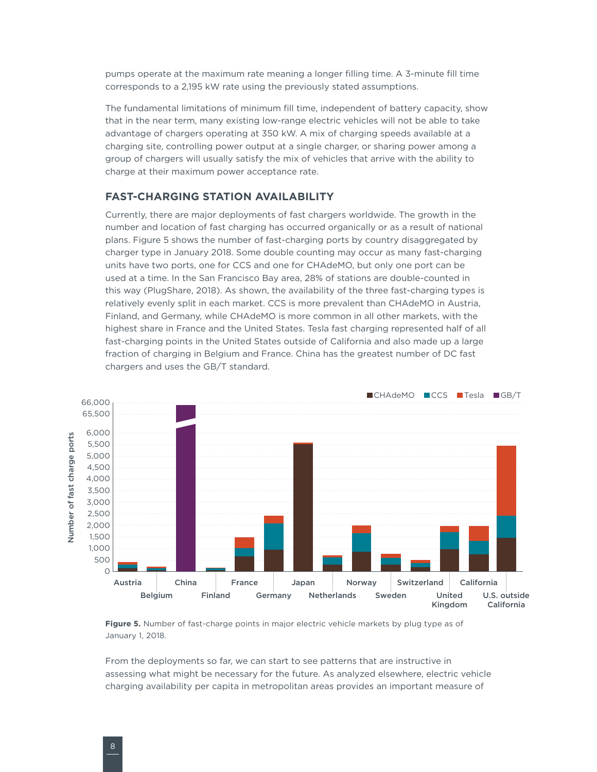pumps operate at the maximum rate meaning a longer filling time. A 3-minute fill time corresponds to a 2,195 kW rate using the previously stated assumptions.

The fundamental limitations of minimum fill time, independent of battery capacity, show that in the near term, many existing low-range electric vehicles will not be able to take advantage of chargers operating at 350 kW. A mix of charging speeds available at a charging site, controlling power output at a single charger, or sharing power among a group of chargers will usually satisfy the mix of vehicles that arrive with the ability to charge at their maximum power acceptance rate.

## FAST-CHARGING STATION AVAILABILITY

Currently, there are major deployments of fast chargers worldwide. The growth in the number and location of fast charging has occurred organically or as a result of national plans. Figure 5 shows the number of fast-charging ports by country disaggregated by charger type in January 2018. Some double counting may occur as many fast-charging units have two ports, one for CCS and one for CHAdeMO, but only one port can be used at a time. In the San Francisco Bay area, 28% of stations are double-counted in this way (PlugShare, 2018). As shown, the availability of the three fast-charging types is relatively evenly split in each market. CCS is more prevalent than CHAdeMO in Austria, Finland, and Germany, while CHAdeMO is more common in all other markets, with the highest share in France and the United States. Tesla fast charging represented half of all fast-charging points in the United States outside of California and also made up a large fraction of charging in Belgium and France. China has the greatest number of DC fast chargers and uses the GB/T standard.

**Figure 5.** Number of fast-charge points in major electric vehicle markets by plug type as of January 1, 2018.

From the deployments so far, we can start to see patterns that are instructive in assessing what might be necessary for the future. As analyzed elsewhere, electric vehicle charging availability per capita in metropolitan areas provides an important measure of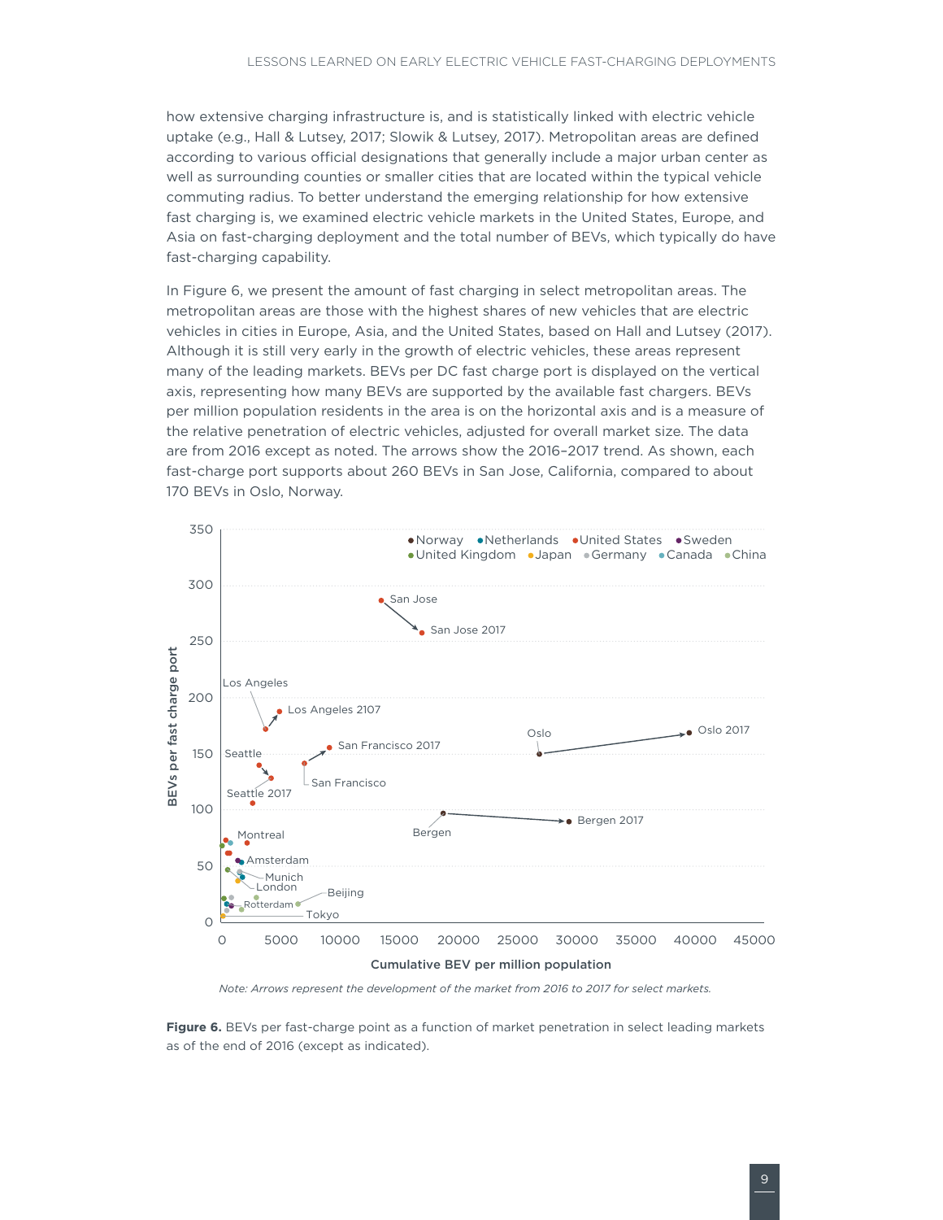how extensive charging infrastructure is, and is statistically linked with electric vehicle uptake (e.g., Hall & Lutsey, 2017; Slowik & Lutsey, 2017). Metropolitan areas are defined according to various official designations that generally include a major urban center as well as surrounding counties or smaller cities that are located within the typical vehicle commuting radius. To better understand the emerging relationship for how extensive fast charging is, we examined electric vehicle markets in the United States, Europe, and Asia on fast-charging deployment and the total number of BEVs, which typically do have fast-charging capability.

In Figure 6, we present the amount of fast charging in select metropolitan areas. The metropolitan areas are those with the highest shares of new vehicles that are electric vehicles in cities in Europe, Asia, and the United States, based on Hall and Lutsey (2017). Although it is still very early in the growth of electric vehicles, these areas represent many of the leading markets. BEVs per DC fast charge port is displayed on the vertical axis, representing how many BEVs are supported by the available fast chargers. BEVs per million population residents in the area is on the horizontal axis and is a measure of the relative penetration of electric vehicles, adjusted for overall market size. The data are from 2016 except as noted. The arrows show the 2016–2017 trend. As shown, each fast-charge port supports about 260 BEVs in San Jose, California, compared to about 170 BEVs in Oslo, Norway.

*Note: Arrows represent the development of the market from 2016 to 2017 for select markets.*

**Figure 6.** BEVs per fast-charge point as a function of market penetration in select leading markets as of the end of 2016 (except as indicated).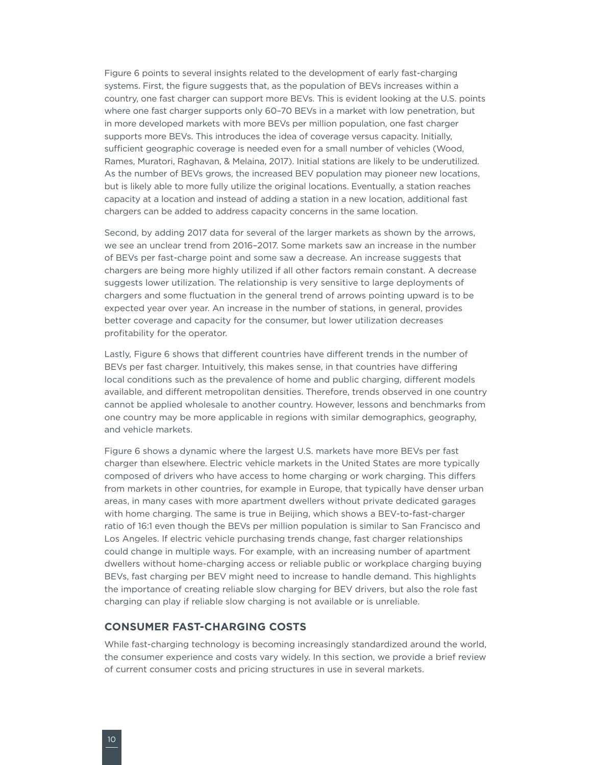Figure 6 points to several insights related to the development of early fast-charging systems. First, the figure suggests that, as the population of BEVs increases within a country, one fast charger can support more BEVs. This is evident looking at the U.S. points where one fast charger supports only 60–70 BEVs in a market with low penetration, but in more developed markets with more BEVs per million population, one fast charger supports more BEVs. This introduces the idea of coverage versus capacity. Initially, sufficient geographic coverage is needed even for a small number of vehicles (Wood, Rames, Muratori, Raghavan, & Melaina, 2017). Initial stations are likely to be underutilized. As the number of BEVs grows, the increased BEV population may pioneer new locations, but is likely able to more fully utilize the original locations. Eventually, a station reaches capacity at a location and instead of adding a station in a new location, additional fast chargers can be added to address capacity concerns in the same location.

Second, by adding 2017 data for several of the larger markets as shown by the arrows, we see an unclear trend from 2016–2017. Some markets saw an increase in the number of BEVs per fast-charge point and some saw a decrease. An increase suggests that chargers are being more highly utilized if all other factors remain constant. A decrease suggests lower utilization. The relationship is very sensitive to large deployments of chargers and some fluctuation in the general trend of arrows pointing upward is to be expected year over year. An increase in the number of stations, in general, provides better coverage and capacity for the consumer, but lower utilization decreases profitability for the operator.

Lastly, Figure 6 shows that different countries have different trends in the number of BEVs per fast charger. Intuitively, this makes sense, in that countries have differing local conditions such as the prevalence of home and public charging, different models available, and different metropolitan densities. Therefore, trends observed in one country cannot be applied wholesale to another country. However, lessons and benchmarks from one country may be more applicable in regions with similar demographics, geography, and vehicle markets.

Figure 6 shows a dynamic where the largest U.S. markets have more BEVs per fast charger than elsewhere. Electric vehicle markets in the United States are more typically composed of drivers who have access to home charging or work charging. This differs from markets in other countries, for example in Europe, that typically have denser urban areas, in many cases with more apartment dwellers without private dedicated garages with home charging. The same is true in Beijing, which shows a BEV-to-fast-charger ratio of 16:1 even though the BEVs per million population is similar to San Francisco and Los Angeles. If electric vehicle purchasing trends change, fast charger relationships could change in multiple ways. For example, with an increasing number of apartment dwellers without home-charging access or reliable public or workplace charging buying BEVs, fast charging per BEV might need to increase to handle demand. This highlights the importance of creating reliable slow charging for BEV drivers, but also the role fast charging can play if reliable slow charging is not available or is unreliable.

## CONSUMER FAST-CHARGING COSTS

While fast-charging technology is becoming increasingly standardized around the world, the consumer experience and costs vary widely. In this section, we provide a brief review of current consumer costs and pricing structures in use in several markets.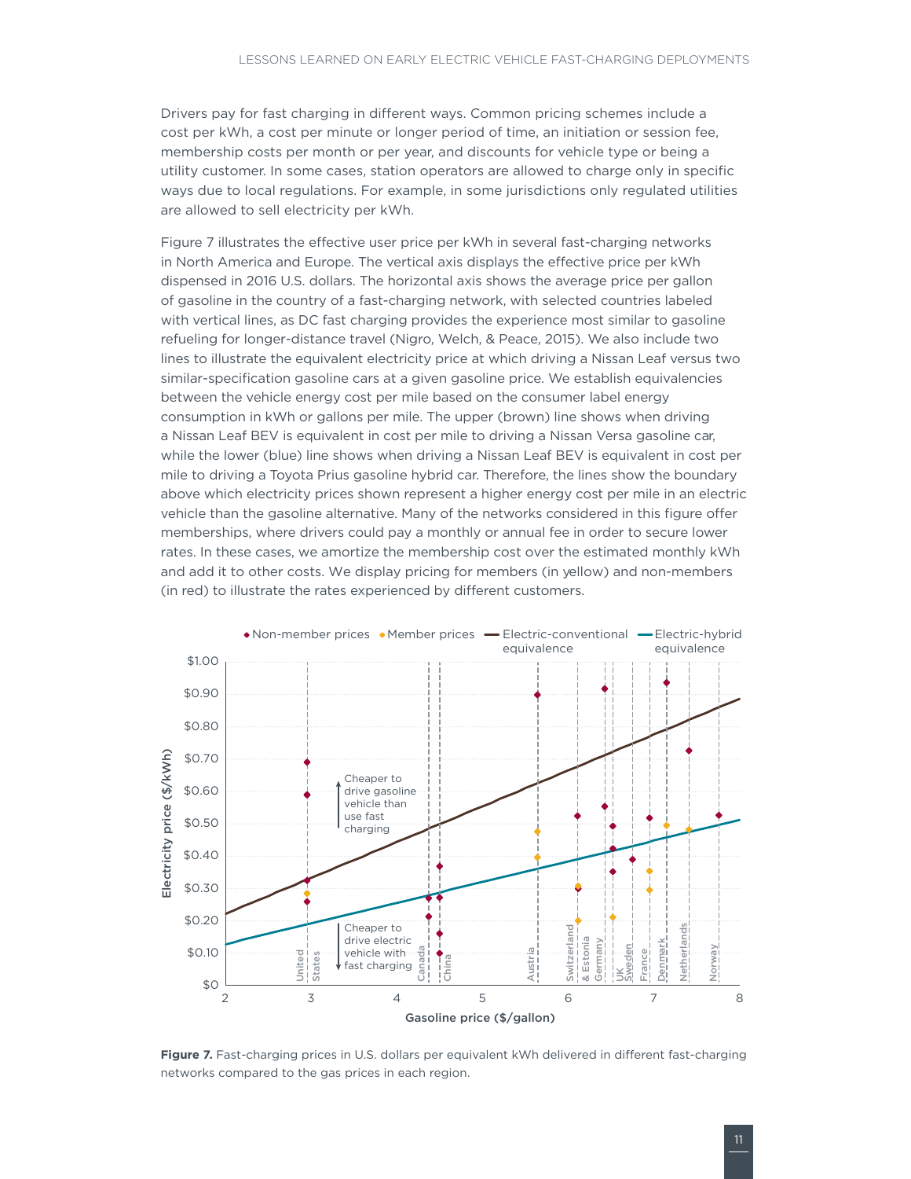Drivers pay for fast charging in different ways. Common pricing schemes include a cost per kWh, a cost per minute or longer period of time, an initiation or session fee, membership costs per month or per year, and discounts for vehicle type or being a utility customer. In some cases, station operators are allowed to charge only in specific ways due to local regulations. For example, in some jurisdictions only regulated utilities are allowed to sell electricity per kWh.

Figure 7 illustrates the effective user price per kWh in several fast-charging networks in North America and Europe. The vertical axis displays the effective price per kWh dispensed in 2016 U.S. dollars. The horizontal axis shows the average price per gallon of gasoline in the country of a fast-charging network, with selected countries labeled with vertical lines, as DC fast charging provides the experience most similar to gasoline refueling for longer-distance travel (Nigro, Welch, & Peace, 2015). We also include two lines to illustrate the equivalent electricity price at which driving a Nissan Leaf versus two similar-specification gasoline cars at a given gasoline price. We establish equivalencies between the vehicle energy cost per mile based on the consumer label energy consumption in kWh or gallons per mile. The upper (brown) line shows when driving a Nissan Leaf BEV is equivalent in cost per mile to driving a Nissan Versa gasoline car, while the lower (blue) line shows when driving a Nissan Leaf BEV is equivalent in cost per mile to driving a Toyota Prius gasoline hybrid car. Therefore, the lines show the boundary above which electricity prices shown represent a higher energy cost per mile in an electric vehicle than the gasoline alternative. Many of the networks considered in this figure offer memberships, where drivers could pay a monthly or annual fee in order to secure lower rates. In these cases, we amortize the membership cost over the estimated monthly kWh and add it to other costs. We display pricing for members (in yellow) and non-members (in red) to illustrate the rates experienced by different customers.

**Figure 7.** Fast-charging prices in U.S. dollars per equivalent kWh delivered in different fast-charging networks compared to the gas prices in each region.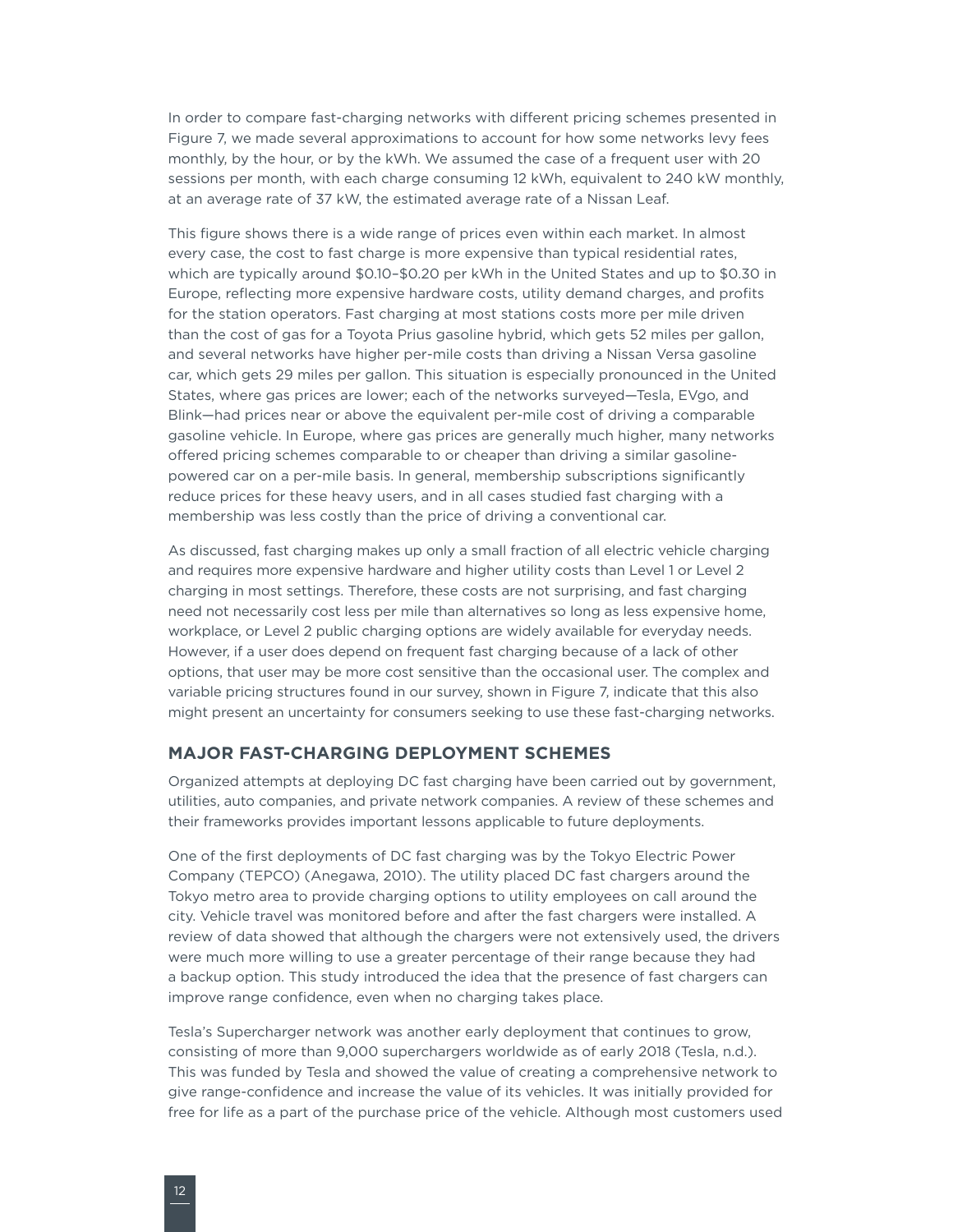In order to compare fast-charging networks with different pricing schemes presented in Figure 7, we made several approximations to account for how some networks levy fees monthly, by the hour, or by the kWh. We assumed the case of a frequent user with 20 sessions per month, with each charge consuming 12 kWh, equivalent to 240 kW monthly, at an average rate of 37 kW, the estimated average rate of a Nissan Leaf.

This figure shows there is a wide range of prices even within each market. In almost every case, the cost to fast charge is more expensive than typical residential rates, which are typically around $0.10–$0.20 per kWh in the United States and up to $0.30 in Europe, reflecting more expensive hardware costs, utility demand charges, and profits for the station operators. Fast charging at most stations costs more per mile driven than the cost of gas for a Toyota Prius gasoline hybrid, which gets 52 miles per gallon, and several networks have higher per-mile costs than driving a Nissan Versa gasoline car, which gets 29 miles per gallon. This situation is especially pronounced in the United States, where gas prices are lower; each of the networks surveyed—Tesla, EVgo, and Blink—had prices near or above the equivalent per-mile cost of driving a comparable gasoline vehicle. In Europe, where gas prices are generally much higher, many networks offered pricing schemes comparable to or cheaper than driving a similar gasoline-powered car on a per-mile basis. In general, membership subscriptions significantly reduce prices for these heavy users, and in all cases studied fast charging with a membership was less costly than the price of driving a conventional car.

As discussed, fast charging makes up only a small fraction of all electric vehicle charging and requires more expensive hardware and higher utility costs than Level 1 or Level 2 charging in most settings. Therefore, these costs are not surprising, and fast charging need not necessarily cost less per mile than alternatives so long as less expensive home, workplace, or Level 2 public charging options are widely available for everyday needs. However, if a user does depend on frequent fast charging because of a lack of other options, that user may be more cost sensitive than the occasional user. The complex and variable pricing structures found in our survey, shown in Figure 7, indicate that this also might present an uncertainty for consumers seeking to use these fast-charging networks.

## MAJOR FAST-CHARGING DEPLOYMENT SCHEMES

Organized attempts at deploying DC fast charging have been carried out by government, utilities, auto companies, and private network companies. A review of these schemes and their frameworks provides important lessons applicable to future deployments.

One of the first deployments of DC fast charging was by the Tokyo Electric Power Company (TEPCO) (Anegawa, 2010). The utility placed DC fast chargers around the Tokyo metro area to provide charging options to utility employees on call around the city. Vehicle travel was monitored before and after the fast chargers were installed. A review of data showed that although the chargers were not extensively used, the drivers were much more willing to use a greater percentage of their range because they had a backup option. This study introduced the idea that the presence of fast chargers can improve range confidence, even when no charging takes place.

Tesla's Supercharger network was another early deployment that continues to grow, consisting of more than 9,000 superchargers worldwide as of early 2018 (Tesla, n.d.). This was funded by Tesla and showed the value of creating a comprehensive network to give range-confidence and increase the value of its vehicles. It was initially provided for free for life as a part of the purchase price of the vehicle. Although most customers used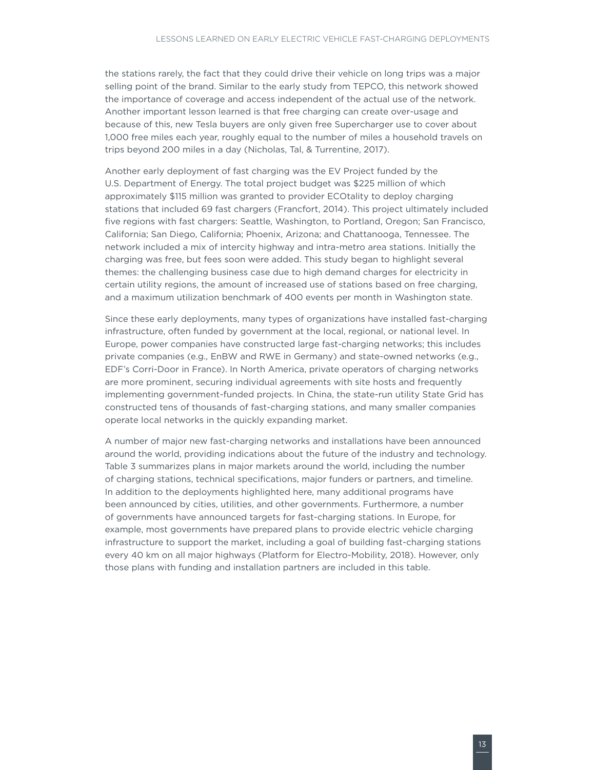the stations rarely, the fact that they could drive their vehicle on long trips was a major selling point of the brand. Similar to the early study from TEPCO, this network showed the importance of coverage and access independent of the actual use of the network. Another important lesson learned is that free charging can create over-usage and because of this, new Tesla buyers are only given free Supercharger use to cover about 1,000 free miles each year, roughly equal to the number of miles a household travels on trips beyond 200 miles in a day (Nicholas, Tal, & Turrentine, 2017).

Another early deployment of fast charging was the EV Project funded by the U.S. Department of Energy. The total project budget was $225 million of which approximately $115 million was granted to provider ECOtality to deploy charging stations that included 69 fast chargers (Francfort, 2014). This project ultimately included five regions with fast chargers: Seattle, Washington, to Portland, Oregon; San Francisco, California; San Diego, California; Phoenix, Arizona; and Chattanooga, Tennessee. The network included a mix of intercity highway and intra-metro area stations. Initially the charging was free, but fees soon were added. This study began to highlight several themes: the challenging business case due to high demand charges for electricity in certain utility regions, the amount of increased use of stations based on free charging, and a maximum utilization benchmark of 400 events per month in Washington state.

Since these early deployments, many types of organizations have installed fast-charging infrastructure, often funded by government at the local, regional, or national level. In Europe, power companies have constructed large fast-charging networks; this includes private companies (e.g., EnBW and RWE in Germany) and state-owned networks (e.g., EDF's Corri-Door in France). In North America, private operators of charging networks are more prominent, securing individual agreements with site hosts and frequently implementing government-funded projects. In China, the state-run utility State Grid has constructed tens of thousands of fast-charging stations, and many smaller companies operate local networks in the quickly expanding market.

A number of major new fast-charging networks and installations have been announced around the world, providing indications about the future of the industry and technology. Table 3 summarizes plans in major markets around the world, including the number of charging stations, technical specifications, major funders or partners, and timeline. In addition to the deployments highlighted here, many additional programs have been announced by cities, utilities, and other governments. Furthermore, a number of governments have announced targets for fast-charging stations. In Europe, for example, most governments have prepared plans to provide electric vehicle charging infrastructure to support the market, including a goal of building fast-charging stations every 40 km on all major highways (Platform for Electro-Mobility, 2018). However, only those plans with funding and installation partners are included in this table.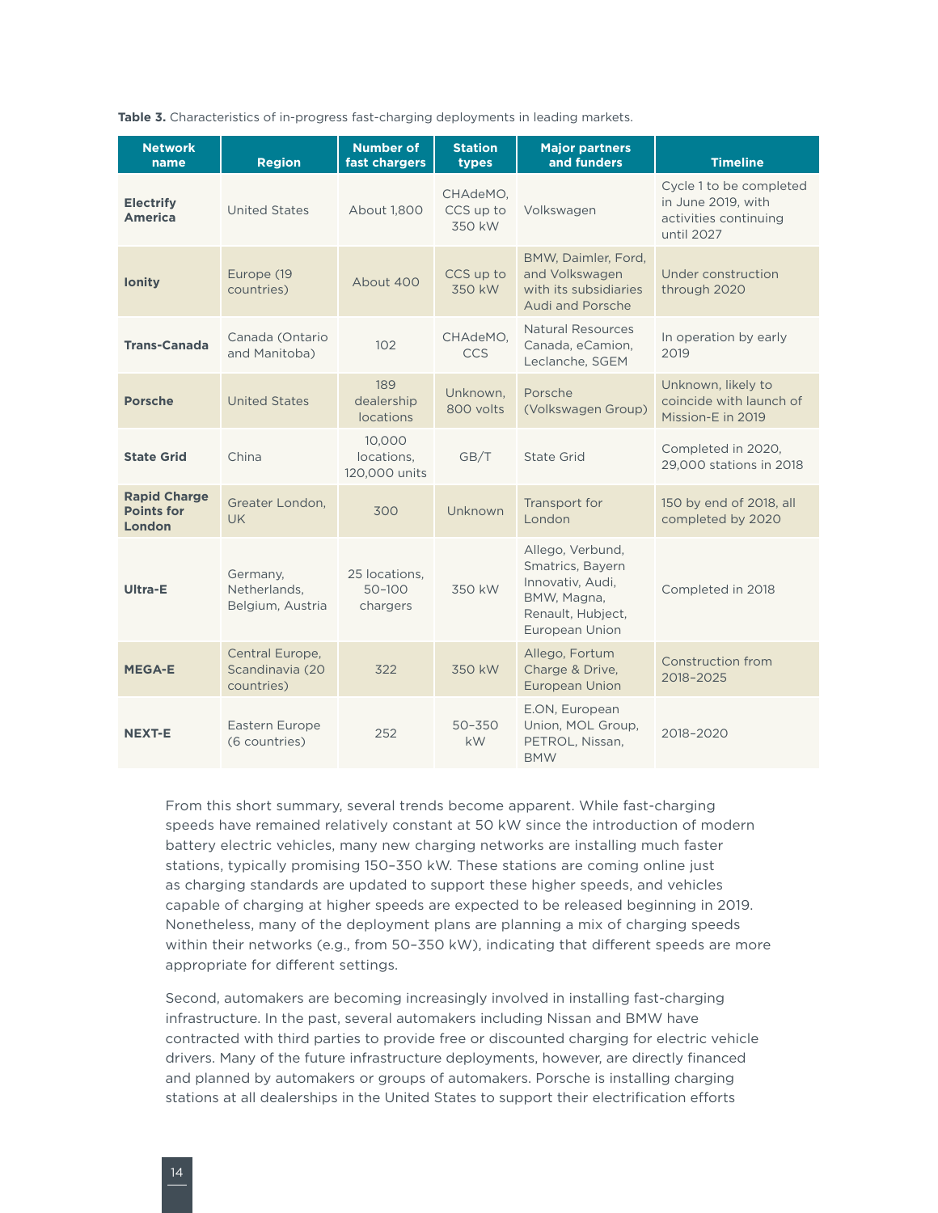**Table 3.** Characteristics of in-progress fast-charging deployments in leading markets.

| Network name | Region | Number of fast chargers | Station types | Major partners and funders | Timeline |
|---|---|---|---|---|---|
| **Electrify America** | United States | About 1,800 | CHAdeMO, CCS up to 350 kW | Volkswagen | Cycle 1 to be completed in June 2019, with activities continuing until 2027 |
| **Ionity** | Europe (19 countries) | About 400 | CCS up to 350 kW | BMW, Daimler, Ford, and Volkswagen with its subsidiaries Audi and Porsche | Under construction through 2020 |
| **Trans-Canada** | Canada (Ontario and Manitoba) | 102 | CHAdeMO, CCS | Natural Resources Canada, eCamion, Leclanche, SGEM | In operation by early 2019 |
| **Porsche** | United States | 189 dealership locations | Unknown, 800 volts | Porsche (Volkswagen Group) | Unknown, likely to coincide with launch of Mission-E in 2019 |
| **State Grid** | China | 10,000 locations, 120,000 units | GB/T | State Grid | Completed in 2020, 29,000 stations in 2018 |
| **Rapid Charge Points for London** | Greater London, UK | 300 | Unknown | Transport for London | 150 by end of 2018, all completed by 2020 |
| **Ultra-E** | Germany, Netherlands, Belgium, Austria | 25 locations, 50–100 chargers | 350 kW | Allego, Verbund, Smatrics, Bayern Innovativ, Audi, BMW, Magna, Renault, Hubject, European Union | Completed in 2018 |
| **MEGA-E** | Central Europe, Scandinavia (20 countries) | 322 | 350 kW | Allego, Fortum Charge & Drive, European Union | Construction from 2018–2025 |
| **NEXT-E** | Eastern Europe (6 countries) | 252 | 50–350 kW | E.ON, European Union, MOL Group, PETROL, Nissan, BMW | 2018–2020 |

From this short summary, several trends become apparent. While fast-charging speeds have remained relatively constant at 50 kW since the introduction of modern battery electric vehicles, many new charging networks are installing much faster stations, typically promising 150–350 kW. These stations are coming online just as charging standards are updated to support these higher speeds, and vehicles capable of charging at higher speeds are expected to be released beginning in 2019. Nonetheless, many of the deployment plans are planning a mix of charging speeds within their networks (e.g., from 50–350 kW), indicating that different speeds are more appropriate for different settings.

Second, automakers are becoming increasingly involved in installing fast-charging infrastructure. In the past, several automakers including Nissan and BMW have contracted with third parties to provide free or discounted charging for electric vehicle drivers. Many of the future infrastructure deployments, however, are directly financed and planned by automakers or groups of automakers. Porsche is installing charging stations at all dealerships in the United States to support their electrification efforts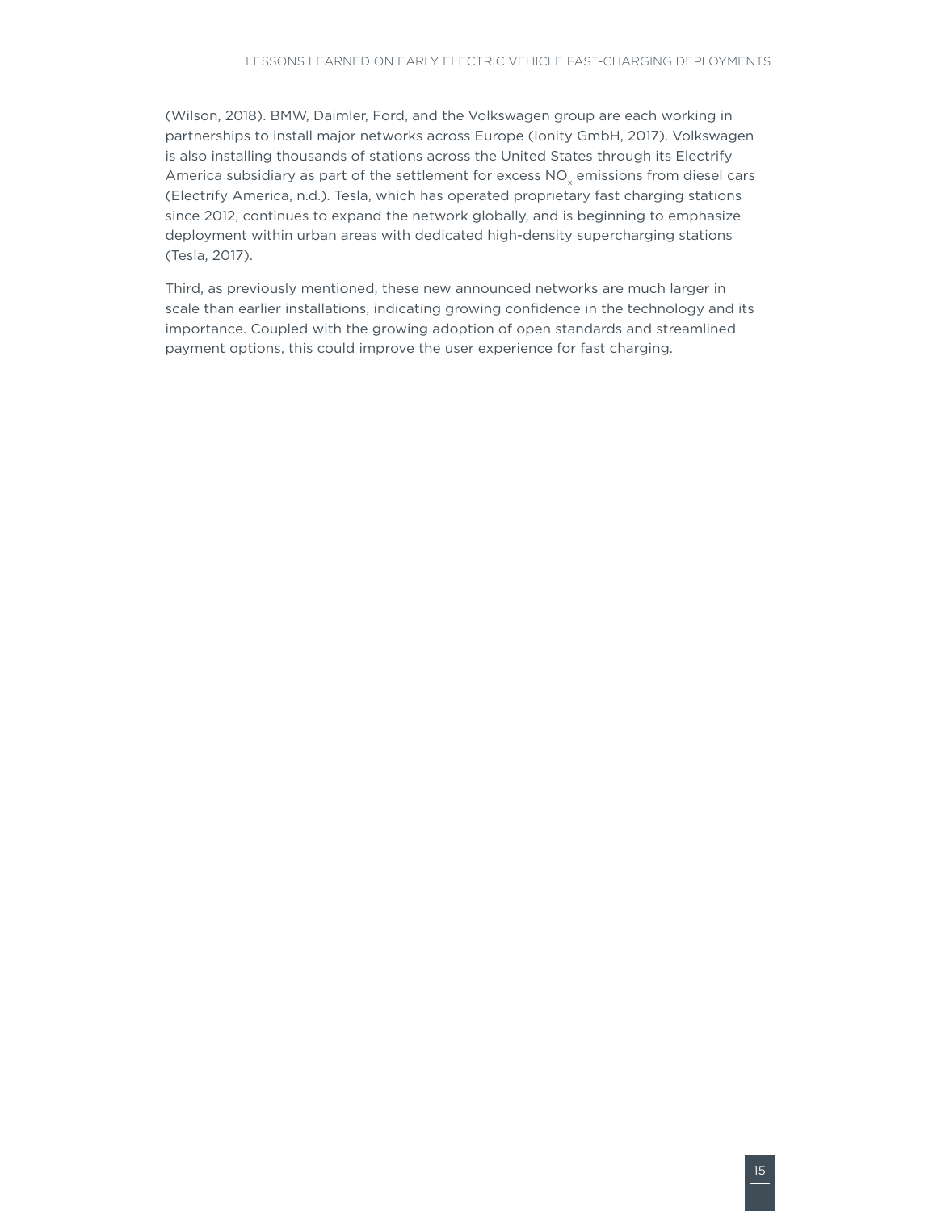(Wilson, 2018). BMW, Daimler, Ford, and the Volkswagen group are each working in partnerships to install major networks across Europe (Ionity GmbH, 2017). Volkswagen is also installing thousands of stations across the United States through its Electrify America subsidiary as part of the settlement for excess $NO_x$ emissions from diesel cars (Electrify America, n.d.). Tesla, which has operated proprietary fast charging stations since 2012, continues to expand the network globally, and is beginning to emphasize deployment within urban areas with dedicated high-density supercharging stations (Tesla, 2017).

Third, as previously mentioned, these new announced networks are much larger in scale than earlier installations, indicating growing confidence in the technology and its importance. Coupled with the growing adoption of open standards and streamlined payment options, this could improve the user experience for fast charging.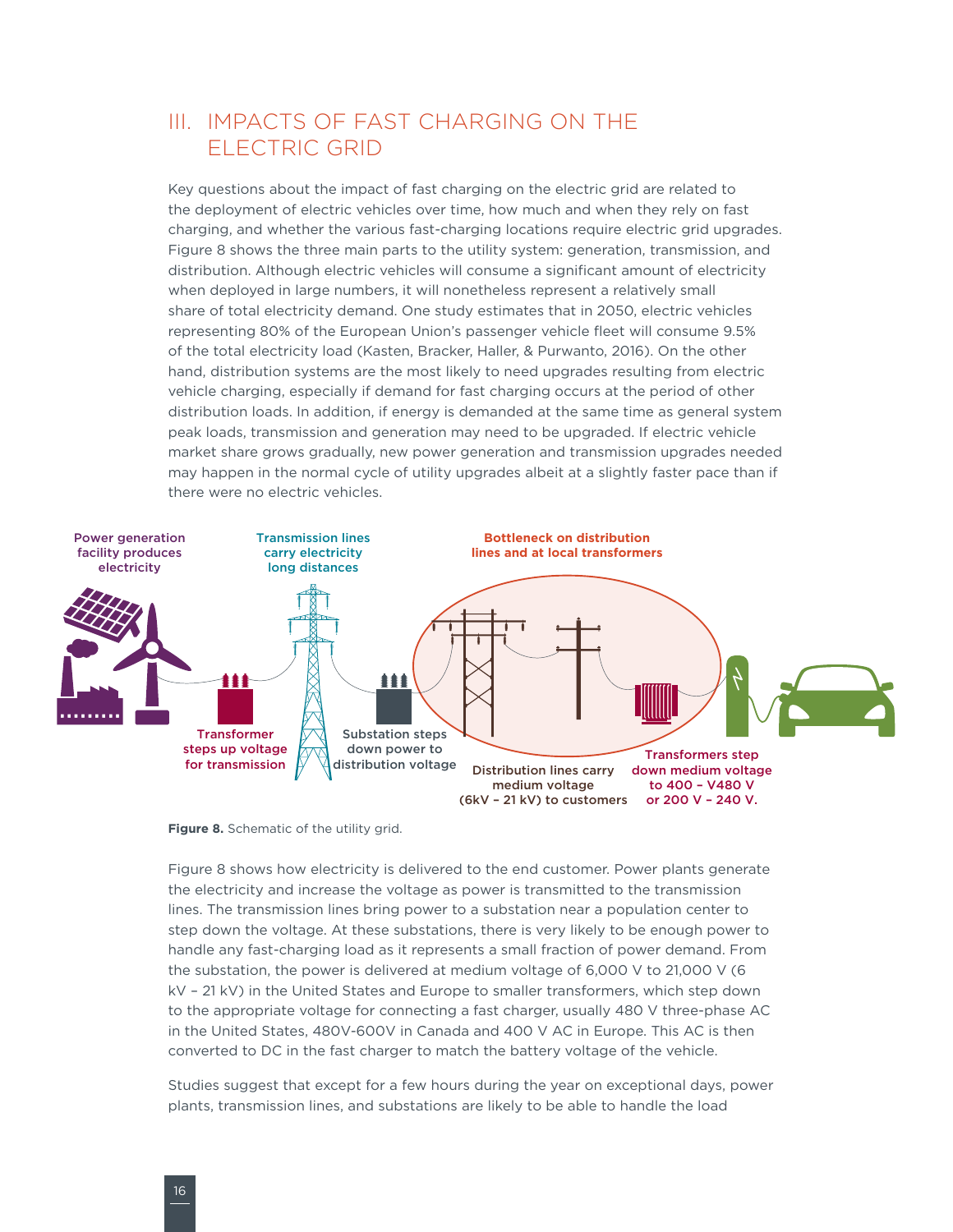## III. IMPACTS OF FAST CHARGING ON THE ELECTRIC GRID

Key questions about the impact of fast charging on the electric grid are related to the deployment of electric vehicles over time, how much and when they rely on fast charging, and whether the various fast-charging locations require electric grid upgrades. Figure 8 shows the three main parts to the utility system: generation, transmission, and distribution. Although electric vehicles will consume a significant amount of electricity when deployed in large numbers, it will nonetheless represent a relatively small share of total electricity demand. One study estimates that in 2050, electric vehicles representing 80% of the European Union's passenger vehicle fleet will consume 9.5% of the total electricity load (Kasten, Bracker, Haller, & Purwanto, 2016). On the other hand, distribution systems are the most likely to need upgrades resulting from electric vehicle charging, especially if demand for fast charging occurs at the period of other distribution loads. In addition, if energy is demanded at the same time as general system peak loads, transmission and generation may need to be upgraded. If electric vehicle market share grows gradually, new power generation and transmission upgrades needed may happen in the normal cycle of utility upgrades albeit at a slightly faster pace than if there were no electric vehicles.

Power generation facility produces electricity

Transmission lines carry electricity long distances

Bottleneck on distribution lines and at local transformers

Transformer steps up voltage for transmission

Substation steps down power to distribution voltage

Distribution lines carry medium voltage (6kV – 21 kV) to customers

Transformers step down medium voltage to 400 – V480 V or 200 V – 240 V.

**Figure 8.** Schematic of the utility grid.

Figure 8 shows how electricity is delivered to the end customer. Power plants generate the electricity and increase the voltage as power is transmitted to the transmission lines. The transmission lines bring power to a substation near a population center to step down the voltage. At these substations, there is very likely to be enough power to handle any fast-charging load as it represents a small fraction of power demand. From the substation, the power is delivered at medium voltage of 6,000 V to 21,000 V (6 kV – 21 kV) in the United States and Europe to smaller transformers, which step down to the appropriate voltage for connecting a fast charger, usually 480 V three-phase AC in the United States, 480V-600V in Canada and 400 V AC in Europe. This AC is then converted to DC in the fast charger to match the battery voltage of the vehicle.

Studies suggest that except for a few hours during the year on exceptional days, power plants, transmission lines, and substations are likely to be able to handle the load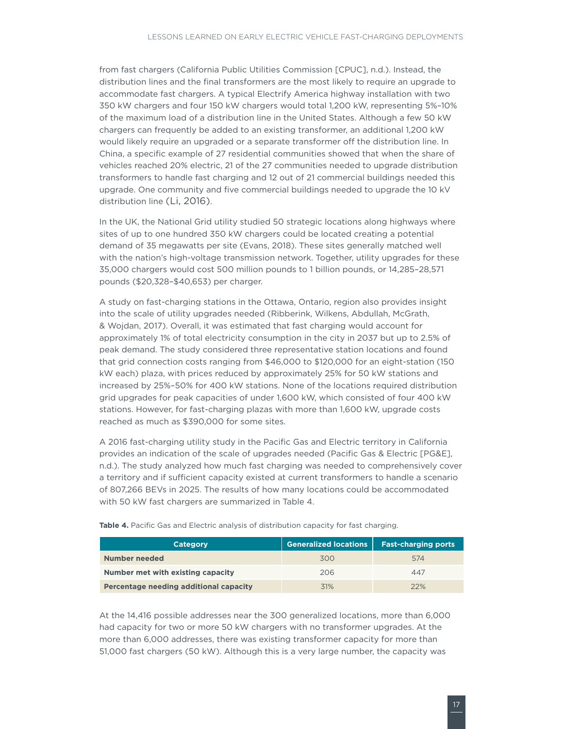from fast chargers (California Public Utilities Commission [CPUC], n.d.). Instead, the distribution lines and the final transformers are the most likely to require an upgrade to accommodate fast chargers. A typical Electrify America highway installation with two 350 kW chargers and four 150 kW chargers would total 1,200 kW, representing 5%–10% of the maximum load of a distribution line in the United States. Although a few 50 kW chargers can frequently be added to an existing transformer, an additional 1,200 kW would likely require an upgraded or a separate transformer off the distribution line. In China, a specific example of 27 residential communities showed that when the share of vehicles reached 20% electric, 21 of the 27 communities needed to upgrade distribution transformers to handle fast charging and 12 out of 21 commercial buildings needed this upgrade. One community and five commercial buildings needed to upgrade the 10 kV distribution line (Li, 2016).

In the UK, the National Grid utility studied 50 strategic locations along highways where sites of up to one hundred 350 kW chargers could be located creating a potential demand of 35 megawatts per site (Evans, 2018). These sites generally matched well with the nation's high-voltage transmission network. Together, utility upgrades for these 35,000 chargers would cost 500 million pounds to 1 billion pounds, or 14,285–28,571 pounds ($20,328–$40,653) per charger.

A study on fast-charging stations in the Ottawa, Ontario, region also provides insight into the scale of utility upgrades needed (Ribberink, Wilkens, Abdullah, McGrath, & Wojdan, 2017). Overall, it was estimated that fast charging would account for approximately 1% of total electricity consumption in the city in 2037 but up to 2.5% of peak demand. The study considered three representative station locations and found that grid connection costs ranging from $46,000 to $120,000 for an eight-station (150 kW each) plaza, with prices reduced by approximately 25% for 50 kW stations and increased by 25%–50% for 400 kW stations. None of the locations required distribution grid upgrades for peak capacities of under 1,600 kW, which consisted of four 400 kW stations. However, for fast-charging plazas with more than 1,600 kW, upgrade costs reached as much as $390,000 for some sites.

A 2016 fast-charging utility study in the Pacific Gas and Electric territory in California provides an indication of the scale of upgrades needed (Pacific Gas & Electric [PG&E], n.d.). The study analyzed how much fast charging was needed to comprehensively cover a territory and if sufficient capacity existed at current transformers to handle a scenario of 807,266 BEVs in 2025. The results of how many locations could be accommodated with 50 kW fast chargers are summarized in Table 4.

**Table 4.** Pacific Gas and Electric analysis of distribution capacity for fast charging.

| Category | Generalized locations | Fast-charging ports |
|---|---|---|
| **Number needed** | 300 | 574 |
| **Number met with existing capacity** | 206 | 447 |
| **Percentage needing additional capacity** | 31% | 22% |

At the 14,416 possible addresses near the 300 generalized locations, more than 6,000 had capacity for two or more 50 kW chargers with no transformer upgrades. At the more than 6,000 addresses, there was existing transformer capacity for more than 51,000 fast chargers (50 kW). Although this is a very large number, the capacity was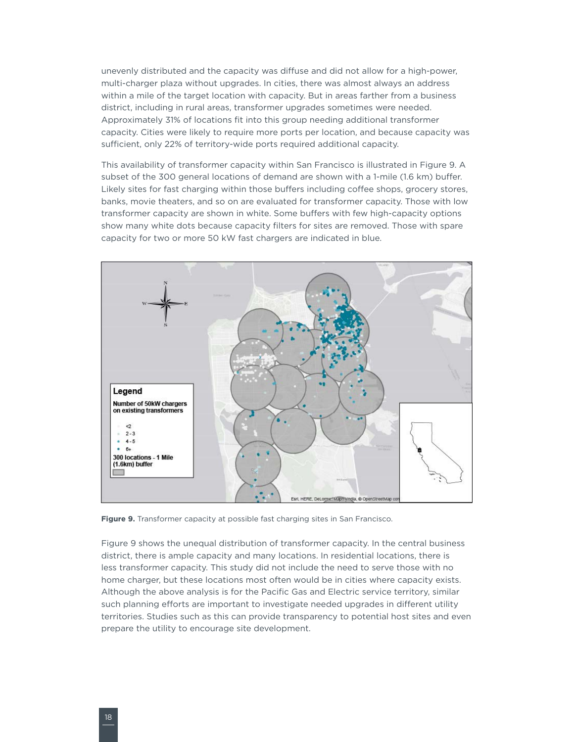unevenly distributed and the capacity was diffuse and did not allow for a high-power, multi-charger plaza without upgrades. In cities, there was almost always an address within a mile of the target location with capacity. But in areas farther from a business district, including in rural areas, transformer upgrades sometimes were needed. Approximately 31% of locations fit into this group needing additional transformer capacity. Cities were likely to require more ports per location, and because capacity was sufficient, only 22% of territory-wide ports required additional capacity.

This availability of transformer capacity within San Francisco is illustrated in Figure 9. A subset of the 300 general locations of demand are shown with a 1-mile (1.6 km) buffer. Likely sites for fast charging within those buffers including coffee shops, grocery stores, banks, movie theaters, and so on are evaluated for transformer capacity. Those with low transformer capacity are shown in white. Some buffers with few high-capacity options show many white dots because capacity filters for sites are removed. Those with spare capacity for two or more 50 kW fast chargers are indicated in blue.

**Figure 9.** Transformer capacity at possible fast charging sites in San Francisco.

Figure 9 shows the unequal distribution of transformer capacity. In the central business district, there is ample capacity and many locations. In residential locations, there is less transformer capacity. This study did not include the need to serve those with no home charger, but these locations most often would be in cities where capacity exists. Although the above analysis is for the Pacific Gas and Electric service territory, similar such planning efforts are important to investigate needed upgrades in different utility territories. Studies such as this can provide transparency to potential host sites and even prepare the utility to encourage site development.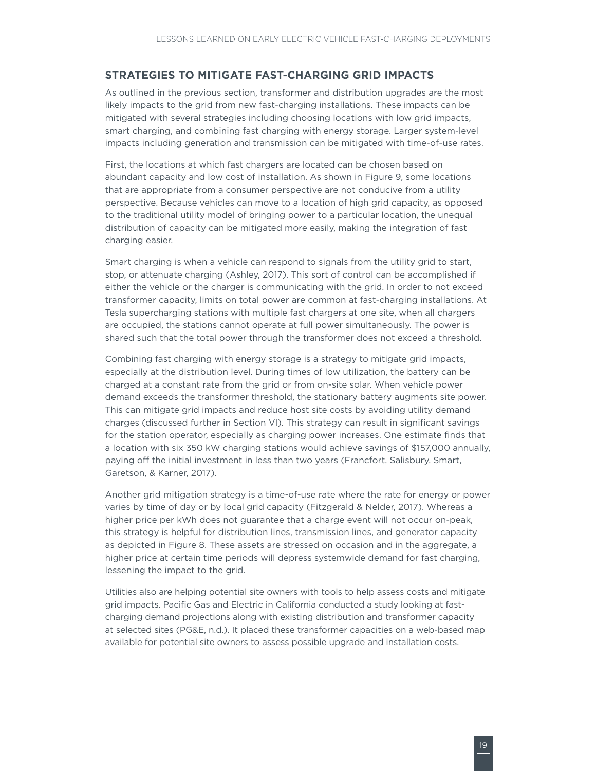## STRATEGIES TO MITIGATE FAST-CHARGING GRID IMPACTS

As outlined in the previous section, transformer and distribution upgrades are the most likely impacts to the grid from new fast-charging installations. These impacts can be mitigated with several strategies including choosing locations with low grid impacts, smart charging, and combining fast charging with energy storage. Larger system-level impacts including generation and transmission can be mitigated with time-of-use rates.

First, the locations at which fast chargers are located can be chosen based on abundant capacity and low cost of installation. As shown in Figure 9, some locations that are appropriate from a consumer perspective are not conducive from a utility perspective. Because vehicles can move to a location of high grid capacity, as opposed to the traditional utility model of bringing power to a particular location, the unequal distribution of capacity can be mitigated more easily, making the integration of fast charging easier.

Smart charging is when a vehicle can respond to signals from the utility grid to start, stop, or attenuate charging (Ashley, 2017). This sort of control can be accomplished if either the vehicle or the charger is communicating with the grid. In order to not exceed transformer capacity, limits on total power are common at fast-charging installations. At Tesla supercharging stations with multiple fast chargers at one site, when all chargers are occupied, the stations cannot operate at full power simultaneously. The power is shared such that the total power through the transformer does not exceed a threshold.

Combining fast charging with energy storage is a strategy to mitigate grid impacts, especially at the distribution level. During times of low utilization, the battery can be charged at a constant rate from the grid or from on-site solar. When vehicle power demand exceeds the transformer threshold, the stationary battery augments site power. This can mitigate grid impacts and reduce host site costs by avoiding utility demand charges (discussed further in Section VI). This strategy can result in significant savings for the station operator, especially as charging power increases. One estimate finds that a location with six 350 kW charging stations would achieve savings of $157,000 annually, paying off the initial investment in less than two years (Francfort, Salisbury, Smart, Garetson, & Karner, 2017).

Another grid mitigation strategy is a time-of-use rate where the rate for energy or power varies by time of day or by local grid capacity (Fitzgerald & Nelder, 2017). Whereas a higher price per kWh does not guarantee that a charge event will not occur on-peak, this strategy is helpful for distribution lines, transmission lines, and generator capacity as depicted in Figure 8. These assets are stressed on occasion and in the aggregate, a higher price at certain time periods will depress systemwide demand for fast charging, lessening the impact to the grid.

Utilities also are helping potential site owners with tools to help assess costs and mitigate grid impacts. Pacific Gas and Electric in California conducted a study looking at fast-charging demand projections along with existing distribution and transformer capacity at selected sites (PG&E, n.d.). It placed these transformer capacities on a web-based map available for potential site owners to assess possible upgrade and installation costs.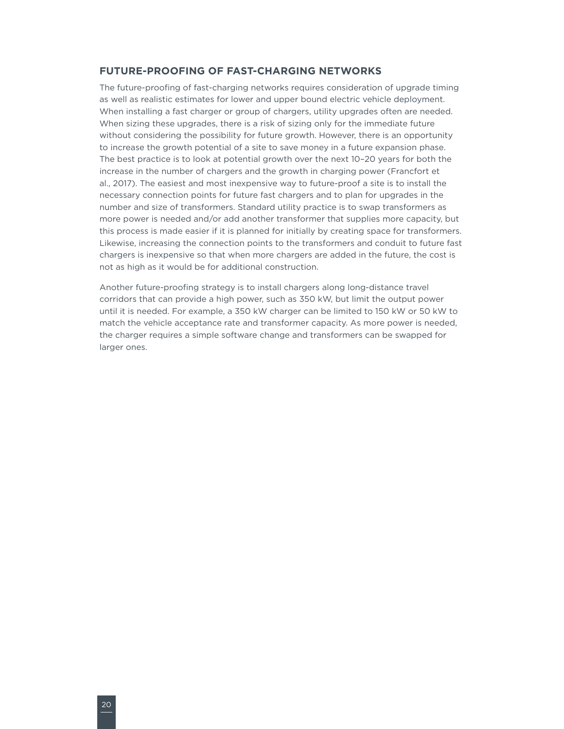## FUTURE-PROOFING OF FAST-CHARGING NETWORKS

The future-proofing of fast-charging networks requires consideration of upgrade timing as well as realistic estimates for lower and upper bound electric vehicle deployment. When installing a fast charger or group of chargers, utility upgrades often are needed. When sizing these upgrades, there is a risk of sizing only for the immediate future without considering the possibility for future growth. However, there is an opportunity to increase the growth potential of a site to save money in a future expansion phase. The best practice is to look at potential growth over the next 10–20 years for both the increase in the number of chargers and the growth in charging power (Francfort et al., 2017). The easiest and most inexpensive way to future-proof a site is to install the necessary connection points for future fast chargers and to plan for upgrades in the number and size of transformers. Standard utility practice is to swap transformers as more power is needed and/or add another transformer that supplies more capacity, but this process is made easier if it is planned for initially by creating space for transformers. Likewise, increasing the connection points to the transformers and conduit to future fast chargers is inexpensive so that when more chargers are added in the future, the cost is not as high as it would be for additional construction.

Another future-proofing strategy is to install chargers along long-distance travel corridors that can provide a high power, such as 350 kW, but limit the output power until it is needed. For example, a 350 kW charger can be limited to 150 kW or 50 kW to match the vehicle acceptance rate and transformer capacity. As more power is needed, the charger requires a simple software change and transformers can be swapped for larger ones.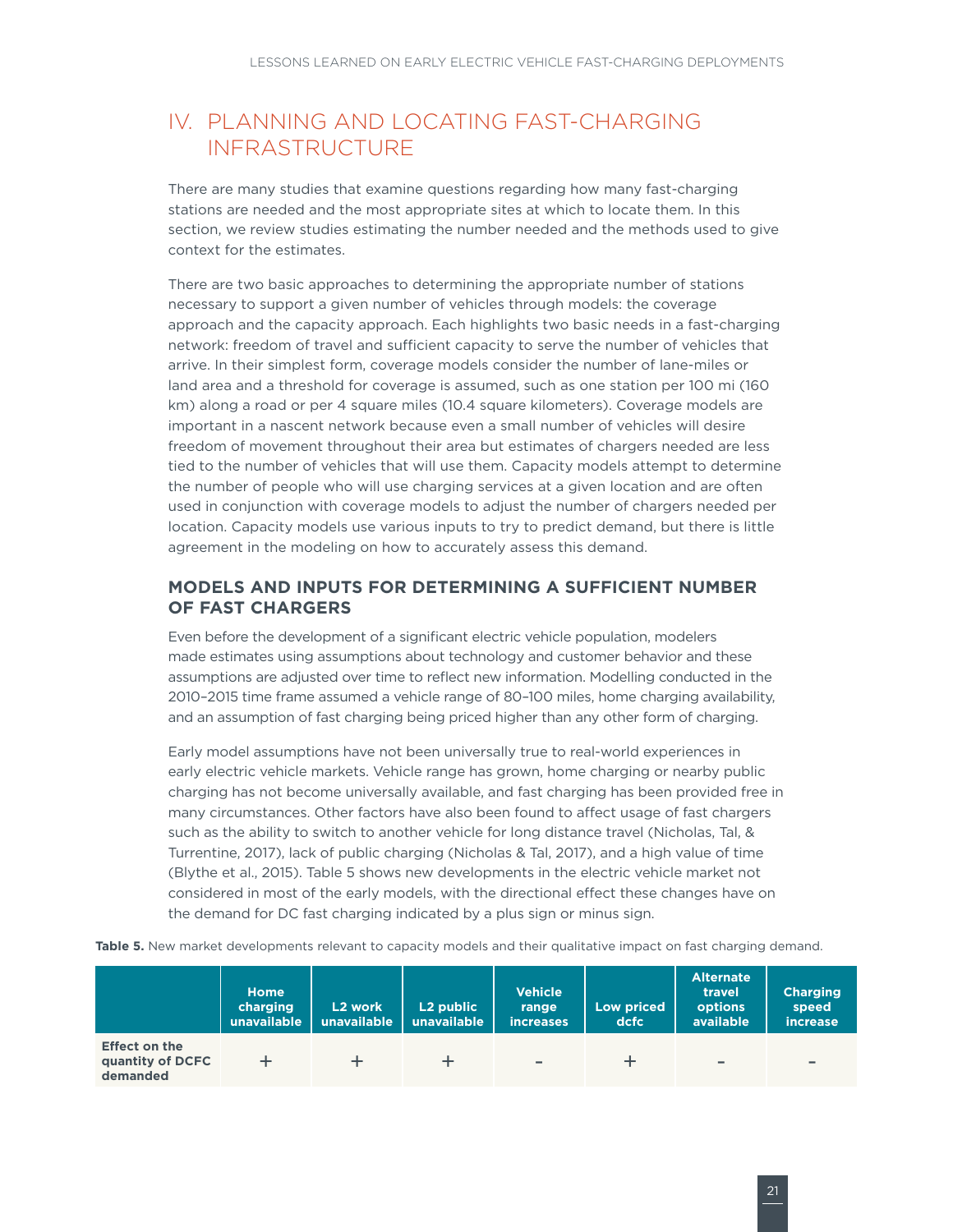## IV. PLANNING AND LOCATING FAST-CHARGING INFRASTRUCTURE

There are many studies that examine questions regarding how many fast-charging stations are needed and the most appropriate sites at which to locate them. In this section, we review studies estimating the number needed and the methods used to give context for the estimates.

There are two basic approaches to determining the appropriate number of stations necessary to support a given number of vehicles through models: the coverage approach and the capacity approach. Each highlights two basic needs in a fast-charging network: freedom of travel and sufficient capacity to serve the number of vehicles that arrive. In their simplest form, coverage models consider the number of lane-miles or land area and a threshold for coverage is assumed, such as one station per 100 mi (160 km) along a road or per 4 square miles (10.4 square kilometers). Coverage models are important in a nascent network because even a small number of vehicles will desire freedom of movement throughout their area but estimates of chargers needed are less tied to the number of vehicles that will use them. Capacity models attempt to determine the number of people who will use charging services at a given location and are often used in conjunction with coverage models to adjust the number of chargers needed per location. Capacity models use various inputs to try to predict demand, but there is little agreement in the modeling on how to accurately assess this demand.

### MODELS AND INPUTS FOR DETERMINING A SUFFICIENT NUMBER OF FAST CHARGERS

Even before the development of a significant electric vehicle population, modelers made estimates using assumptions about technology and customer behavior and these assumptions are adjusted over time to reflect new information. Modelling conducted in the 2010–2015 time frame assumed a vehicle range of 80–100 miles, home charging availability, and an assumption of fast charging being priced higher than any other form of charging.

Early model assumptions have not been universally true to real-world experiences in early electric vehicle markets. Vehicle range has grown, home charging or nearby public charging has not become universally available, and fast charging has been provided free in many circumstances. Other factors have also been found to affect usage of fast chargers such as the ability to switch to another vehicle for long distance travel (Nicholas, Tal, & Turrentine, 2017), lack of public charging (Nicholas & Tal, 2017), and a high value of time (Blythe et al., 2015). Table 5 shows new developments in the electric vehicle market not considered in most of the early models, with the directional effect these changes have on the demand for DC fast charging indicated by a plus sign or minus sign.

**Table 5.** New market developments relevant to capacity models and their qualitative impact on fast charging demand.

| | Home charging unavailable | L2 work unavailable | L2 public unavailable | Vehicle range increases | Low priced dcfc | Alternate travel options available | Charging speed increase |
|---|---|---|---|---|---|---|---|
| **Effect on the quantity of DCFC demanded** | + | + | + | - | + | - | - |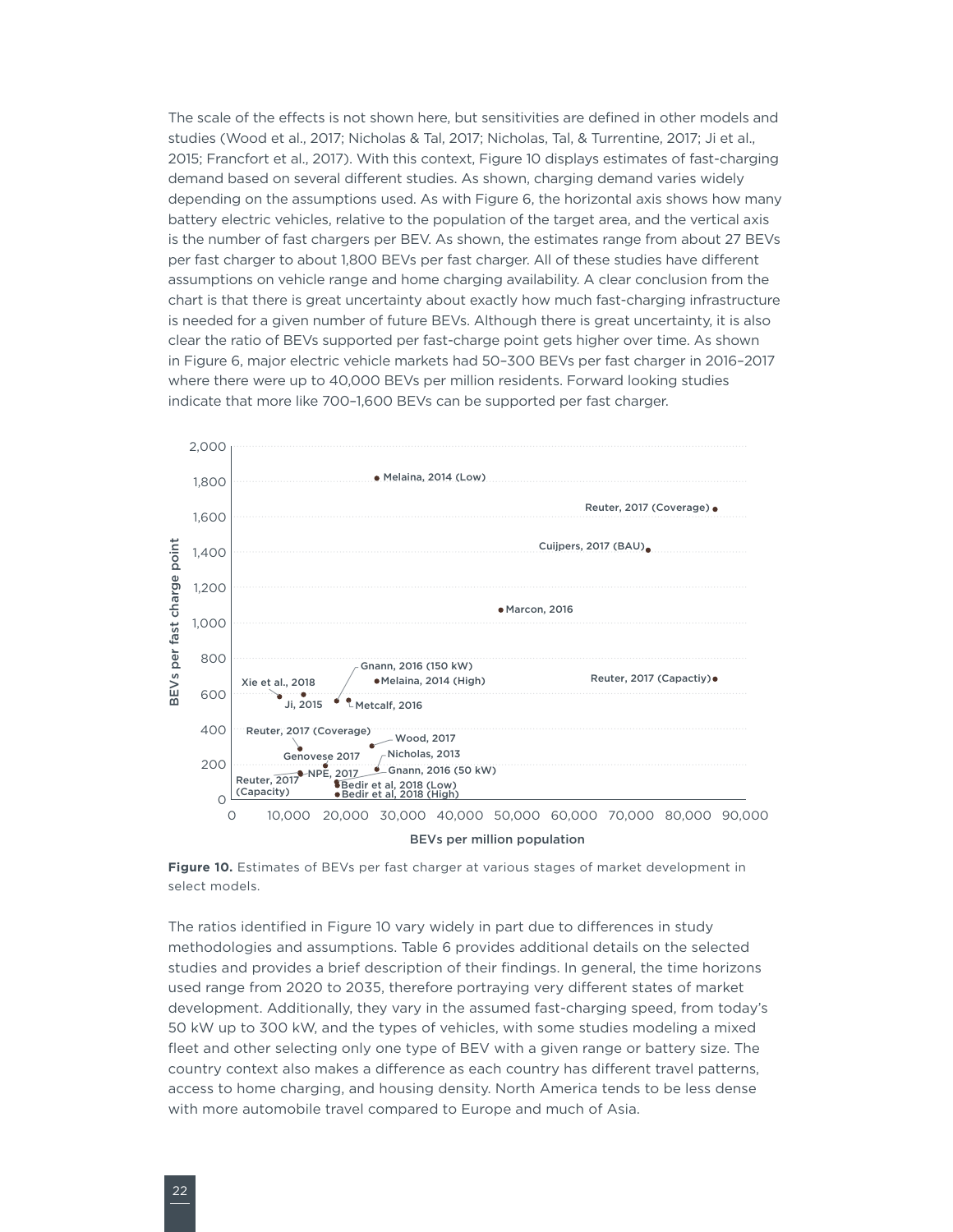The scale of the effects is not shown here, but sensitivities are defined in other models and studies (Wood et al., 2017; Nicholas & Tal, 2017; Nicholas, Tal, & Turrentine, 2017; Ji et al., 2015; Francfort et al., 2017). With this context, Figure 10 displays estimates of fast-charging demand based on several different studies. As shown, charging demand varies widely depending on the assumptions used. As with Figure 6, the horizontal axis shows how many battery electric vehicles, relative to the population of the target area, and the vertical axis is the number of fast chargers per BEV. As shown, the estimates range from about 27 BEVs per fast charger to about 1,800 BEVs per fast charger. All of these studies have different assumptions on vehicle range and home charging availability. A clear conclusion from the chart is that there is great uncertainty about exactly how much fast-charging infrastructure is needed for a given number of future BEVs. Although there is great uncertainty, it is also clear the ratio of BEVs supported per fast-charge point gets higher over time. As shown in Figure 6, major electric vehicle markets had 50–300 BEVs per fast charger in 2016–2017 where there were up to 40,000 BEVs per million residents. Forward looking studies indicate that more like 700–1,600 BEVs can be supported per fast charger.

**Figure 10.** Estimates of BEVs per fast charger at various stages of market development in select models.

The ratios identified in Figure 10 vary widely in part due to differences in study methodologies and assumptions. Table 6 provides additional details on the selected studies and provides a brief description of their findings. In general, the time horizons used range from 2020 to 2035, therefore portraying very different states of market development. Additionally, they vary in the assumed fast-charging speed, from today's 50 kW up to 300 kW, and the types of vehicles, with some studies modeling a mixed fleet and other selecting only one type of BEV with a given range or battery size. The country context also makes a difference as each country has different travel patterns, access to home charging, and housing density. North America tends to be less dense with more automobile travel compared to Europe and much of Asia.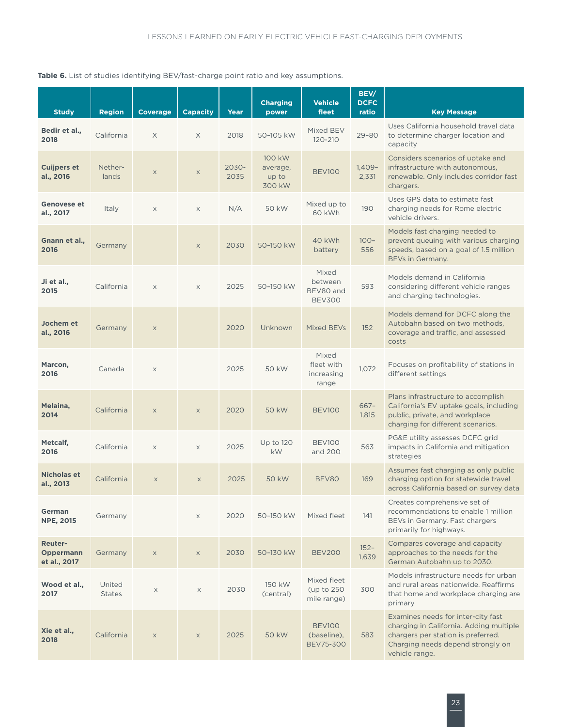**Table 6.** List of studies identifying BEV/fast-charge point ratio and key assumptions.

| Study | Region | Coverage | Capacity | Year | Charging power | Vehicle fleet | BEV/ DCFC ratio | Key Message |
|---|---|---|---|---|---|---|---|---|
| **Bedir et al., 2018** | California | X | X | 2018 | 50–105 kW | Mixed BEV 120-210 | 29–80 | Uses California household travel data to determine charger location and capacity |
| **Cuijpers et al., 2016** | Nether-lands | x | x | 2030-2035 | 100 kW average, up to 300 kW | BEV100 | 1,409–2,331 | Considers scenarios of uptake and infrastructure with autonomous, renewable. Only includes corridor fast chargers. |
| **Genovese et al., 2017** | Italy | x | x | N/A | 50 kW | Mixed up to 60 kWh | 190 | Uses GPS data to estimate fast charging needs for Rome electric vehicle drivers. |
| **Gnann et al., 2016** | Germany | | x | 2030 | 50–150 kW | 40 kWh battery | 100–556 | Models fast charging needed to prevent queuing with various charging speeds, based on a goal of 1.5 million BEVs in Germany. |
| **Ji et al., 2015** | California | x | x | 2025 | 50–150 kW | Mixed between BEV80 and BEV300 | 593 | Models demand in California considering different vehicle ranges and charging technologies. |
| **Jochem et al., 2016** | Germany | x | | 2020 | Unknown | Mixed BEVs | 152 | Models demand for DCFC along the Autobahn based on two methods, coverage and traffic, and assessed costs |
| **Marcon, 2016** | Canada | x | | 2025 | 50 kW | Mixed fleet with increasing range | 1,072 | Focuses on profitability of stations in different settings |
| **Melaina, 2014** | California | x | x | 2020 | 50 kW | BEV100 | 667–1,815 | Plans infrastructure to accomplish California's EV uptake goals, including public, private, and workplace charging for different scenarios. |
| **Metcalf, 2016** | California | x | x | 2025 | Up to 120 kW | BEV100 and 200 | 563 | PG&E utility assesses DCFC grid impacts in California and mitigation strategies |
| **Nicholas et al., 2013** | California | x | x | 2025 | 50 kW | BEV80 | 169 | Assumes fast charging as only public charging option for statewide travel across California based on survey data |
| **German NPE, 2015** | Germany | | x | 2020 | 50–150 kW | Mixed fleet | 141 | Creates comprehensive set of recommendations to enable 1 million BEVs in Germany. Fast chargers primarily for highways. |
| **Reuter-Oppermann et al., 2017** | Germany | x | x | 2030 | 50–130 kW | BEV200 | 152–1,639 | Compares coverage and capacity approaches to the needs for the German Autobahn up to 2030. |
| **Wood et al., 2017** | United States | x | x | 2030 | 150 kW (central) | Mixed fleet (up to 250 mile range) | 300 | Models infrastructure needs for urban and rural areas nationwide. Reaffirms that home and workplace charging are primary |
| **Xie et al., 2018** | California | x | x | 2025 | 50 kW | BEV100 (baseline), BEV75-300 | 583 | Examines needs for inter-city fast charging in California. Adding multiple chargers per station is preferred. Charging needs depend strongly on vehicle range. |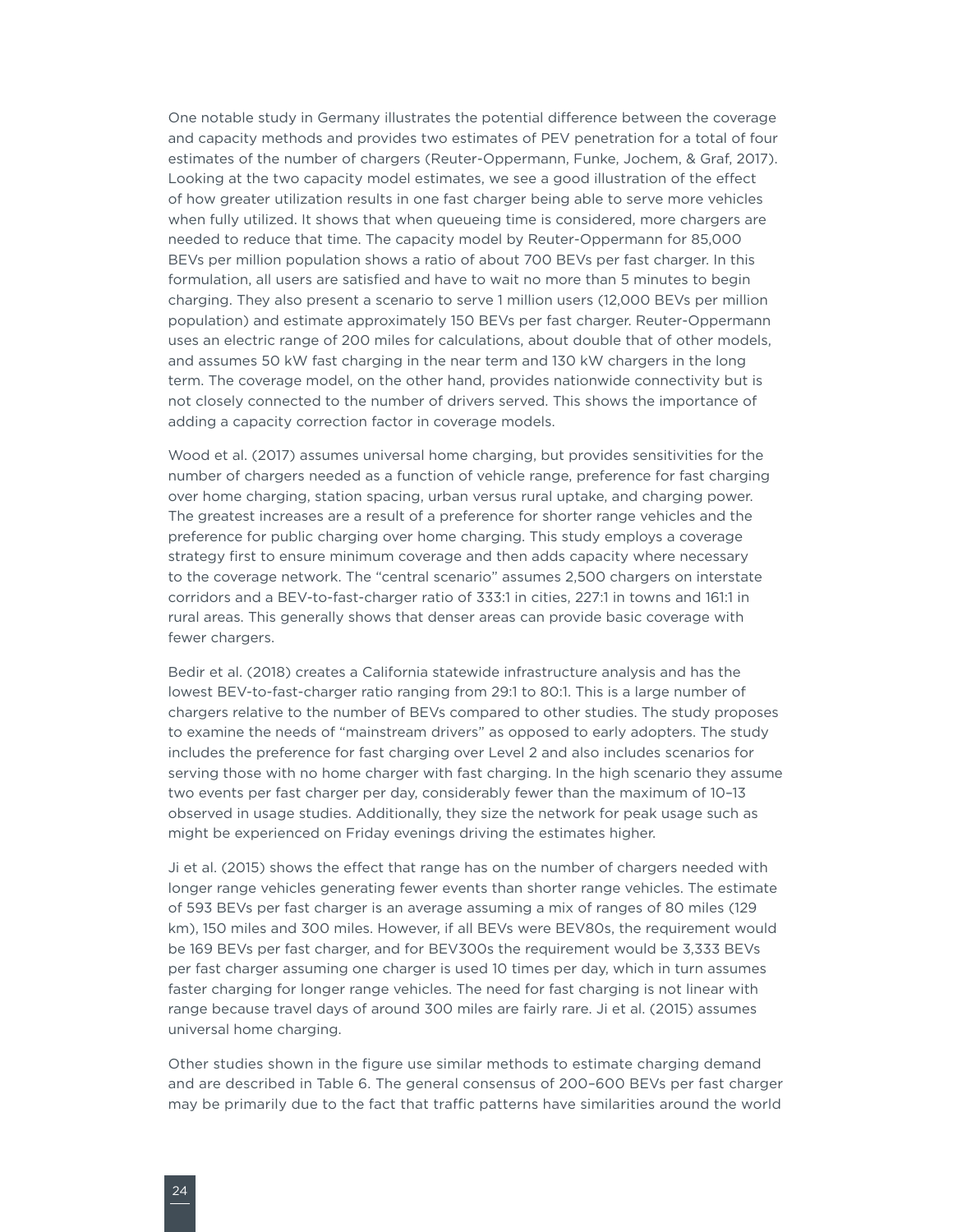One notable study in Germany illustrates the potential difference between the coverage and capacity methods and provides two estimates of PEV penetration for a total of four estimates of the number of chargers (Reuter-Oppermann, Funke, Jochem, & Graf, 2017). Looking at the two capacity model estimates, we see a good illustration of the effect of how greater utilization results in one fast charger being able to serve more vehicles when fully utilized. It shows that when queueing time is considered, more chargers are needed to reduce that time. The capacity model by Reuter-Oppermann for 85,000 BEVs per million population shows a ratio of about 700 BEVs per fast charger. In this formulation, all users are satisfied and have to wait no more than 5 minutes to begin charging. They also present a scenario to serve 1 million users (12,000 BEVs per million population) and estimate approximately 150 BEVs per fast charger. Reuter-Oppermann uses an electric range of 200 miles for calculations, about double that of other models, and assumes 50 kW fast charging in the near term and 130 kW chargers in the long term. The coverage model, on the other hand, provides nationwide connectivity but is not closely connected to the number of drivers served. This shows the importance of adding a capacity correction factor in coverage models.

Wood et al. (2017) assumes universal home charging, but provides sensitivities for the number of chargers needed as a function of vehicle range, preference for fast charging over home charging, station spacing, urban versus rural uptake, and charging power. The greatest increases are a result of a preference for shorter range vehicles and the preference for public charging over home charging. This study employs a coverage strategy first to ensure minimum coverage and then adds capacity where necessary to the coverage network. The "central scenario" assumes 2,500 chargers on interstate corridors and a BEV-to-fast-charger ratio of 333:1 in cities, 227:1 in towns and 161:1 in rural areas. This generally shows that denser areas can provide basic coverage with fewer chargers.

Bedir et al. (2018) creates a California statewide infrastructure analysis and has the lowest BEV-to-fast-charger ratio ranging from 29:1 to 80:1. This is a large number of chargers relative to the number of BEVs compared to other studies. The study proposes to examine the needs of "mainstream drivers" as opposed to early adopters. The study includes the preference for fast charging over Level 2 and also includes scenarios for serving those with no home charger with fast charging. In the high scenario they assume two events per fast charger per day, considerably fewer than the maximum of 10–13 observed in usage studies. Additionally, they size the network for peak usage such as might be experienced on Friday evenings driving the estimates higher.

Ji et al. (2015) shows the effect that range has on the number of chargers needed with longer range vehicles generating fewer events than shorter range vehicles. The estimate of 593 BEVs per fast charger is an average assuming a mix of ranges of 80 miles (129 km), 150 miles and 300 miles. However, if all BEVs were BEV80s, the requirement would be 169 BEVs per fast charger, and for BEV300s the requirement would be 3,333 BEVs per fast charger assuming one charger is used 10 times per day, which in turn assumes faster charging for longer range vehicles. The need for fast charging is not linear with range because travel days of around 300 miles are fairly rare. Ji et al. (2015) assumes universal home charging.

Other studies shown in the figure use similar methods to estimate charging demand and are described in Table 6. The general consensus of 200–600 BEVs per fast charger may be primarily due to the fact that traffic patterns have similarities around the world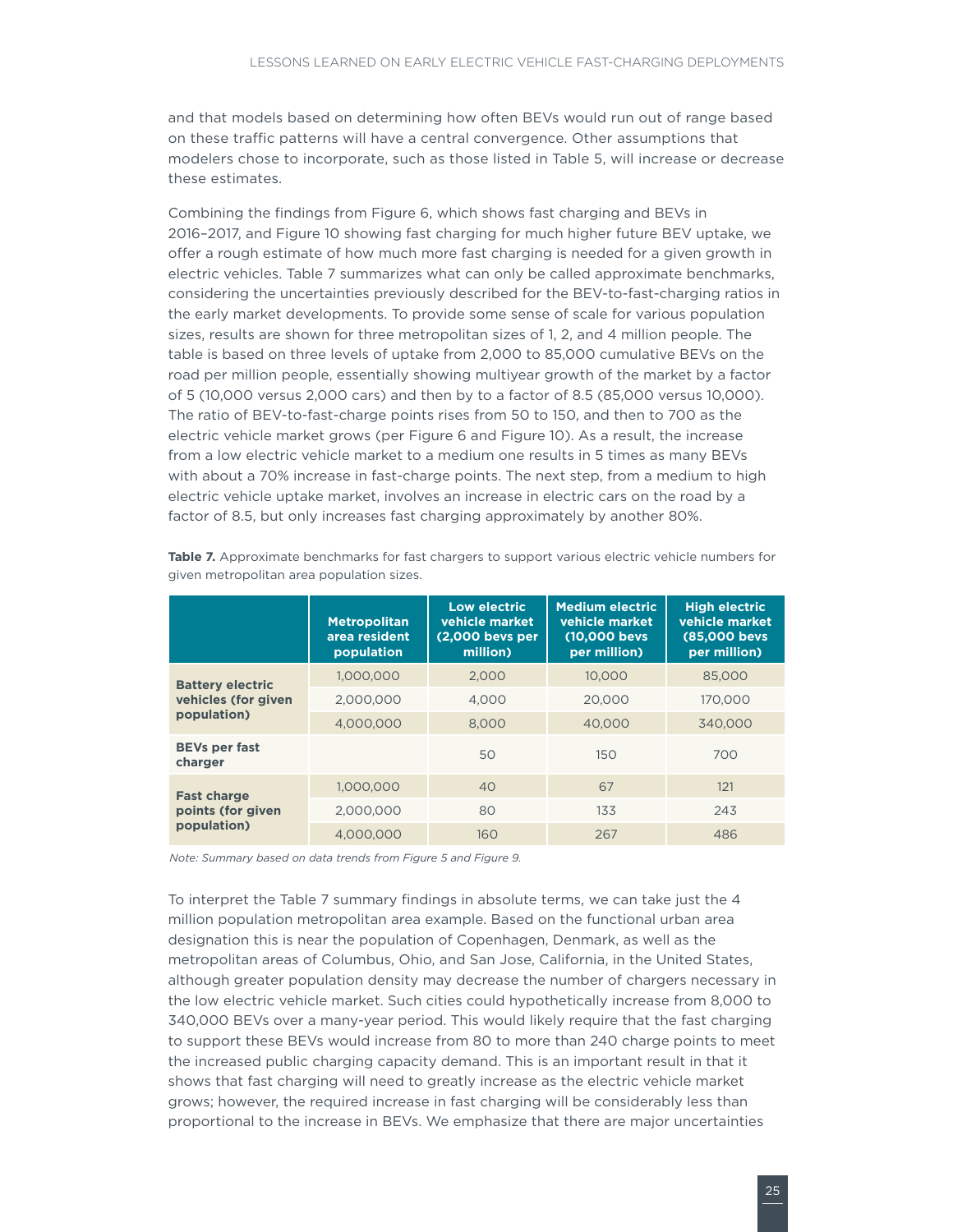and that models based on determining how often BEVs would run out of range based on these traffic patterns will have a central convergence. Other assumptions that modelers chose to incorporate, such as those listed in Table 5, will increase or decrease these estimates.

Combining the findings from Figure 6, which shows fast charging and BEVs in 2016–2017, and Figure 10 showing fast charging for much higher future BEV uptake, we offer a rough estimate of how much more fast charging is needed for a given growth in electric vehicles. Table 7 summarizes what can only be called approximate benchmarks, considering the uncertainties previously described for the BEV-to-fast-charging ratios in the early market developments. To provide some sense of scale for various population sizes, results are shown for three metropolitan sizes of 1, 2, and 4 million people. The table is based on three levels of uptake from 2,000 to 85,000 cumulative BEVs on the road per million people, essentially showing multiyear growth of the market by a factor of 5 (10,000 versus 2,000 cars) and then by a factor of 8.5 (85,000 versus 10,000). The ratio of BEV-to-fast-charge points rises from 50 to 150, and then to 700 as the electric vehicle market grows (per Figure 6 and Figure 10). As a result, the increase from a low electric vehicle market to a medium one results in 5 times as many BEVs with about a 70% increase in fast-charge points. The next step, from a medium to high electric vehicle uptake market, involves an increase in electric cars on the road by a factor of 8.5, but only increases fast charging approximately by another 80%.

**Table 7.** Approximate benchmarks for fast chargers to support various electric vehicle numbers for given metropolitan area population sizes.

| | Metropolitan area resident population | Low electric vehicle market (2,000 bevs per million) | Medium electric vehicle market (10,000 bevs per million) | High electric vehicle market (85,000 bevs per million) |
|---|---|---|---|---|
| **Battery electric vehicles (for given population)** | 1,000,000 | 2,000 | 10,000 | 85,000 |
| | 2,000,000 | 4,000 | 20,000 | 170,000 |
| | 4,000,000 | 8,000 | 40,000 | 340,000 |
| **BEVs per fast charger** | | 50 | 150 | 700 |
| **Fast charge points (for given population)** | 1,000,000 | 40 | 67 | 121 |
| | 2,000,000 | 80 | 133 | 243 |
| | 4,000,000 | 160 | 267 | 486 |

*Note: Summary based on data trends from Figure 5 and Figure 9.*

To interpret the Table 7 summary findings in absolute terms, we can take just the 4 million population metropolitan area example. Based on the functional urban area designation this is near the population of Copenhagen, Denmark, as well as the metropolitan areas of Columbus, Ohio, and San Jose, California, in the United States, although greater population density may decrease the number of chargers necessary in the low electric vehicle market. Such cities could hypothetically increase from 8,000 to 340,000 BEVs over a many-year period. This would likely require that the fast charging to support these BEVs would increase from 80 to more than 240 charge points to meet the increased public charging capacity demand. This is an important result in that it shows that fast charging will need to greatly increase as the electric vehicle market grows; however, the required increase in fast charging will be considerably less than proportional to the increase in BEVs. We emphasize that there are major uncertainties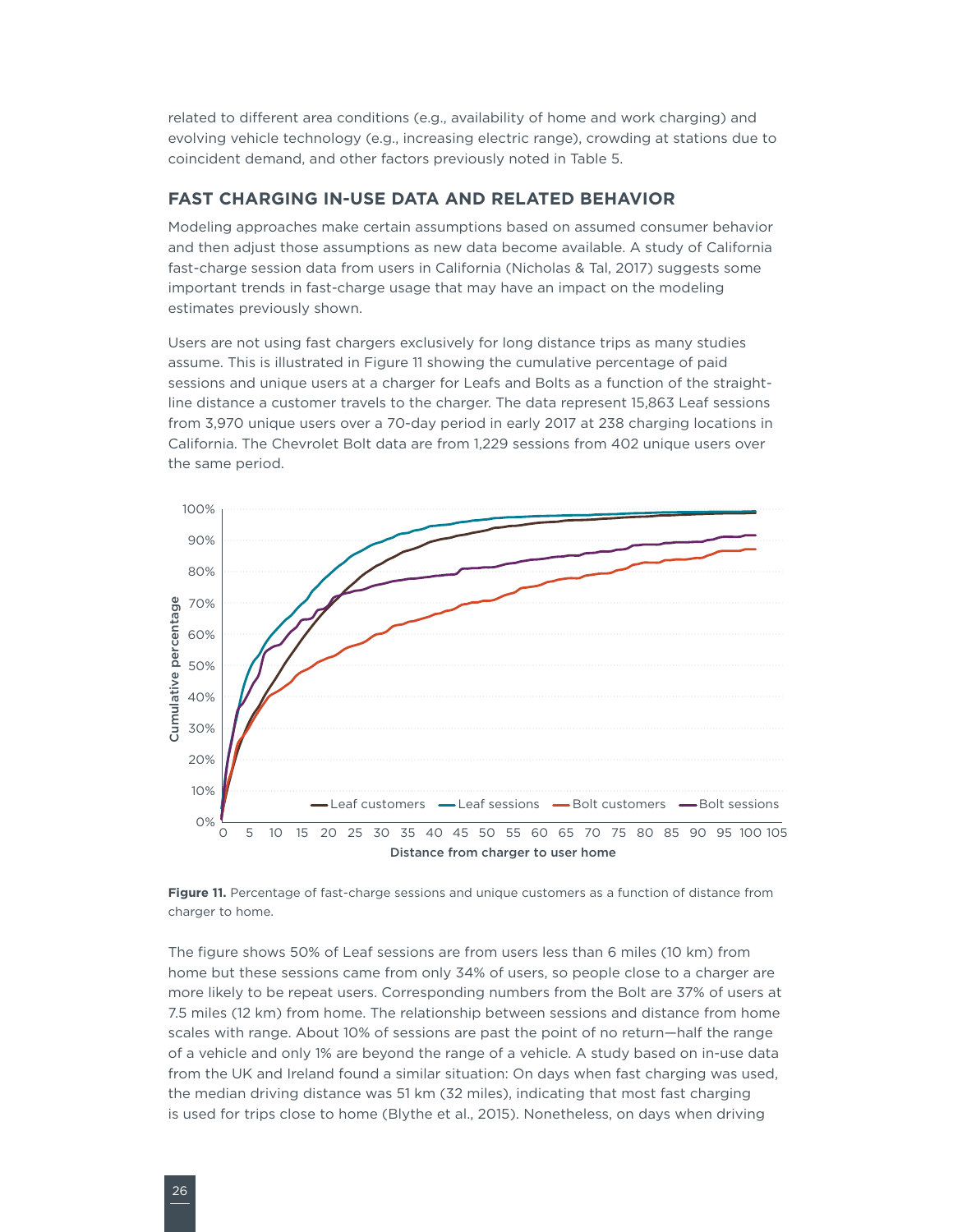related to different area conditions (e.g., availability of home and work charging) and evolving vehicle technology (e.g., increasing electric range), crowding at stations due to coincident demand, and other factors previously noted in Table 5.

## FAST CHARGING IN-USE DATA AND RELATED BEHAVIOR

Modeling approaches make certain assumptions based on assumed consumer behavior and then adjust those assumptions as new data become available. A study of California fast-charge session data from users in California (Nicholas & Tal, 2017) suggests some important trends in fast-charge usage that may have an impact on the modeling estimates previously shown.

Users are not using fast chargers exclusively for long distance trips as many studies assume. This is illustrated in Figure 11 showing the cumulative percentage of paid sessions and unique users at a charger for Leafs and Bolts as a function of the straight-line distance a customer travels to the charger. The data represent 15,863 Leaf sessions from 3,970 unique users over a 70-day period in early 2017 at 238 charging locations in California. The Chevrolet Bolt data are from 1,229 sessions from 402 unique users over the same period.

**Figure 11.** Percentage of fast-charge sessions and unique customers as a function of distance from charger to home.

The figure shows 50% of Leaf sessions are from users less than 6 miles (10 km) from home but these sessions came from only 34% of users, so people close to a charger are more likely to be repeat users. Corresponding numbers from the Bolt are 37% of users at 7.5 miles (12 km) from home. The relationship between sessions and distance from home scales with range. About 10% of sessions are past the point of no return—half the range of a vehicle and only 1% are beyond the range of a vehicle. A study based on in-use data from the UK and Ireland found a similar situation: On days when fast charging was used, the median driving distance was 51 km (32 miles), indicating that most fast charging is used for trips close to home (Blythe et al., 2015). Nonetheless, on days when driving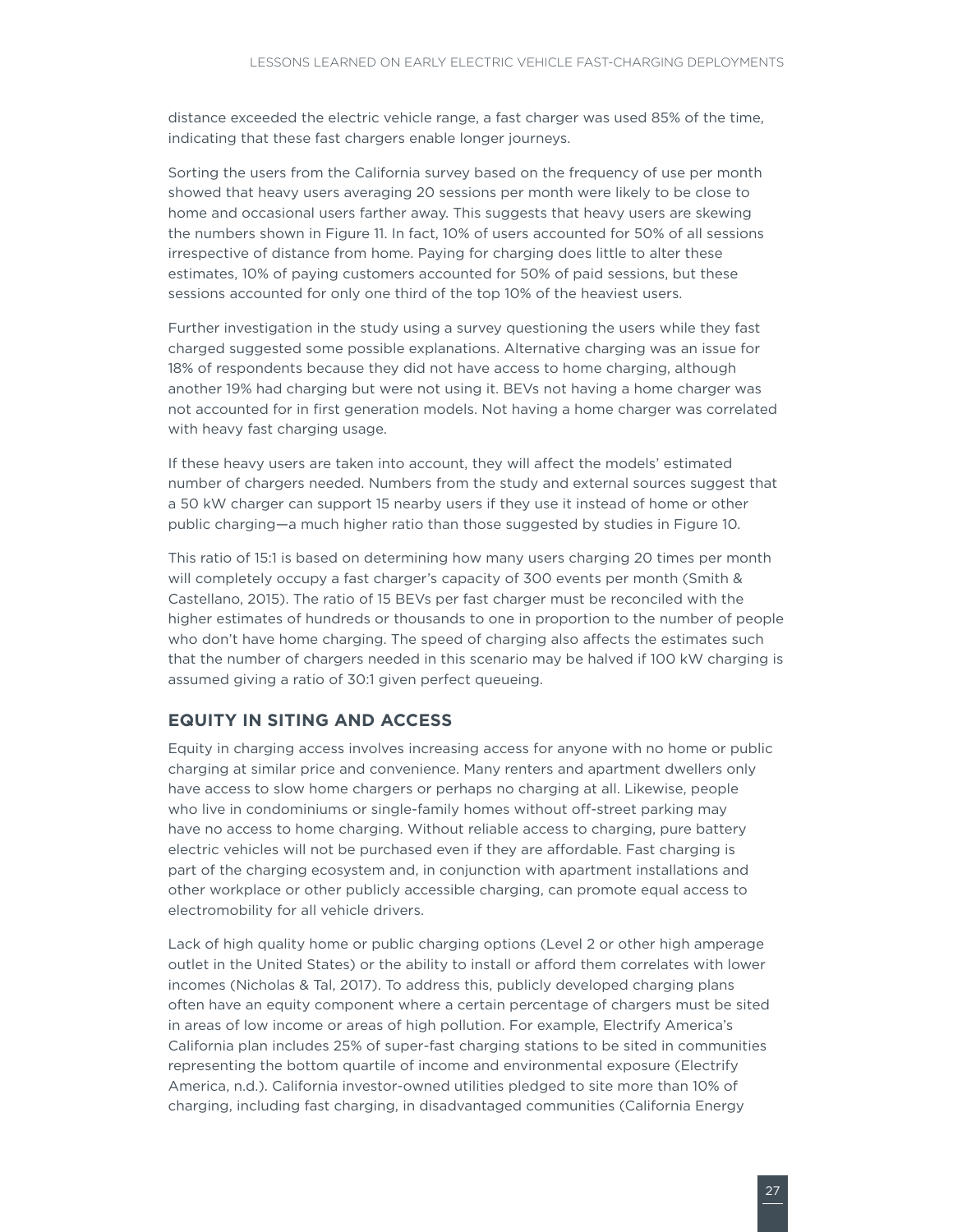distance exceeded the electric vehicle range, a fast charger was used 85% of the time, indicating that these fast chargers enable longer journeys.

Sorting the users from the California survey based on the frequency of use per month showed that heavy users averaging 20 sessions per month were likely to be close to home and occasional users farther away. This suggests that heavy users are skewing the numbers shown in Figure 11. In fact, 10% of users accounted for 50% of all sessions irrespective of distance from home. Paying for charging does little to alter these estimates, 10% of paying customers accounted for 50% of paid sessions, but these sessions accounted for only one third of the top 10% of the heaviest users.

Further investigation in the study using a survey questioning the users while they fast charged suggested some possible explanations. Alternative charging was an issue for 18% of respondents because they did not have access to home charging, although another 19% had charging but were not using it. BEVs not having a home charger was not accounted for in first generation models. Not having a home charger was correlated with heavy fast charging usage.

If these heavy users are taken into account, they will affect the models' estimated number of chargers needed. Numbers from the study and external sources suggest that a 50 kW charger can support 15 nearby users if they use it instead of home or other public charging—a much higher ratio than those suggested by studies in Figure 10.

This ratio of 15:1 is based on determining how many users charging 20 times per month will completely occupy a fast charger's capacity of 300 events per month (Smith & Castellano, 2015). The ratio of 15 BEVs per fast charger must be reconciled with the higher estimates of hundreds or thousands to one in proportion to the number of people who don't have home charging. The speed of charging also affects the estimates such that the number of chargers needed in this scenario may be halved if 100 kW charging is assumed giving a ratio of 30:1 given perfect queueing.

## EQUITY IN SITING AND ACCESS

Equity in charging access involves increasing access for anyone with no home or public charging at similar price and convenience. Many renters and apartment dwellers only have access to slow home chargers or perhaps no charging at all. Likewise, people who live in condominiums or single-family homes without off-street parking may have no access to home charging. Without reliable access to charging, pure battery electric vehicles will not be purchased even if they are affordable. Fast charging is part of the charging ecosystem and, in conjunction with apartment installations and other workplace or other publicly accessible charging, can promote equal access to electromobility for all vehicle drivers.

Lack of high quality home or public charging options (Level 2 or other high amperage outlet in the United States) or the ability to install or afford them correlates with lower incomes (Nicholas & Tal, 2017). To address this, publicly developed charging plans often have an equity component where a certain percentage of chargers must be sited in areas of low income or areas of high pollution. For example, Electrify America's California plan includes 25% of super-fast charging stations to be sited in communities representing the bottom quartile of income and environmental exposure (Electrify America, n.d.). California investor-owned utilities pledged to site more than 10% of charging, including fast charging, in disadvantaged communities (California Energy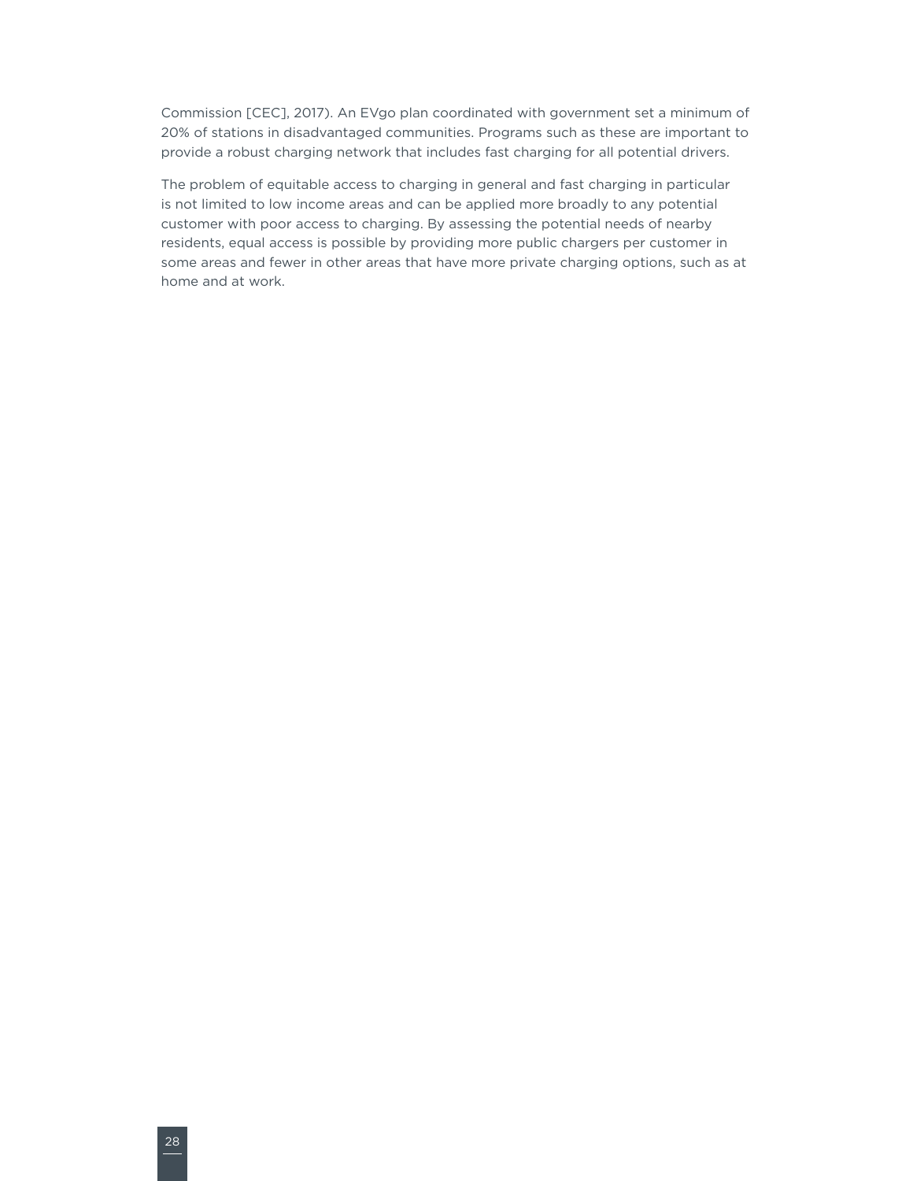Commission [CEC], 2017). An EVgo plan coordinated with government set a minimum of 20% of stations in disadvantaged communities. Programs such as these are important to provide a robust charging network that includes fast charging for all potential drivers.

The problem of equitable access to charging in general and fast charging in particular is not limited to low income areas and can be applied more broadly to any potential customer with poor access to charging. By assessing the potential needs of nearby residents, equal access is possible by providing more public chargers per customer in some areas and fewer in other areas that have more private charging options, such as at home and at work.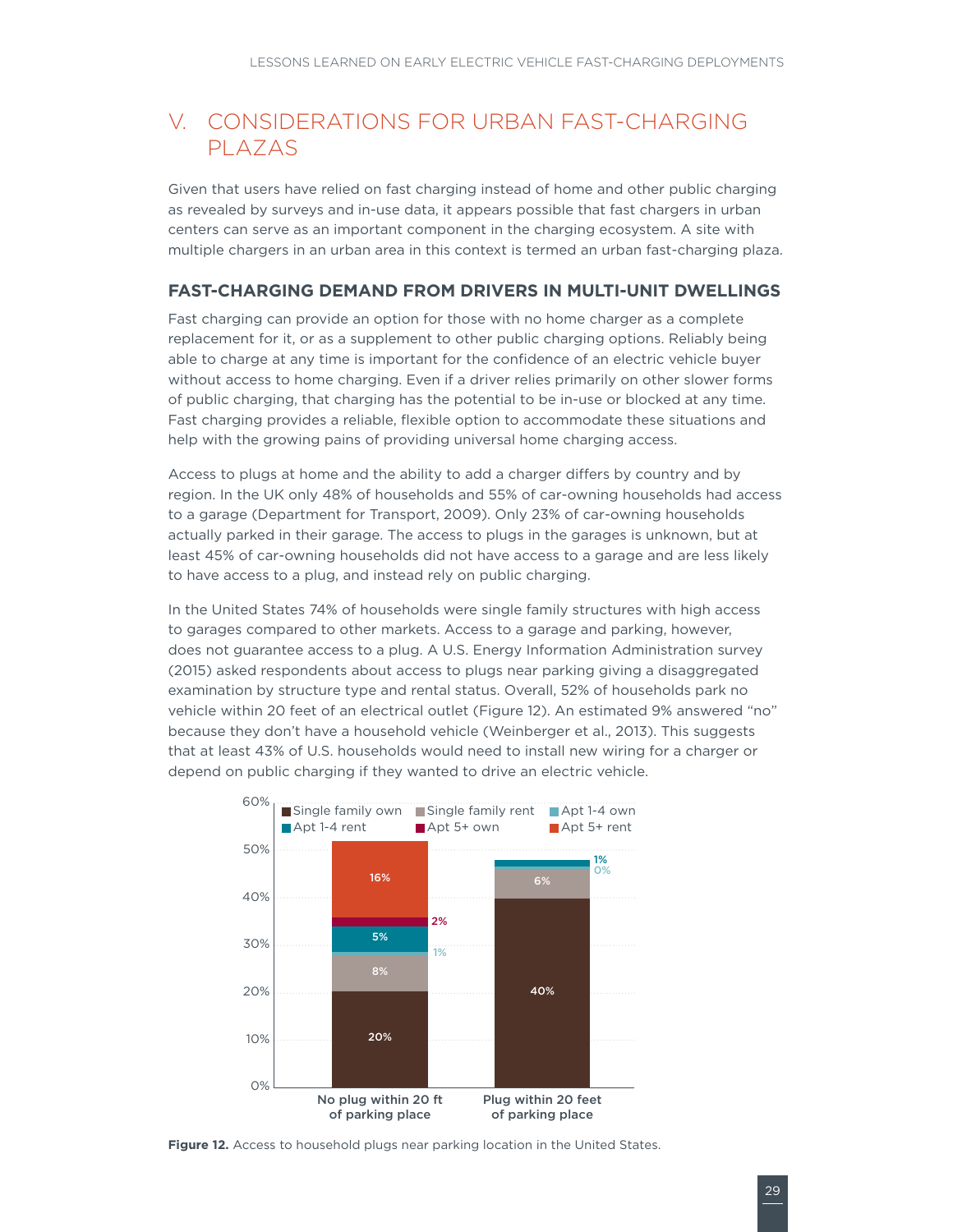# V. CONSIDERATIONS FOR URBAN FAST-CHARGING PLAZAS

Given that users have relied on fast charging instead of home and other public charging as revealed by surveys and in-use data, it appears possible that fast chargers in urban centers can serve as an important component in the charging ecosystem. A site with multiple chargers in an urban area in this context is termed an urban fast-charging plaza.

## FAST-CHARGING DEMAND FROM DRIVERS IN MULTI-UNIT DWELLINGS

Fast charging can provide an option for those with no home charger as a complete replacement for it, or as a supplement to other public charging options. Reliably being able to charge at any time is important for the confidence of an electric vehicle buyer without access to home charging. Even if a driver relies primarily on other slower forms of public charging, that charging has the potential to be in-use or blocked at any time. Fast charging provides a reliable, flexible option to accommodate these situations and help with the growing pains of providing universal home charging access.

Access to plugs at home and the ability to add a charger differs by country and by region. In the UK only 48% of households and 55% of car-owning households had access to a garage (Department for Transport, 2009). Only 23% of car-owning households actually parked in their garage. The access to plugs in the garages is unknown, but at least 45% of car-owning households did not have access to a garage and are less likely to have access to a plug, and instead rely on public charging.

In the United States 74% of households were single family structures with high access to garages compared to other markets. Access to a garage and parking, however, does not guarantee access to a plug. A U.S. Energy Information Administration survey (2015) asked respondents about access to plugs near parking giving a disaggregated examination by structure type and rental status. Overall, 52% of households park no vehicle within 20 feet of an electrical outlet (Figure 12). An estimated 9% answered "no" because they don't have a household vehicle (Weinberger et al., 2013). This suggests that at least 43% of U.S. households would need to install new wiring for a charger or depend on public charging if they wanted to drive an electric vehicle.

| | No plug within 20 ft of parking place | Plug within 20 feet of parking place |
|---|---|---|
| Single family own | 20% | 40% |
| Single family rent | 8% | 6% |
| Apt 1-4 own | 1% | 0% |
| Apt 1-4 rent | 5% | 1% |
| Apt 5+ own | 2% | |
| Apt 5+ rent | 16% | |

**Figure 12.** Access to household plugs near parking location in the United States.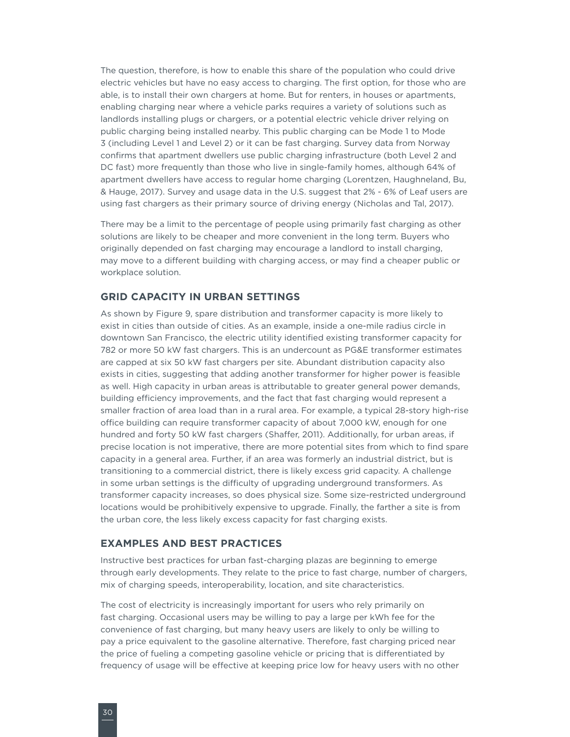The question, therefore, is how to enable this share of the population who could drive electric vehicles but have no easy access to charging. The first option, for those who are able, is to install their own chargers at home. But for renters, in houses or apartments, enabling charging near where a vehicle parks requires a variety of solutions such as landlords installing plugs or chargers, or a potential electric vehicle driver relying on public charging being installed nearby. This public charging can be Mode 1 to Mode 3 (including Level 1 and Level 2) or it can be fast charging. Survey data from Norway confirms that apartment dwellers use public charging infrastructure (both Level 2 and DC fast) more frequently than those who live in single-family homes, although 64% of apartment dwellers have access to regular home charging (Lorentzen, Haughneland, Bu, & Hauge, 2017). Survey and usage data in the U.S. suggest that 2% - 6% of Leaf users are using fast chargers as their primary source of driving energy (Nicholas and Tal, 2017).

There may be a limit to the percentage of people using primarily fast charging as other solutions are likely to be cheaper and more convenient in the long term. Buyers who originally depended on fast charging may encourage a landlord to install charging, may move to a different building with charging access, or may find a cheaper public or workplace solution.

## GRID CAPACITY IN URBAN SETTINGS

As shown by Figure 9, spare distribution and transformer capacity is more likely to exist in cities than outside of cities. As an example, inside a one-mile radius circle in downtown San Francisco, the electric utility identified existing transformer capacity for 782 or more 50 kW fast chargers. This is an undercount as PG&E transformer estimates are capped at six 50 kW fast chargers per site. Abundant distribution capacity also exists in cities, suggesting that adding another transformer for higher power is feasible as well. High capacity in urban areas is attributable to greater general power demands, building efficiency improvements, and the fact that fast charging would represent a smaller fraction of area load than in a rural area. For example, a typical 28-story high-rise office building can require transformer capacity of about 7,000 kW, enough for one hundred and forty 50 kW fast chargers (Shaffer, 2011). Additionally, for urban areas, if precise location is not imperative, there are more potential sites from which to find spare capacity in a general area. Further, if an area was formerly an industrial district, but is transitioning to a commercial district, there is likely excess grid capacity. A challenge in some urban settings is the difficulty of upgrading underground transformers. As transformer capacity increases, so does physical size. Some size-restricted underground locations would be prohibitively expensive to upgrade. Finally, the farther a site is from the urban core, the less likely excess capacity for fast charging exists.

## EXAMPLES AND BEST PRACTICES

Instructive best practices for urban fast-charging plazas are beginning to emerge through early developments. They relate to the price to fast charge, number of chargers, mix of charging speeds, interoperability, location, and site characteristics.

The cost of electricity is increasingly important for users who rely primarily on fast charging. Occasional users may be willing to pay a large per kWh fee for the convenience of fast charging, but many heavy users are likely to only be willing to pay a price equivalent to the gasoline alternative. Therefore, fast charging priced near the price of fueling a competing gasoline vehicle or pricing that is differentiated by frequency of usage will be effective at keeping price low for heavy users with no other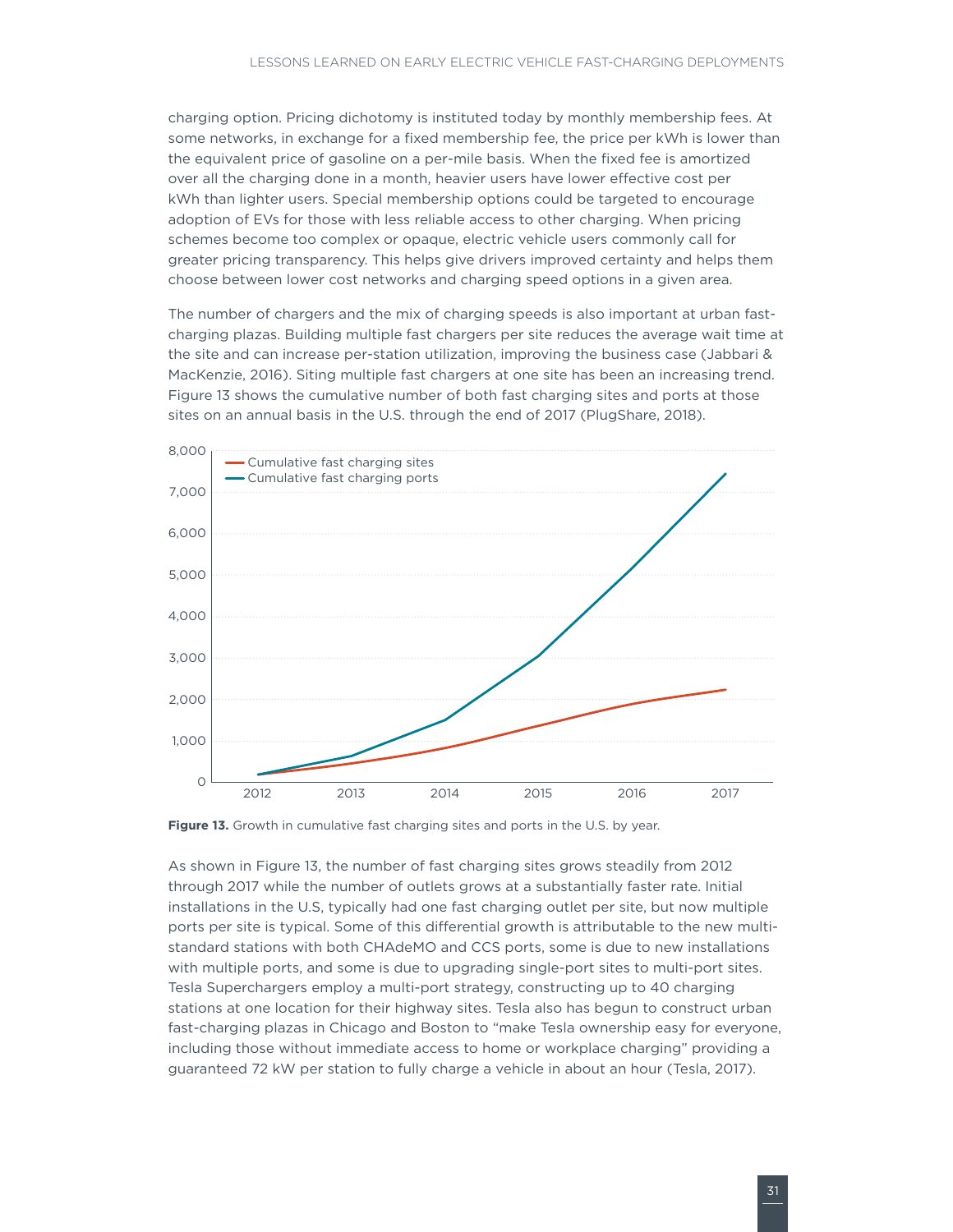charging option. Pricing dichotomy is instituted today by monthly membership fees. At some networks, in exchange for a fixed membership fee, the price per kWh is lower than the equivalent price of gasoline on a per-mile basis. When the fixed fee is amortized over all the charging done in a month, heavier users have lower effective cost per kWh than lighter users. Special membership options could be targeted to encourage adoption of EVs for those with less reliable access to other charging. When pricing schemes become too complex or opaque, electric vehicle users commonly call for greater pricing transparency. This helps give drivers improved certainty and helps them choose between lower cost networks and charging speed options in a given area.

The number of chargers and the mix of charging speeds is also important at urban fast-charging plazas. Building multiple fast chargers per site reduces the average wait time at the site and can increase per-station utilization, improving the business case (Jabbari & MacKenzie, 2016). Siting multiple fast chargers at one site has been an increasing trend. Figure 13 shows the cumulative number of both fast charging sites and ports at those sites on an annual basis in the U.S. through the end of 2017 (PlugShare, 2018).

**Figure 13.** Growth in cumulative fast charging sites and ports in the U.S. by year.

As shown in Figure 13, the number of fast charging sites grows steadily from 2012 through 2017 while the number of outlets grows at a substantially faster rate. Initial installations in the U.S, typically had one fast charging outlet per site, but now multiple ports per site is typical. Some of this differential growth is attributable to the new multi-standard stations with both CHAdeMO and CCS ports, some is due to new installations with multiple ports, and some is due to upgrading single-port sites to multi-port sites. Tesla Superchargers employ a multi-port strategy, constructing up to 40 charging stations at one location for their highway sites. Tesla also has begun to construct urban fast-charging plazas in Chicago and Boston to "make Tesla ownership easy for everyone, including those without immediate access to home or workplace charging" providing a guaranteed 72 kW per station to fully charge a vehicle in about an hour (Tesla, 2017).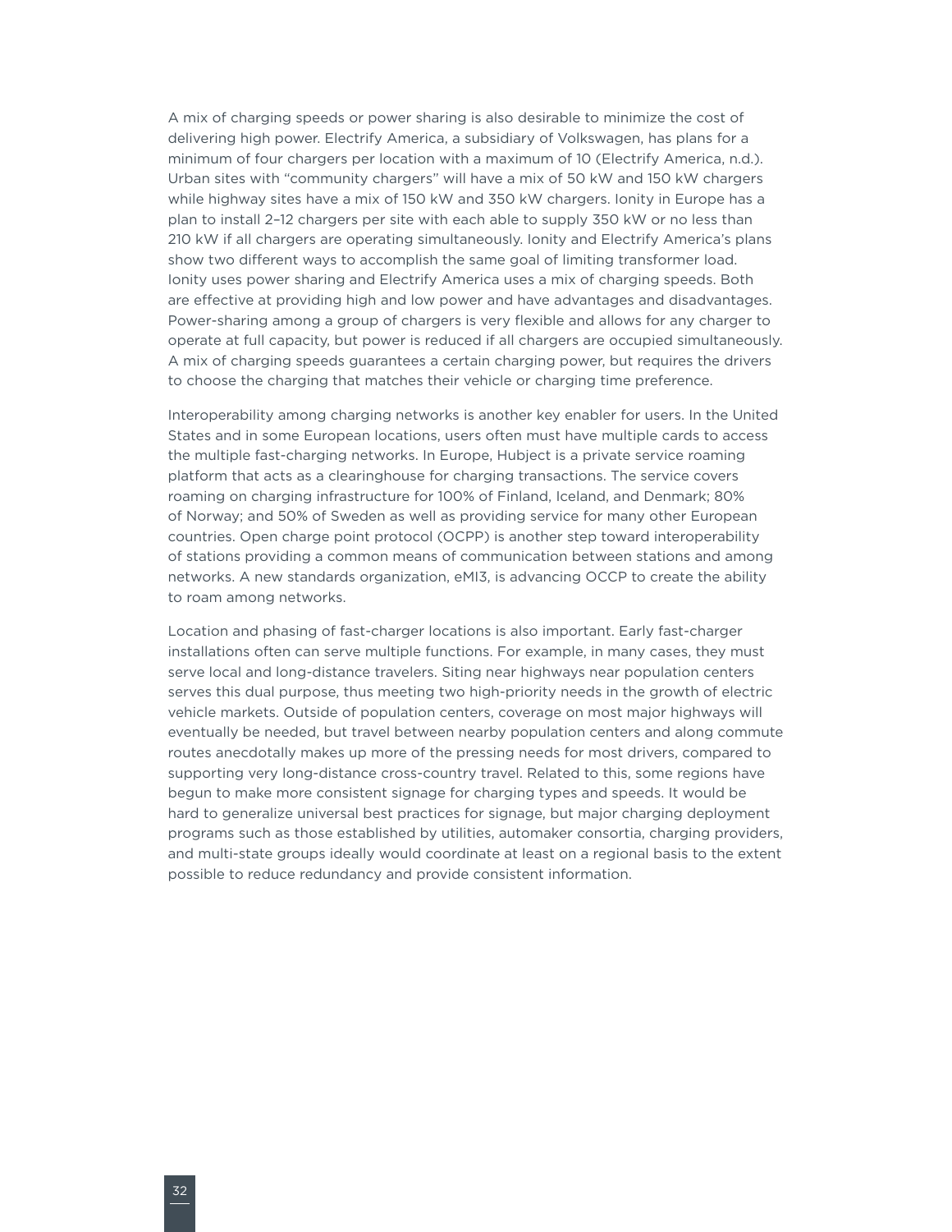A mix of charging speeds or power sharing is also desirable to minimize the cost of delivering high power. Electrify America, a subsidiary of Volkswagen, has plans for a minimum of four chargers per location with a maximum of 10 (Electrify America, n.d.). Urban sites with "community chargers" will have a mix of 50 kW and 150 kW chargers while highway sites have a mix of 150 kW and 350 kW chargers. Ionity in Europe has a plan to install 2–12 chargers per site with each able to supply 350 kW or no less than 210 kW if all chargers are operating simultaneously. Ionity and Electrify America's plans show two different ways to accomplish the same goal of limiting transformer load. Ionity uses power sharing and Electrify America uses a mix of charging speeds. Both are effective at providing high and low power and have advantages and disadvantages. Power-sharing among a group of chargers is very flexible and allows for any charger to operate at full capacity, but power is reduced if all chargers are occupied simultaneously. A mix of charging speeds guarantees a certain charging power, but requires the drivers to choose the charging that matches their vehicle or charging time preference.

Interoperability among charging networks is another key enabler for users. In the United States and in some European locations, users often must have multiple cards to access the multiple fast-charging networks. In Europe, Hubject is a private service roaming platform that acts as a clearinghouse for charging transactions. The service covers roaming on charging infrastructure for 100% of Finland, Iceland, and Denmark; 80% of Norway; and 50% of Sweden as well as providing service for many other European countries. Open charge point protocol (OCPP) is another step toward interoperability of stations providing a common means of communication between stations and among networks. A new standards organization, eMI3, is advancing OCCP to create the ability to roam among networks.

Location and phasing of fast-charger locations is also important. Early fast-charger installations often can serve multiple functions. For example, in many cases, they must serve local and long-distance travelers. Siting near highways near population centers serves this dual purpose, thus meeting two high-priority needs in the growth of electric vehicle markets. Outside of population centers, coverage on most major highways will eventually be needed, but travel between nearby population centers and along commute routes anecdotally makes up more of the pressing needs for most drivers, compared to supporting very long-distance cross-country travel. Related to this, some regions have begun to make more consistent signage for charging types and speeds. It would be hard to generalize universal best practices for signage, but major charging deployment programs such as those established by utilities, automaker consortia, charging providers, and multi-state groups ideally would coordinate at least on a regional basis to the extent possible to reduce redundancy and provide consistent information.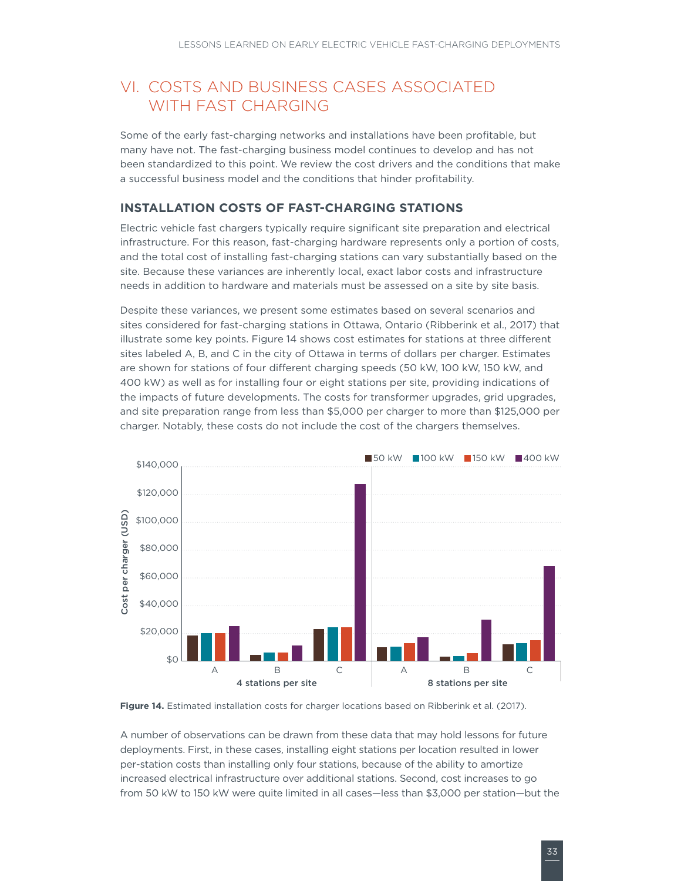# VI. COSTS AND BUSINESS CASES ASSOCIATED WITH FAST CHARGING

Some of the early fast-charging networks and installations have been profitable, but many have not. The fast-charging business model continues to develop and has not been standardized to this point. We review the cost drivers and the conditions that make a successful business model and the conditions that hinder profitability.

## INSTALLATION COSTS OF FAST-CHARGING STATIONS

Electric vehicle fast chargers typically require significant site preparation and electrical infrastructure. For this reason, fast-charging hardware represents only a portion of costs, and the total cost of installing fast-charging stations can vary substantially based on the site. Because these variances are inherently local, exact labor costs and infrastructure needs in addition to hardware and materials must be assessed on a site by site basis.

Despite these variances, we present some estimates based on several scenarios and sites considered for fast-charging stations in Ottawa, Ontario (Ribberink et al., 2017) that illustrate some key points. Figure 14 shows cost estimates for stations at three different sites labeled A, B, and C in the city of Ottawa in terms of dollars per charger. Estimates are shown for stations of four different charging speeds (50 kW, 100 kW, 150 kW, and 400 kW) as well as for installing four or eight stations per site, providing indications of the impacts of future developments. The costs for transformer upgrades, grid upgrades, and site preparation range from less than $5,000 per charger to more than $125,000 per charger. Notably, these costs do not include the cost of the chargers themselves.

**Figure 14.** Estimated installation costs for charger locations based on Ribberink et al. (2017).

A number of observations can be drawn from these data that may hold lessons for future deployments. First, in these cases, installing eight stations per location resulted in lower per-station costs than installing only four stations, because of the ability to amortize increased electrical infrastructure over additional stations. Second, cost increases to go from 50 kW to 150 kW were quite limited in all cases—less than $3,000 per station—but the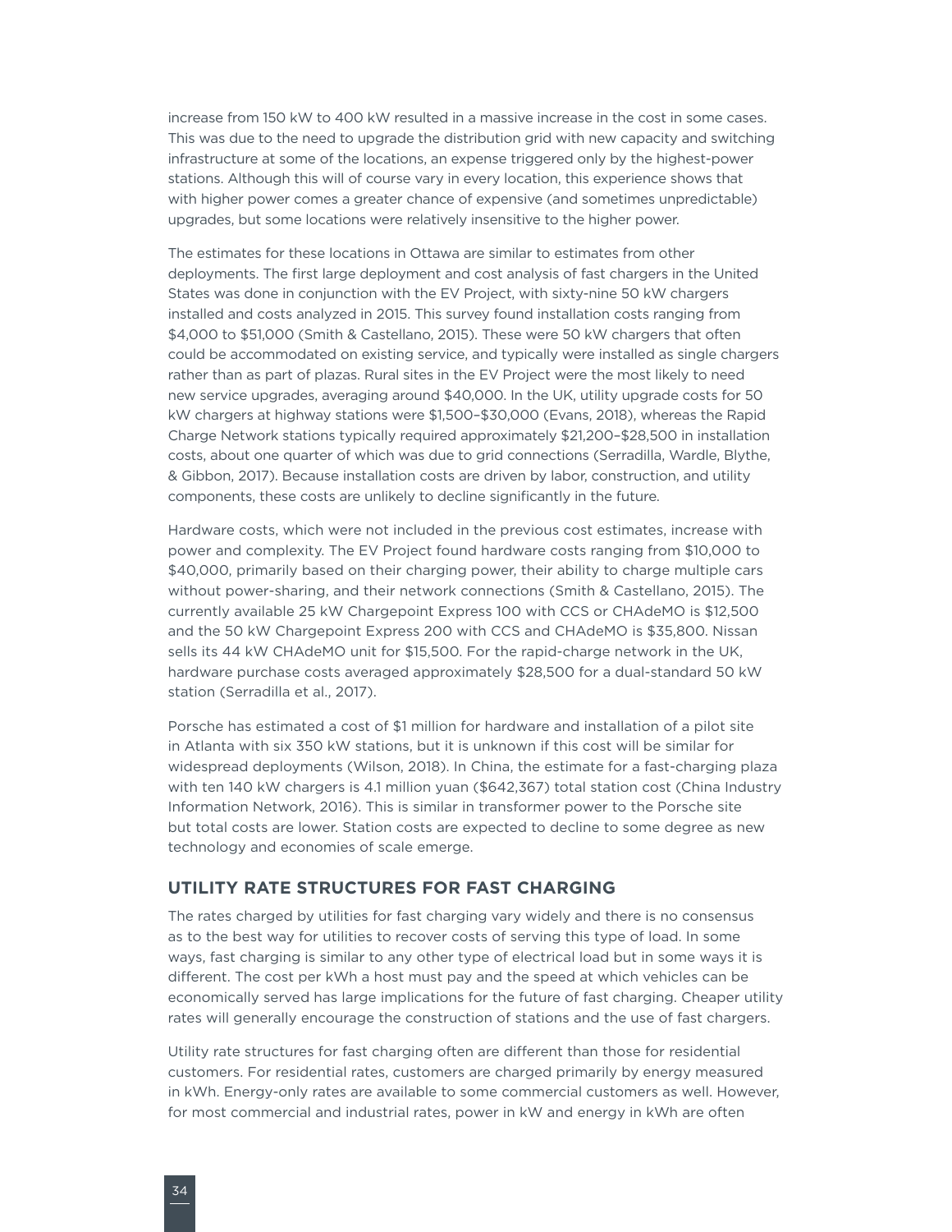increase from 150 kW to 400 kW resulted in a massive increase in the cost in some cases. This was due to the need to upgrade the distribution grid with new capacity and switching infrastructure at some of the locations, an expense triggered only by the highest-power stations. Although this will of course vary in every location, this experience shows that with higher power comes a greater chance of expensive (and sometimes unpredictable) upgrades, but some locations were relatively insensitive to the higher power.

The estimates for these locations in Ottawa are similar to estimates from other deployments. The first large deployment and cost analysis of fast chargers in the United States was done in conjunction with the EV Project, with sixty-nine 50 kW chargers installed and costs analyzed in 2015. This survey found installation costs ranging from $4,000 to $51,000 (Smith & Castellano, 2015). These were 50 kW chargers that often could be accommodated on existing service, and typically were installed as single chargers rather than as part of plazas. Rural sites in the EV Project were the most likely to need new service upgrades, averaging around $40,000. In the UK, utility upgrade costs for 50 kW chargers at highway stations were $1,500–$30,000 (Evans, 2018), whereas the Rapid Charge Network stations typically required approximately $21,200–$28,500 in installation costs, about one quarter of which was due to grid connections (Serradilla, Wardle, Blythe, & Gibbon, 2017). Because installation costs are driven by labor, construction, and utility components, these costs are unlikely to decline significantly in the future.

Hardware costs, which were not included in the previous cost estimates, increase with power and complexity. The EV Project found hardware costs ranging from $10,000 to $40,000, primarily based on their charging power, their ability to charge multiple cars without power-sharing, and their network connections (Smith & Castellano, 2015). The currently available 25 kW Chargepoint Express 100 with CCS or CHAdeMO is $12,500 and the 50 kW Chargepoint Express 200 with CCS and CHAdeMO is $35,800. Nissan sells its 44 kW CHAdeMO unit for $15,500. For the rapid-charge network in the UK, hardware purchase costs averaged approximately $28,500 for a dual-standard 50 kW station (Serradilla et al., 2017).

Porsche has estimated a cost of $1 million for hardware and installation of a pilot site in Atlanta with six 350 kW stations, but it is unknown if this cost will be similar for widespread deployments (Wilson, 2018). In China, the estimate for a fast-charging plaza with ten 140 kW chargers is 4.1 million yuan ($642,367) total station cost (China Industry Information Network, 2016). This is similar in transformer power to the Porsche site but total costs are lower. Station costs are expected to decline to some degree as new technology and economies of scale emerge.

## UTILITY RATE STRUCTURES FOR FAST CHARGING

The rates charged by utilities for fast charging vary widely and there is no consensus as to the best way for utilities to recover costs of serving this type of load. In some ways, fast charging is similar to any other type of electrical load but in some ways it is different. The cost per kWh a host must pay and the speed at which vehicles can be economically served has large implications for the future of fast charging. Cheaper utility rates will generally encourage the construction of stations and the use of fast chargers.

Utility rate structures for fast charging often are different than those for residential customers. For residential rates, customers are charged primarily by energy measured in kWh. Energy-only rates are available to some commercial customers as well. However, for most commercial and industrial rates, power in kW and energy in kWh are often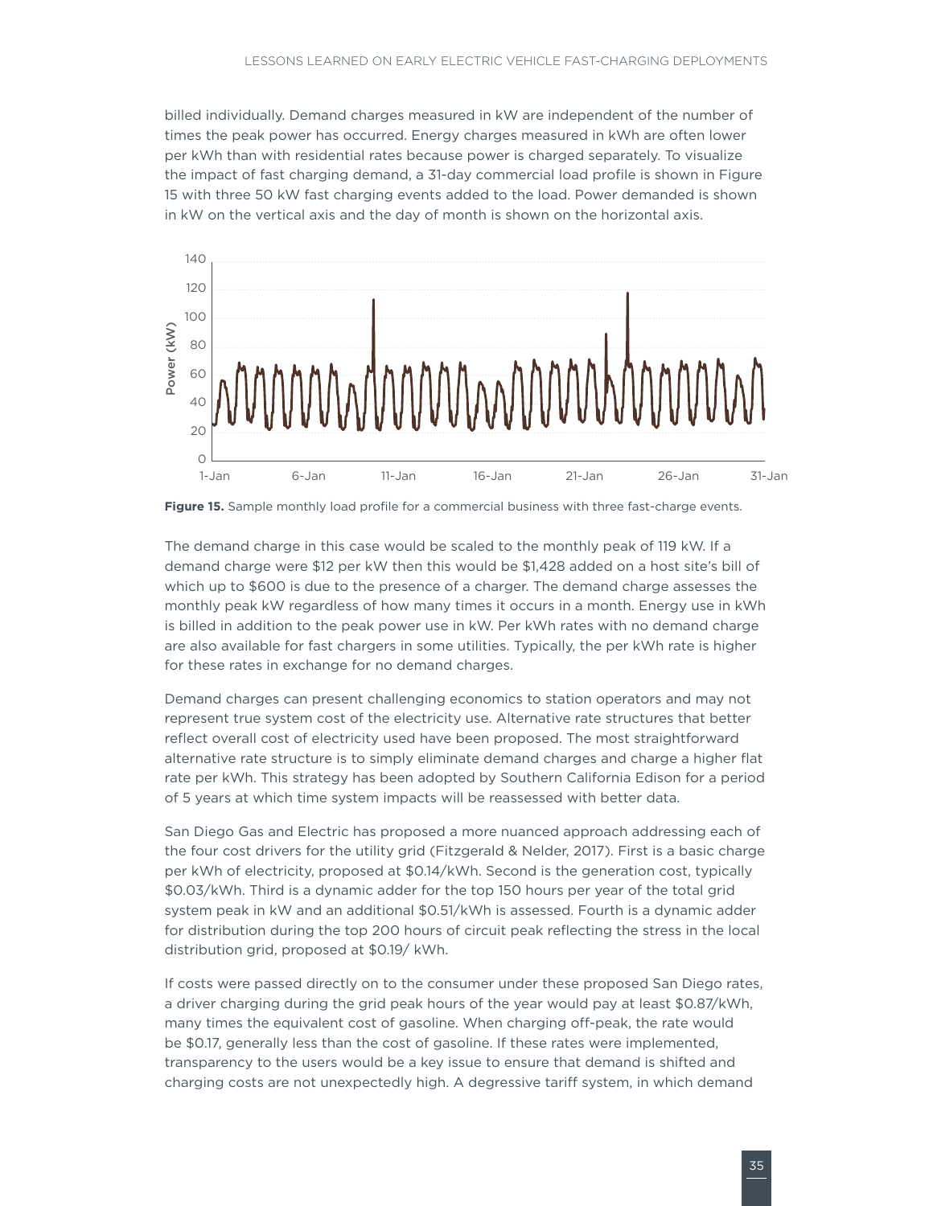billed individually. Demand charges measured in kW are independent of the number of times the peak power has occurred. Energy charges measured in kWh are often lower per kWh than with residential rates because power is charged separately. To visualize the impact of fast charging demand, a 31-day commercial load profile is shown in Figure 15 with three 50 kW fast charging events added to the load. Power demanded is shown in kW on the vertical axis and the day of month is shown on the horizontal axis.

**Figure 15.** Sample monthly load profile for a commercial business with three fast-charge events.

The demand charge in this case would be scaled to the monthly peak of 119 kW. If a demand charge were $12 per kW then this would be $1,428 added on a host site's bill of which up to $600 is due to the presence of a charger. The demand charge assesses the monthly peak kW regardless of how many times it occurs in a month. Energy use in kWh is billed in addition to the peak power use in kW. Per kWh rates with no demand charge are also available for fast chargers in some utilities. Typically, the per kWh rate is higher for these rates in exchange for no demand charges.

Demand charges can present challenging economics to station operators and may not represent true system cost of the electricity use. Alternative rate structures that better reflect overall cost of electricity used have been proposed. The most straightforward alternative rate structure is to simply eliminate demand charges and charge a higher flat rate per kWh. This strategy has been adopted by Southern California Edison for a period of 5 years at which time system impacts will be reassessed with better data.

San Diego Gas and Electric has proposed a more nuanced approach addressing each of the four cost drivers for the utility grid (Fitzgerald & Nelder, 2017). First is a basic charge per kWh of electricity, proposed at $0.14/kWh. Second is the generation cost, typically $0.03/kWh. Third is a dynamic adder for the top 150 hours per year of the total grid system peak in kW and an additional $0.51/kWh is assessed. Fourth is a dynamic adder for distribution during the top 200 hours of circuit peak reflecting the stress in the local distribution grid, proposed at $0.19/ kWh.

If costs were passed directly on to the consumer under these proposed San Diego rates, a driver charging during the grid peak hours of the year would pay at least $0.87/kWh, many times the equivalent cost of gasoline. When charging off-peak, the rate would be $0.17, generally less than the cost of gasoline. If these rates were implemented, transparency to the users would be a key issue to ensure that demand is shifted and charging costs are not unexpectedly high. A degressive tariff system, in which demand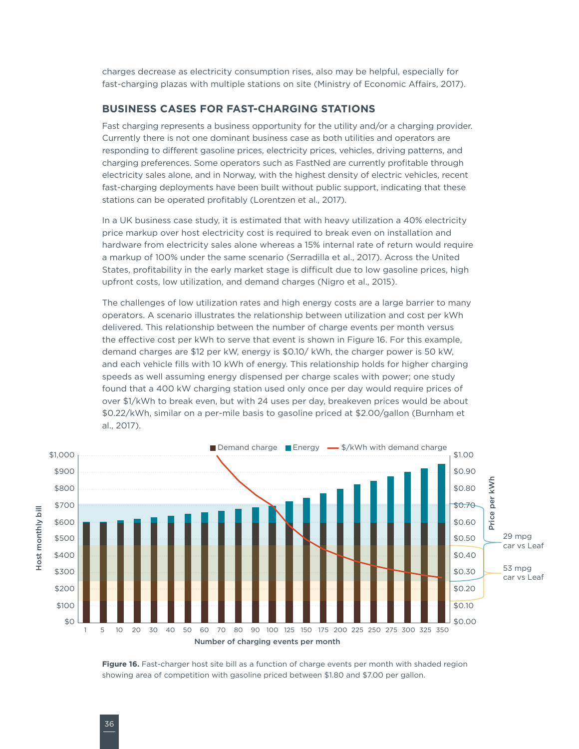charges decrease as electricity consumption rises, also may be helpful, especially for fast-charging plazas with multiple stations on site (Ministry of Economic Affairs, 2017).

## BUSINESS CASES FOR FAST-CHARGING STATIONS

Fast charging represents a business opportunity for the utility and/or a charging provider. Currently there is not one dominant business case as both utilities and operators are responding to different gasoline prices, electricity prices, vehicles, driving patterns, and charging preferences. Some operators such as FastNed are currently profitable through electricity sales alone, and in Norway, with the highest density of electric vehicles, recent fast-charging deployments have been built without public support, indicating that these stations can be operated profitably (Lorentzen et al., 2017).

In a UK business case study, it is estimated that with heavy utilization a 40% electricity price markup over host electricity cost is required to break even on installation and hardware from electricity sales alone whereas a 15% internal rate of return would require a markup of 100% under the same scenario (Serradilla et al., 2017). Across the United States, profitability in the early market stage is difficult due to low gasoline prices, high upfront costs, low utilization, and demand charges (Nigro et al., 2015).

The challenges of low utilization rates and high energy costs are a large barrier to many operators. A scenario illustrates the relationship between utilization and cost per kWh delivered. This relationship between the number of charge events per month versus the effective cost per kWh to serve that event is shown in Figure 16. For this example, demand charges are $12 per kW, energy is $0.10/ kWh, the charger power is 50 kW, and each vehicle fills with 10 kWh of energy. This relationship holds for higher charging speeds as well assuming energy dispensed per charge scales with power; one study found that a 400 kW charging station used only once per day would require prices of over $1/kWh to break even, but with 24 uses per day, breakeven prices would be about $0.22/kWh, similar on a per-mile basis to gasoline priced at $2.00/gallon (Burnham et al., 2017).

**Figure 16.** Fast-charger host site bill as a function of charge events per month with shaded region showing area of competition with gasoline priced between $1.80 and $7.00 per gallon.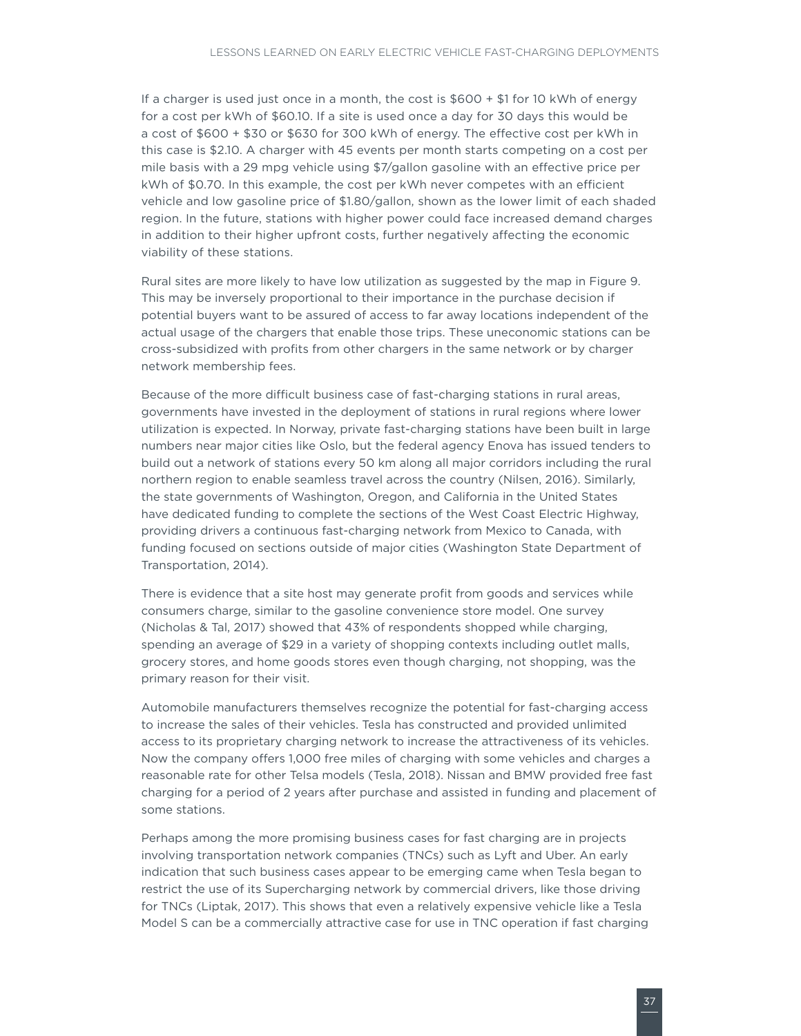If a charger is used just once in a month, the cost is $600 + $1 for 10 kWh of energy for a cost per kWh of $60.10. If a site is used once a day for 30 days this would be a cost of $600 + $30 or $630 for 300 kWh of energy. The effective cost per kWh in this case is $2.10. A charger with 45 events per month starts competing on a cost per mile basis with a 29 mpg vehicle using $7/gallon gasoline with an effective price per kWh of $0.70. In this example, the cost per kWh never competes with an efficient vehicle and low gasoline price of $1.80/gallon, shown as the lower limit of each shaded region. In the future, stations with higher power could face increased demand charges in addition to their higher upfront costs, further negatively affecting the economic viability of these stations.

Rural sites are more likely to have low utilization as suggested by the map in Figure 9. This may be inversely proportional to their importance in the purchase decision if potential buyers want to be assured of access to far away locations independent of the actual usage of the chargers that enable those trips. These uneconomic stations can be cross-subsidized with profits from other chargers in the same network or by charger network membership fees.

Because of the more difficult business case of fast-charging stations in rural areas, governments have invested in the deployment of stations in rural regions where lower utilization is expected. In Norway, private fast-charging stations have been built in large numbers near major cities like Oslo, but the federal agency Enova has issued tenders to build out a network of stations every 50 km along all major corridors including the rural northern region to enable seamless travel across the country (Nilsen, 2016). Similarly, the state governments of Washington, Oregon, and California in the United States have dedicated funding to complete the sections of the West Coast Electric Highway, providing drivers a continuous fast-charging network from Mexico to Canada, with funding focused on sections outside of major cities (Washington State Department of Transportation, 2014).

There is evidence that a site host may generate profit from goods and services while consumers charge, similar to the gasoline convenience store model. One survey (Nicholas & Tal, 2017) showed that 43% of respondents shopped while charging, spending an average of $29 in a variety of shopping contexts including outlet malls, grocery stores, and home goods stores even though charging, not shopping, was the primary reason for their visit.

Automobile manufacturers themselves recognize the potential for fast-charging access to increase the sales of their vehicles. Tesla has constructed and provided unlimited access to its proprietary charging network to increase the attractiveness of its vehicles. Now the company offers 1,000 free miles of charging with some vehicles and charges a reasonable rate for other Telsa models (Tesla, 2018). Nissan and BMW provided free fast charging for a period of 2 years after purchase and assisted in funding and placement of some stations.

Perhaps among the more promising business cases for fast charging are in projects involving transportation network companies (TNCs) such as Lyft and Uber. An early indication that such business cases appear to be emerging came when Tesla began to restrict the use of its Supercharging network by commercial drivers, like those driving for TNCs (Liptak, 2017). This shows that even a relatively expensive vehicle like a Tesla Model S can be a commercially attractive case for use in TNC operation if fast charging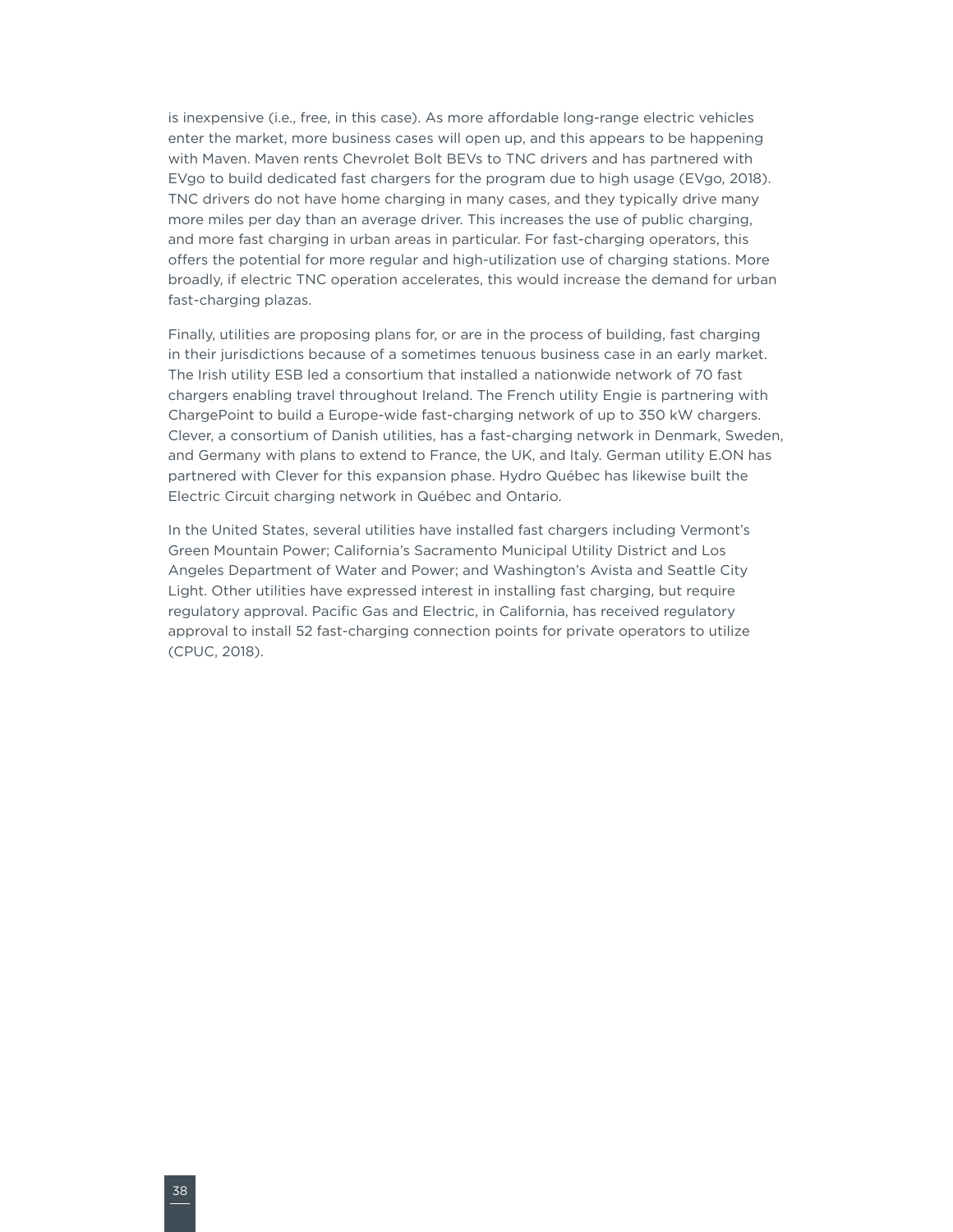is inexpensive (i.e., free, in this case). As more affordable long-range electric vehicles enter the market, more business cases will open up, and this appears to be happening with Maven. Maven rents Chevrolet Bolt BEVs to TNC drivers and has partnered with EVgo to build dedicated fast chargers for the program due to high usage (EVgo, 2018). TNC drivers do not have home charging in many cases, and they typically drive many more miles per day than an average driver. This increases the use of public charging, and more fast charging in urban areas in particular. For fast-charging operators, this offers the potential for more regular and high-utilization use of charging stations. More broadly, if electric TNC operation accelerates, this would increase the demand for urban fast-charging plazas.

Finally, utilities are proposing plans for, or are in the process of building, fast charging in their jurisdictions because of a sometimes tenuous business case in an early market. The Irish utility ESB led a consortium that installed a nationwide network of 70 fast chargers enabling travel throughout Ireland. The French utility Engie is partnering with ChargePoint to build a Europe-wide fast-charging network of up to 350 kW chargers. Clever, a consortium of Danish utilities, has a fast-charging network in Denmark, Sweden, and Germany with plans to extend to France, the UK, and Italy. German utility E.ON has partnered with Clever for this expansion phase. Hydro Québec has likewise built the Electric Circuit charging network in Québec and Ontario.

In the United States, several utilities have installed fast chargers including Vermont's Green Mountain Power; California's Sacramento Municipal Utility District and Los Angeles Department of Water and Power; and Washington's Avista and Seattle City Light. Other utilities have expressed interest in installing fast charging, but require regulatory approval. Pacific Gas and Electric, in California, has received regulatory approval to install 52 fast-charging connection points for private operators to utilize (CPUC, 2018).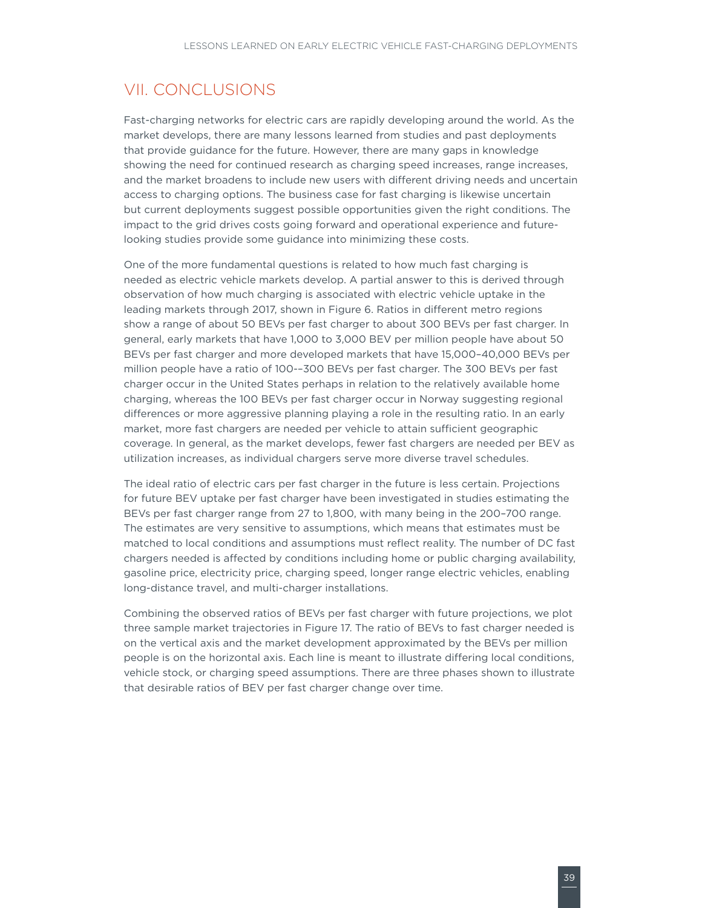# VII. CONCLUSIONS

Fast-charging networks for electric cars are rapidly developing around the world. As the market develops, there are many lessons learned from studies and past deployments that provide guidance for the future. However, there are many gaps in knowledge showing the need for continued research as charging speed increases, range increases, and the market broadens to include new users with different driving needs and uncertain access to charging options. The business case for fast charging is likewise uncertain but current deployments suggest possible opportunities given the right conditions. The impact to the grid drives costs going forward and operational experience and future-looking studies provide some guidance into minimizing these costs.

One of the more fundamental questions is related to how much fast charging is needed as electric vehicle markets develop. A partial answer to this is derived through observation of how much charging is associated with electric vehicle uptake in the leading markets through 2017, shown in Figure 6. Ratios in different metro regions show a range of about 50 BEVs per fast charger to about 300 BEVs per fast charger. In general, early markets that have 1,000 to 3,000 BEV per million people have about 50 BEVs per fast charger and more developed markets that have 15,000–40,000 BEVs per million people have a ratio of 100-–300 BEVs per fast charger. The 300 BEVs per fast charger occur in the United States perhaps in relation to the relatively available home charging, whereas the 100 BEVs per fast charger occur in Norway suggesting regional differences or more aggressive planning playing a role in the resulting ratio. In an early market, more fast chargers are needed per vehicle to attain sufficient geographic coverage. In general, as the market develops, fewer fast chargers are needed per BEV as utilization increases, as individual chargers serve more diverse travel schedules.

The ideal ratio of electric cars per fast charger in the future is less certain. Projections for future BEV uptake per fast charger have been investigated in studies estimating the BEVs per fast charger range from 27 to 1,800, with many being in the 200–700 range. The estimates are very sensitive to assumptions, which means that estimates must be matched to local conditions and assumptions must reflect reality. The number of DC fast chargers needed is affected by conditions including home or public charging availability, gasoline price, electricity price, charging speed, longer range electric vehicles, enabling long-distance travel, and multi-charger installations.

Combining the observed ratios of BEVs per fast charger with future projections, we plot three sample market trajectories in Figure 17. The ratio of BEVs to fast charger needed is on the vertical axis and the market development approximated by the BEVs per million people is on the horizontal axis. Each line is meant to illustrate differing local conditions, vehicle stock, or charging speed assumptions. There are three phases shown to illustrate that desirable ratios of BEV per fast charger change over time.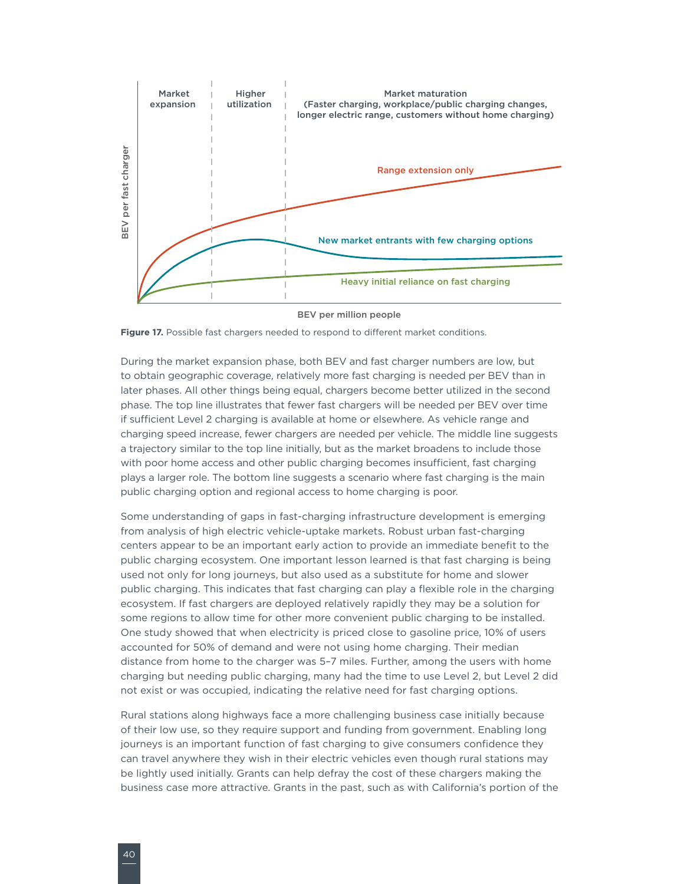**Figure 17.** Possible fast chargers needed to respond to different market conditions.

During the market expansion phase, both BEV and fast charger numbers are low, but to obtain geographic coverage, relatively more fast charging is needed per BEV than in later phases. All other things being equal, chargers become better utilized in the second phase. The top line illustrates that fewer fast chargers will be needed per BEV over time if sufficient Level 2 charging is available at home or elsewhere. As vehicle range and charging speed increase, fewer chargers are needed per vehicle. The middle line suggests a trajectory similar to the top line initially, but as the market broadens to include those with poor home access and other public charging becomes insufficient, fast charging plays a larger role. The bottom line suggests a scenario where fast charging is the main public charging option and regional access to home charging is poor.

Some understanding of gaps in fast-charging infrastructure development is emerging from analysis of high electric vehicle-uptake markets. Robust urban fast-charging centers appear to be an important early action to provide an immediate benefit to the public charging ecosystem. One important lesson learned is that fast charging is being used not only for long journeys, but also used as a substitute for home and slower public charging. This indicates that fast charging can play a flexible role in the charging ecosystem. If fast chargers are deployed relatively rapidly they may be a solution for some regions to allow time for other more convenient public charging to be installed. One study showed that when electricity is priced close to gasoline price, 10% of users accounted for 50% of demand and were not using home charging. Their median distance from home to the charger was 5–7 miles. Further, among the users with home charging but needing public charging, many had the time to use Level 2, but Level 2 did not exist or was occupied, indicating the relative need for fast charging options.

Rural stations along highways face a more challenging business case initially because of their low use, so they require support and funding from government. Enabling long journeys is an important function of fast charging to give consumers confidence they can travel anywhere they wish in their electric vehicles even though rural stations may be lightly used initially. Grants can help defray the cost of these chargers making the business case more attractive. Grants in the past, such as with California's portion of the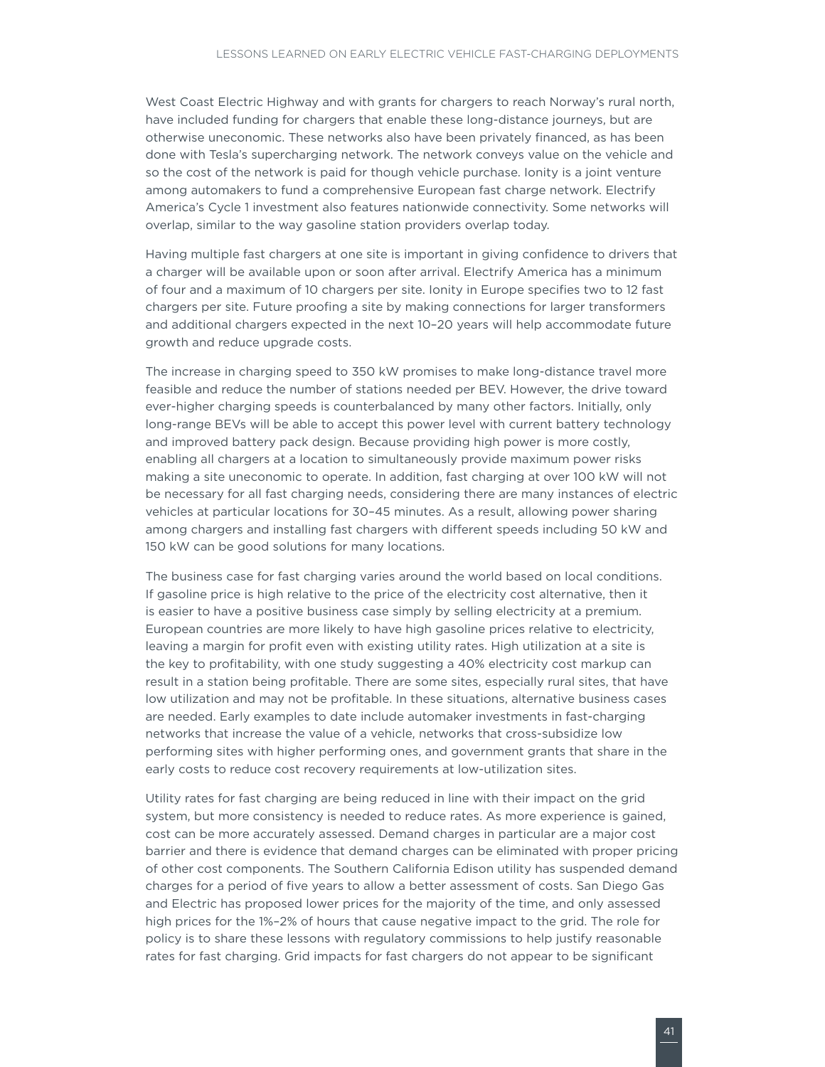West Coast Electric Highway and with grants for chargers to reach Norway's rural north, have included funding for chargers that enable these long-distance journeys, but are otherwise uneconomic. These networks also have been privately financed, as has been done with Tesla's supercharging network. The network conveys value on the vehicle and so the cost of the network is paid for though vehicle purchase. Ionity is a joint venture among automakers to fund a comprehensive European fast charge network. Electrify America's Cycle 1 investment also features nationwide connectivity. Some networks will overlap, similar to the way gasoline station providers overlap today.

Having multiple fast chargers at one site is important in giving confidence to drivers that a charger will be available upon or soon after arrival. Electrify America has a minimum of four and a maximum of 10 chargers per site. Ionity in Europe specifies two to 12 fast chargers per site. Future proofing a site by making connections for larger transformers and additional chargers expected in the next 10–20 years will help accommodate future growth and reduce upgrade costs.

The increase in charging speed to 350 kW promises to make long-distance travel more feasible and reduce the number of stations needed per BEV. However, the drive toward ever-higher charging speeds is counterbalanced by many other factors. Initially, only long-range BEVs will be able to accept this power level with current battery technology and improved battery pack design. Because providing high power is more costly, enabling all chargers at a location to simultaneously provide maximum power risks making a site uneconomic to operate. In addition, fast charging at over 100 kW will not be necessary for all fast charging needs, considering there are many instances of electric vehicles at particular locations for 30–45 minutes. As a result, allowing power sharing among chargers and installing fast chargers with different speeds including 50 kW and 150 kW can be good solutions for many locations.

The business case for fast charging varies around the world based on local conditions. If gasoline price is high relative to the price of the electricity cost alternative, then it is easier to have a positive business case simply by selling electricity at a premium. European countries are more likely to have high gasoline prices relative to electricity, leaving a margin for profit even with existing utility rates. High utilization at a site is the key to profitability, with one study suggesting a 40% electricity cost markup can result in a station being profitable. There are some sites, especially rural sites, that have low utilization and may not be profitable. In these situations, alternative business cases are needed. Early examples to date include automaker investments in fast-charging networks that increase the value of a vehicle, networks that cross-subsidize low performing sites with higher performing ones, and government grants that share in the early costs to reduce cost recovery requirements at low-utilization sites.

Utility rates for fast charging are being reduced in line with their impact on the grid system, but more consistency is needed to reduce rates. As more experience is gained, cost can be more accurately assessed. Demand charges in particular are a major cost barrier and there is evidence that demand charges can be eliminated with proper pricing of other cost components. The Southern California Edison utility has suspended demand charges for a period of five years to allow a better assessment of costs. San Diego Gas and Electric has proposed lower prices for the majority of the time, and only assessed high prices for the 1%–2% of hours that cause negative impact to the grid. The role for policy is to share these lessons with regulatory commissions to help justify reasonable rates for fast charging. Grid impacts for fast chargers do not appear to be significant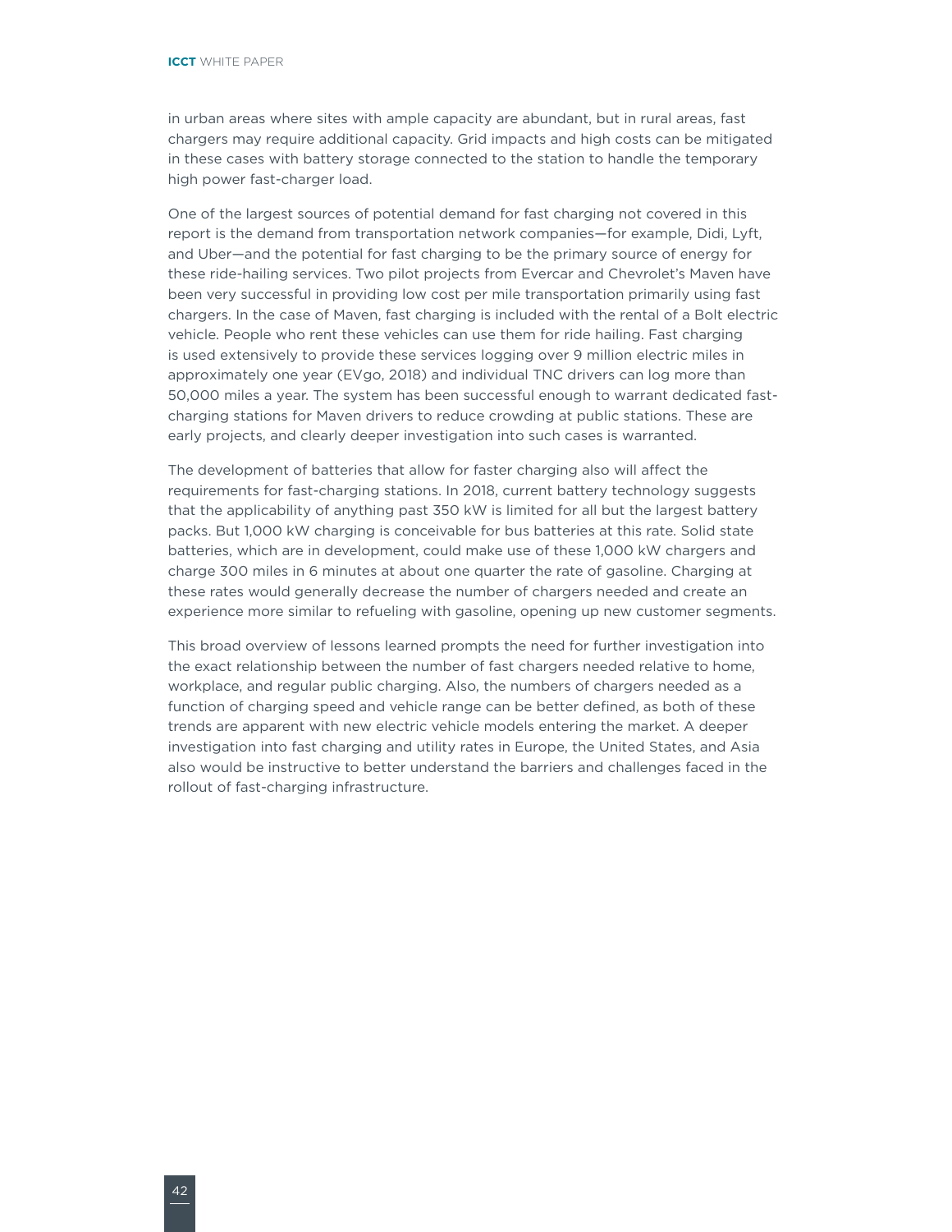in urban areas where sites with ample capacity are abundant, but in rural areas, fast chargers may require additional capacity. Grid impacts and high costs can be mitigated in these cases with battery storage connected to the station to handle the temporary high power fast-charger load.

One of the largest sources of potential demand for fast charging not covered in this report is the demand from transportation network companies—for example, Didi, Lyft, and Uber—and the potential for fast charging to be the primary source of energy for these ride-hailing services. Two pilot projects from Evercar and Chevrolet's Maven have been very successful in providing low cost per mile transportation primarily using fast chargers. In the case of Maven, fast charging is included with the rental of a Bolt electric vehicle. People who rent these vehicles can use them for ride hailing. Fast charging is used extensively to provide these services logging over 9 million electric miles in approximately one year (EVgo, 2018) and individual TNC drivers can log more than 50,000 miles a year. The system has been successful enough to warrant dedicated fast-charging stations for Maven drivers to reduce crowding at public stations. These are early projects, and clearly deeper investigation into such cases is warranted.

The development of batteries that allow for faster charging also will affect the requirements for fast-charging stations. In 2018, current battery technology suggests that the applicability of anything past 350 kW is limited for all but the largest battery packs. But 1,000 kW charging is conceivable for bus batteries at this rate. Solid state batteries, which are in development, could make use of these 1,000 kW chargers and charge 300 miles in 6 minutes at about one quarter the rate of gasoline. Charging at these rates would generally decrease the number of chargers needed and create an experience more similar to refueling with gasoline, opening up new customer segments.

This broad overview of lessons learned prompts the need for further investigation into the exact relationship between the number of fast chargers needed relative to home, workplace, and regular public charging. Also, the numbers of chargers needed as a function of charging speed and vehicle range can be better defined, as both of these trends are apparent with new electric vehicle models entering the market. A deeper investigation into fast charging and utility rates in Europe, the United States, and Asia also would be instructive to better understand the barriers and challenges faced in the rollout of fast-charging infrastructure.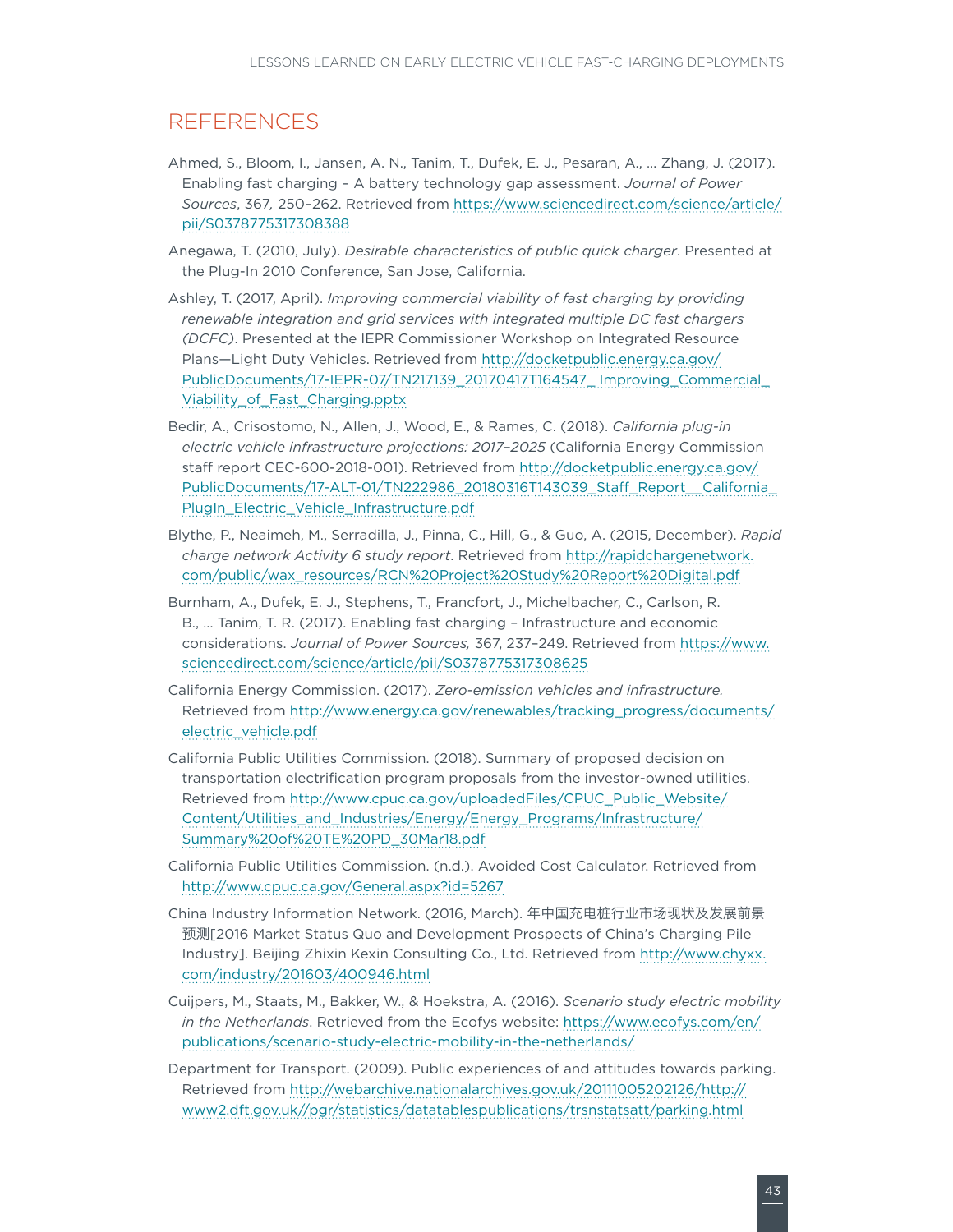# REFERENCES

Ahmed, S., Bloom, I., Jansen, A. N., Tanim, T., Dufek, E. J., Pesaran, A., ... Zhang, J. (2017). Enabling fast charging – A battery technology gap assessment. *Journal of Power Sources*, 367, 250–262. Retrieved from https://www.sciencedirect.com/science/article/pii/S0378775317308388

Anegawa, T. (2010, July). *Desirable characteristics of public quick charger*. Presented at the Plug-In 2010 Conference, San Jose, California.

Ashley, T. (2017, April). *Improving commercial viability of fast charging by providing renewable integration and grid services with integrated multiple DC fast chargers (DCFC)*. Presented at the IEPR Commissioner Workshop on Integrated Resource Plans—Light Duty Vehicles. Retrieved from http://docketpublic.energy.ca.gov/PublicDocuments/17-IEPR-07/TN217139_20170417T164547_Improving_Commercial_Viability_of_Fast_Charging.pptx

Bedir, A., Crisostomo, N., Allen, J., Wood, E., & Rames, C. (2018). *California plug-in electric vehicle infrastructure projections: 2017–2025* (California Energy Commission staff report CEC-600-2018-001). Retrieved from http://docketpublic.energy.ca.gov/PublicDocuments/17-ALT-01/TN222986_20180316T143039_Staff_Report__California_PlugIn_Electric_Vehicle_Infrastructure.pdf

Blythe, P., Neaimeh, M., Serradilla, J., Pinna, C., Hill, G., & Guo, A. (2015, December). *Rapid charge network Activity 6 study report*. Retrieved from http://rapidchargenetwork.com/public/wax_resources/RCN%20Project%20Study%20Report%20Digital.pdf

Burnham, A., Dufek, E. J., Stephens, T., Francfort, J., Michelbacher, C., Carlson, R. B., ... Tanim, T. R. (2017). Enabling fast charging – Infrastructure and economic considerations. *Journal of Power Sources*, 367, 237–249. Retrieved from https://www.sciencedirect.com/science/article/pii/S0378775317308625

California Energy Commission. (2017). *Zero-emission vehicles and infrastructure*. Retrieved from http://www.energy.ca.gov/renewables/tracking_progress/documents/electric_vehicle.pdf

California Public Utilities Commission. (2018). Summary of proposed decision on transportation electrification program proposals from the investor-owned utilities. Retrieved from http://www.cpuc.ca.gov/uploadedFiles/CPUC_Public_Website/Content/Utilities_and_Industries/Energy/Energy_Programs/Infrastructure/Summary%20of%20TE%20PD_30Mar18.pdf

California Public Utilities Commission. (n.d.). Avoided Cost Calculator. Retrieved from http://www.cpuc.ca.gov/General.aspx?id=5267

China Industry Information Network. (2016, March). 年中国充电桩行业市场现状及发展前景预测[2016 Market Status Quo and Development Prospects of China's Charging Pile Industry]. Beijing Zhixin Kexin Consulting Co., Ltd. Retrieved from http://www.chyxx.com/industry/201603/400946.html

Cuijpers, M., Staats, M., Bakker, W., & Hoekstra, A. (2016). *Scenario study electric mobility in the Netherlands*. Retrieved from the Ecofys website: https://www.ecofys.com/en/publications/scenario-study-electric-mobility-in-the-netherlands/

Department for Transport. (2009). Public experiences of and attitudes towards parking. Retrieved from http://webarchive.nationalarchives.gov.uk/20111005202126/http://www2.dft.gov.uk//pgr/statistics/datatablespublications/trsnstatsatt/parking.html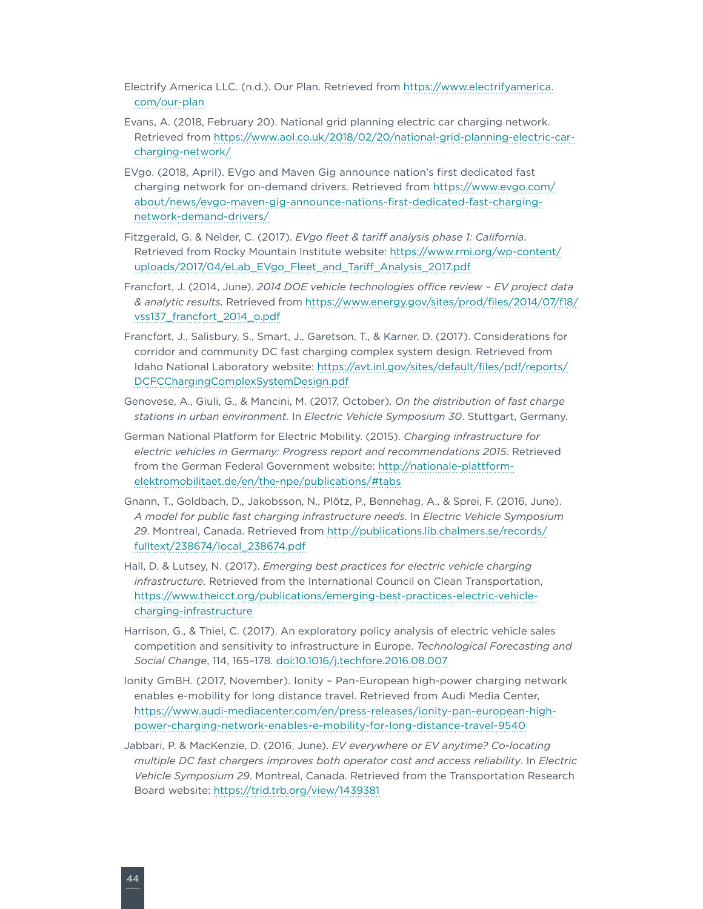Electrify America LLC. (n.d.). Our Plan. Retrieved from https://www.electrifyamerica.com/our-plan

Evans, A. (2018, February 20). National grid planning electric car charging network. Retrieved from https://www.aol.co.uk/2018/02/20/national-grid-planning-electric-car-charging-network/

EVgo. (2018, April). EVgo and Maven Gig announce nation's first dedicated fast charging network for on-demand drivers. Retrieved from https://www.evgo.com/about/news/evgo-maven-gig-announce-nations-first-dedicated-fast-charging-network-demand-drivers/

Fitzgerald, G. & Nelder, C. (2017). *EVgo fleet & tariff analysis phase 1: California*. Retrieved from Rocky Mountain Institute website: https://www.rmi.org/wp-content/uploads/2017/04/eLab_EVgo_Fleet_and_Tariff_Analysis_2017.pdf

Francfort, J. (2014, June). *2014 DOE vehicle technologies office review – EV project data & analytic results*. Retrieved from https://www.energy.gov/sites/prod/files/2014/07/f18/vss137_francfort_2014_o.pdf

Francfort, J., Salisbury, S., Smart, J., Garetson, T., & Karner, D. (2017). Considerations for corridor and community DC fast charging complex system design. Retrieved from Idaho National Laboratory website: https://avt.inl.gov/sites/default/files/pdf/reports/DCFCChargingComplexSystemDesign.pdf

Genovese, A., Giuli, G., & Mancini, M. (2017, October). *On the distribution of fast charge stations in urban environment*. In *Electric Vehicle Symposium 30*. Stuttgart, Germany.

German National Platform for Electric Mobility. (2015). *Charging infrastructure for electric vehicles in Germany: Progress report and recommendations 2015*. Retrieved from the German Federal Government website: http://nationale-plattform-elektromobilitaet.de/en/the-npe/publications/#tabs

Gnann, T., Goldbach, D., Jakobsson, N., Plötz, P., Bennehag, A., & Sprei, F. (2016, June). *A model for public fast charging infrastructure needs*. In *Electric Vehicle Symposium 29*. Montreal, Canada. Retrieved from http://publications.lib.chalmers.se/records/fulltext/238674/local_238674.pdf

Hall, D. & Lutsey, N. (2017). *Emerging best practices for electric vehicle charging infrastructure*. Retrieved from the International Council on Clean Transportation, https://www.theicct.org/publications/emerging-best-practices-electric-vehicle-charging-infrastructure

Harrison, G., & Thiel, C. (2017). An exploratory policy analysis of electric vehicle sales competition and sensitivity to infrastructure in Europe. *Technological Forecasting and Social Change*, 114, 165–178. doi:10.1016/j.techfore.2016.08.007

Ionity GmBH. (2017, November). Ionity – Pan-European high-power charging network enables e-mobility for long distance travel. Retrieved from Audi Media Center, https://www.audi-mediacenter.com/en/press-releases/ionity-pan-european-high-power-charging-network-enables-e-mobility-for-long-distance-travel-9540

Jabbari, P. & MacKenzie, D. (2016, June). *EV everywhere or EV anytime? Co-locating multiple DC fast chargers improves both operator cost and access reliability*. In *Electric Vehicle Symposium 29*. Montreal, Canada. Retrieved from the Transportation Research Board website: https://trid.trb.org/view/1439381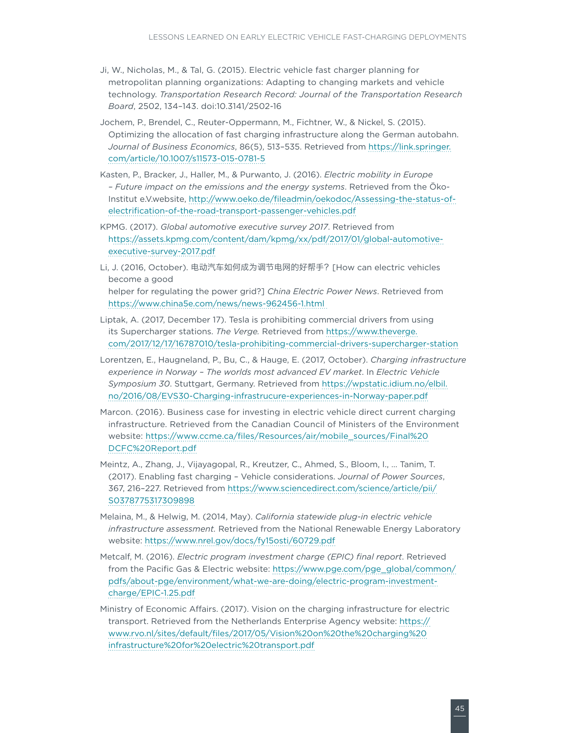Ji, W., Nicholas, M., & Tal, G. (2015). Electric vehicle fast charger planning for metropolitan planning organizations: Adapting to changing markets and vehicle technology. *Transportation Research Record: Journal of the Transportation Research Board*, 2502, 134–143. doi:10.3141/2502-16

Jochem, P., Brendel, C., Reuter-Oppermann, M., Fichtner, W., & Nickel, S. (2015). Optimizing the allocation of fast charging infrastructure along the German autobahn. *Journal of Business Economics*, 86(5), 513–535. Retrieved from https://link.springer.com/article/10.1007/s11573-015-0781-5

Kasten, P., Bracker, J., Haller, M., & Purwanto, J. (2016). *Electric mobility in Europe – Future impact on the emissions and the energy systems*. Retrieved from the Öko-Institut e.V.website, http://www.oeko.de/fileadmin/oekodoc/Assessing-the-status-of-electrification-of-the-road-transport-passenger-vehicles.pdf

KPMG. (2017). *Global automotive executive survey 2017*. Retrieved from https://assets.kpmg.com/content/dam/kpmg/xx/pdf/2017/01/global-automotive-executive-survey-2017.pdf

Li, J. (2016, October). 电动汽车如何成为调节电网的好帮手？[How can electric vehicles become a good helper for regulating the power grid?] *China Electric Power News*. Retrieved from https://www.china5e.com/news/news-962456-1.html

Liptak, A. (2017, December 17). Tesla is prohibiting commercial drivers from using its Supercharger stations. *The Verge*. Retrieved from https://www.theverge.com/2017/12/17/16787010/tesla-prohibiting-commercial-drivers-supercharger-station

Lorentzen, E., Haugneland, P., Bu, C., & Hauge, E. (2017, October). *Charging infrastructure experience in Norway – The worlds most advanced EV market*. In *Electric Vehicle Symposium 30*. Stuttgart, Germany. Retrieved from https://wpstatic.idium.no/elbil.no/2016/08/EVS30-Charging-infrastrucure-experiences-in-Norway-paper.pdf

Marcon. (2016). Business case for investing in electric vehicle direct current charging infrastructure. Retrieved from the Canadian Council of Ministers of the Environment website: https://www.ccme.ca/files/Resources/air/mobile_sources/Final%20DCFC%20Report.pdf

Meintz, A., Zhang, J., Vijayagopal, R., Kreutzer, C., Ahmed, S., Bloom, I., … Tanim, T. (2017). Enabling fast charging – Vehicle considerations. *Journal of Power Sources*, 367, 216–227. Retrieved from https://www.sciencedirect.com/science/article/pii/S0378775317309898

Melaina, M., & Helwig, M. (2014, May). *California statewide plug-in electric vehicle infrastructure assessment.* Retrieved from the National Renewable Energy Laboratory website: https://www.nrel.gov/docs/fy15osti/60729.pdf

Metcalf, M. (2016). *Electric program investment charge (EPIC) final report*. Retrieved from the Pacific Gas & Electric website: https://www.pge.com/pge_global/common/pdfs/about-pge/environment/what-we-are-doing/electric-program-investment-charge/EPIC-1.25.pdf

Ministry of Economic Affairs. (2017). Vision on the charging infrastructure for electric transport. Retrieved from the Netherlands Enterprise Agency website: https://www.rvo.nl/sites/default/files/2017/05/Vision%20on%20the%20charging%20infrastructure%20for%20electric%20transport.pdf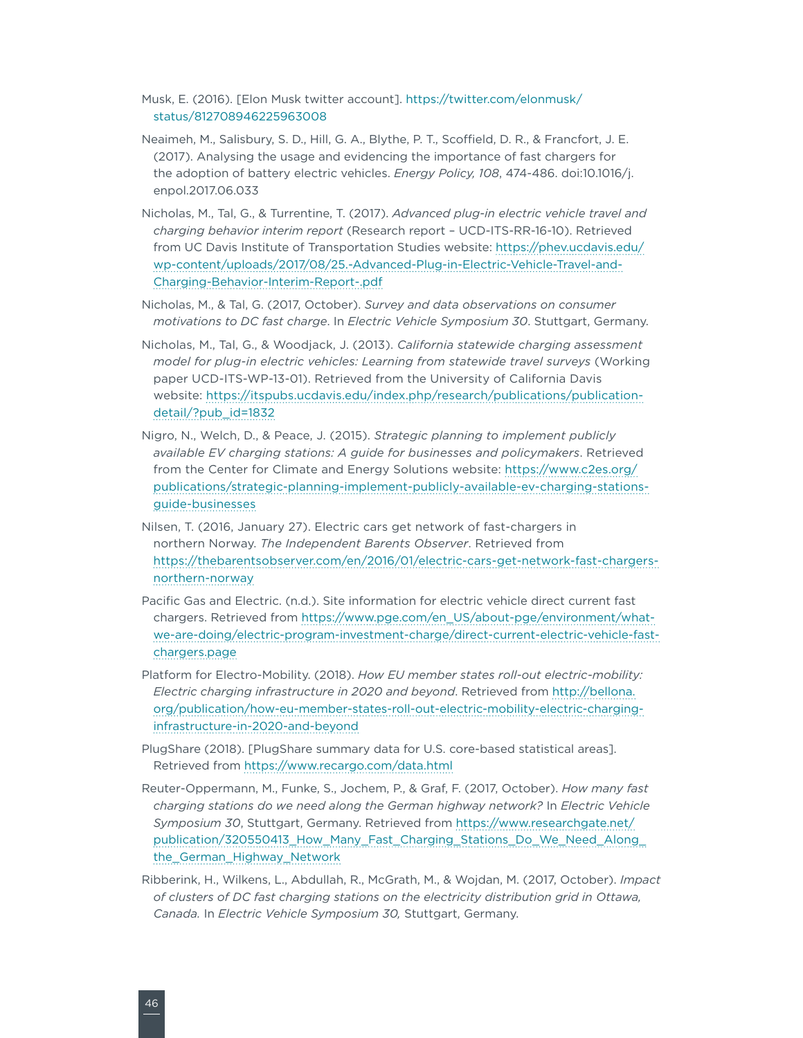Musk, E. (2016). [Elon Musk twitter account]. https://twitter.com/elonmusk/status/812708946225963008

Neaimeh, M., Salisbury, S. D., Hill, G. A., Blythe, P. T., Scoffield, D. R., & Francfort, J. E. (2017). Analysing the usage and evidencing the importance of fast chargers for the adoption of battery electric vehicles. *Energy Policy, 108*, 474-486. doi:10.1016/j.enpol.2017.06.033

Nicholas, M., Tal, G., & Turrentine, T. (2017). *Advanced plug-in electric vehicle travel and charging behavior interim report* (Research report – UCD-ITS-RR-16-10). Retrieved from UC Davis Institute of Transportation Studies website: https://phev.ucdavis.edu/wp-content/uploads/2017/08/25.-Advanced-Plug-in-Electric-Vehicle-Travel-and-Charging-Behavior-Interim-Report-.pdf

Nicholas, M., & Tal, G. (2017, October). *Survey and data observations on consumer motivations to DC fast charge*. In *Electric Vehicle Symposium 30*. Stuttgart, Germany.

Nicholas, M., Tal, G., & Woodjack, J. (2013). *California statewide charging assessment model for plug-in electric vehicles: Learning from statewide travel surveys* (Working paper UCD-ITS-WP-13-01). Retrieved from the University of California Davis website: https://itspubs.ucdavis.edu/index.php/research/publications/publication-detail/?pub_id=1832

Nigro, N., Welch, D., & Peace, J. (2015). *Strategic planning to implement publicly available EV charging stations: A guide for businesses and policymakers*. Retrieved from the Center for Climate and Energy Solutions website: https://www.c2es.org/publications/strategic-planning-implement-publicly-available-ev-charging-stations-guide-businesses

Nilsen, T. (2016, January 27). Electric cars get network of fast-chargers in northern Norway. *The Independent Barents Observer*. Retrieved from https://thebarentsobserver.com/en/2016/01/electric-cars-get-network-fast-chargers-northern-norway

Pacific Gas and Electric. (n.d.). Site information for electric vehicle direct current fast chargers. Retrieved from https://www.pge.com/en_US/about-pge/environment/what-we-are-doing/electric-program-investment-charge/direct-current-electric-vehicle-fast-chargers.page

Platform for Electro-Mobility. (2018). *How EU member states roll-out electric-mobility: Electric charging infrastructure in 2020 and beyond*. Retrieved from http://bellona.org/publication/how-eu-member-states-roll-out-electric-mobility-electric-charging-infrastructure-in-2020-and-beyond

PlugShare (2018). [PlugShare summary data for U.S. core-based statistical areas]. Retrieved from https://www.recargo.com/data.html

Reuter-Oppermann, M., Funke, S., Jochem, P., & Graf, F. (2017, October). *How many fast charging stations do we need along the German highway network?* In *Electric Vehicle Symposium 30*, Stuttgart, Germany. Retrieved from https://www.researchgate.net/publication/320550413_How_Many_Fast_Charging_Stations_Do_We_Need_Along_the_German_Highway_Network

Ribberink, H., Wilkens, L., Abdullah, R., McGrath, M., & Wojdan, M. (2017, October). *Impact of clusters of DC fast charging stations on the electricity distribution grid in Ottawa, Canada.* In *Electric Vehicle Symposium 30,* Stuttgart, Germany.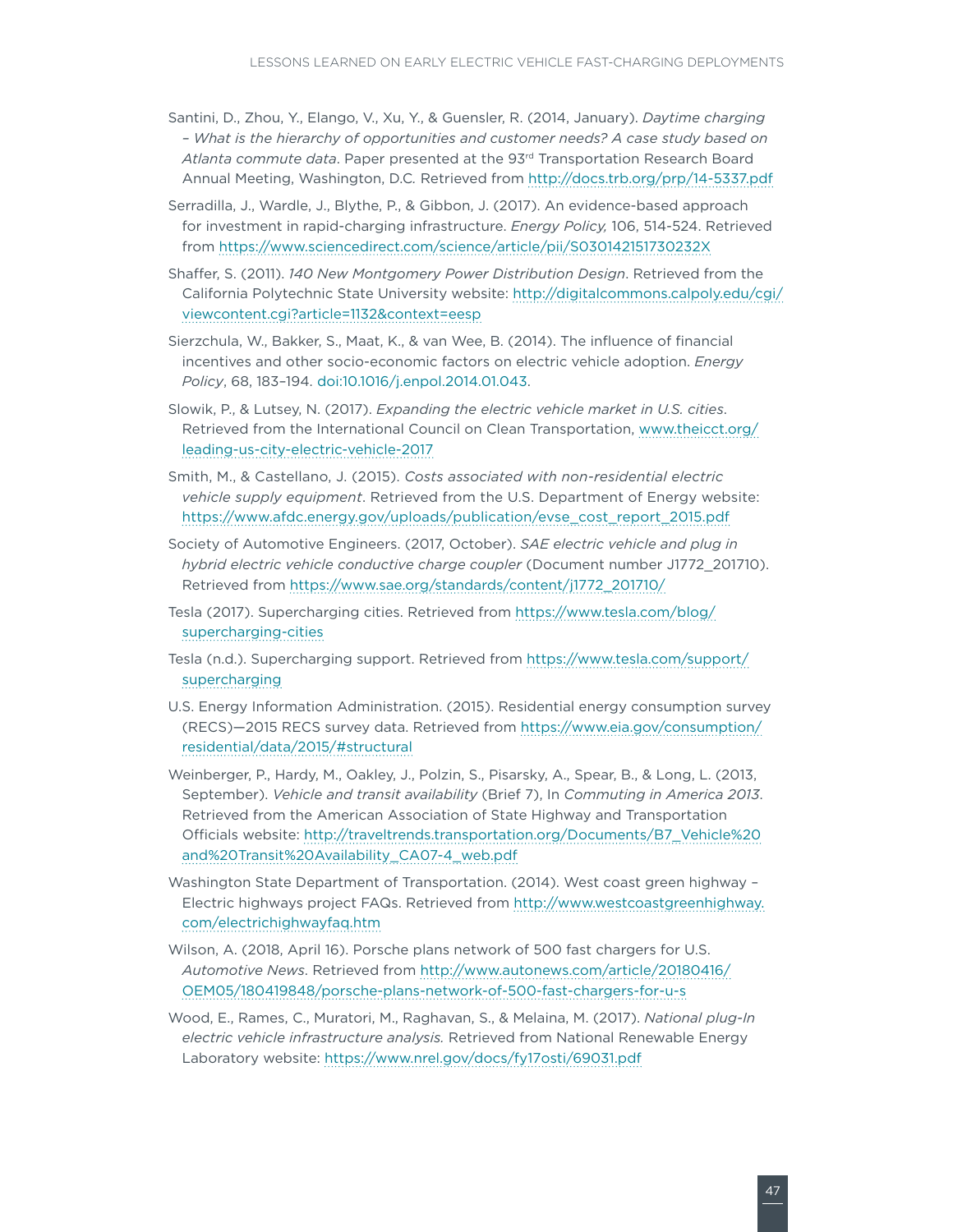Santini, D., Zhou, Y., Elango, V., Xu, Y., & Guensler, R. (2014, January). *Daytime charging – What is the hierarchy of opportunities and customer needs? A case study based on Atlanta commute data*. Paper presented at the 93rd Transportation Research Board Annual Meeting, Washington, D.C. Retrieved from http://docs.trb.org/prp/14-5337.pdf

Serradilla, J., Wardle, J., Blythe, P., & Gibbon, J. (2017). An evidence-based approach for investment in rapid-charging infrastructure. *Energy Policy,* 106, 514-524. Retrieved from https://www.sciencedirect.com/science/article/pii/S030142151730232X

Shaffer, S. (2011). *140 New Montgomery Power Distribution Design*. Retrieved from the California Polytechnic State University website: http://digitalcommons.calpoly.edu/cgi/viewcontent.cgi?article=1132&context=eesp

Sierzchula, W., Bakker, S., Maat, K., & van Wee, B. (2014). The influence of financial incentives and other socio-economic factors on electric vehicle adoption. *Energy Policy*, 68, 183–194. doi:10.1016/j.enpol.2014.01.043.

Slowik, P., & Lutsey, N. (2017). *Expanding the electric vehicle market in U.S. cities*. Retrieved from the International Council on Clean Transportation, www.theicct.org/leading-us-city-electric-vehicle-2017

Smith, M., & Castellano, J. (2015). *Costs associated with non-residential electric vehicle supply equipment*. Retrieved from the U.S. Department of Energy website: https://www.afdc.energy.gov/uploads/publication/evse_cost_report_2015.pdf

Society of Automotive Engineers. (2017, October). *SAE electric vehicle and plug in hybrid electric vehicle conductive charge coupler* (Document number J1772_201710). Retrieved from https://www.sae.org/standards/content/j1772_201710/

Tesla (2017). Supercharging cities. Retrieved from https://www.tesla.com/blog/supercharging-cities

Tesla (n.d.). Supercharging support. Retrieved from https://www.tesla.com/support/supercharging

U.S. Energy Information Administration. (2015). Residential energy consumption survey (RECS)—2015 RECS survey data. Retrieved from https://www.eia.gov/consumption/residential/data/2015/#structural

Weinberger, P., Hardy, M., Oakley, J., Polzin, S., Pisarsky, A., Spear, B., & Long, L. (2013, September). *Vehicle and transit availability* (Brief 7), In *Commuting in America 2013*. Retrieved from the American Association of State Highway and Transportation Officials website: http://traveltrends.transportation.org/Documents/B7_Vehicle%20and%20Transit%20Availability_CA07-4_web.pdf

Washington State Department of Transportation. (2014). West coast green highway – Electric highways project FAQs. Retrieved from http://www.westcoastgreenhighway.com/electrichighwayfaq.htm

Wilson, A. (2018, April 16). Porsche plans network of 500 fast chargers for U.S. *Automotive News*. Retrieved from http://www.autonews.com/article/20180416/OEM05/180419848/porsche-plans-network-of-500-fast-chargers-for-u-s

Wood, E., Rames, C., Muratori, M., Raghavan, S., & Melaina, M. (2017). *National plug-In electric vehicle infrastructure analysis.* Retrieved from National Renewable Energy Laboratory website: https://www.nrel.gov/docs/fy17osti/69031.pdf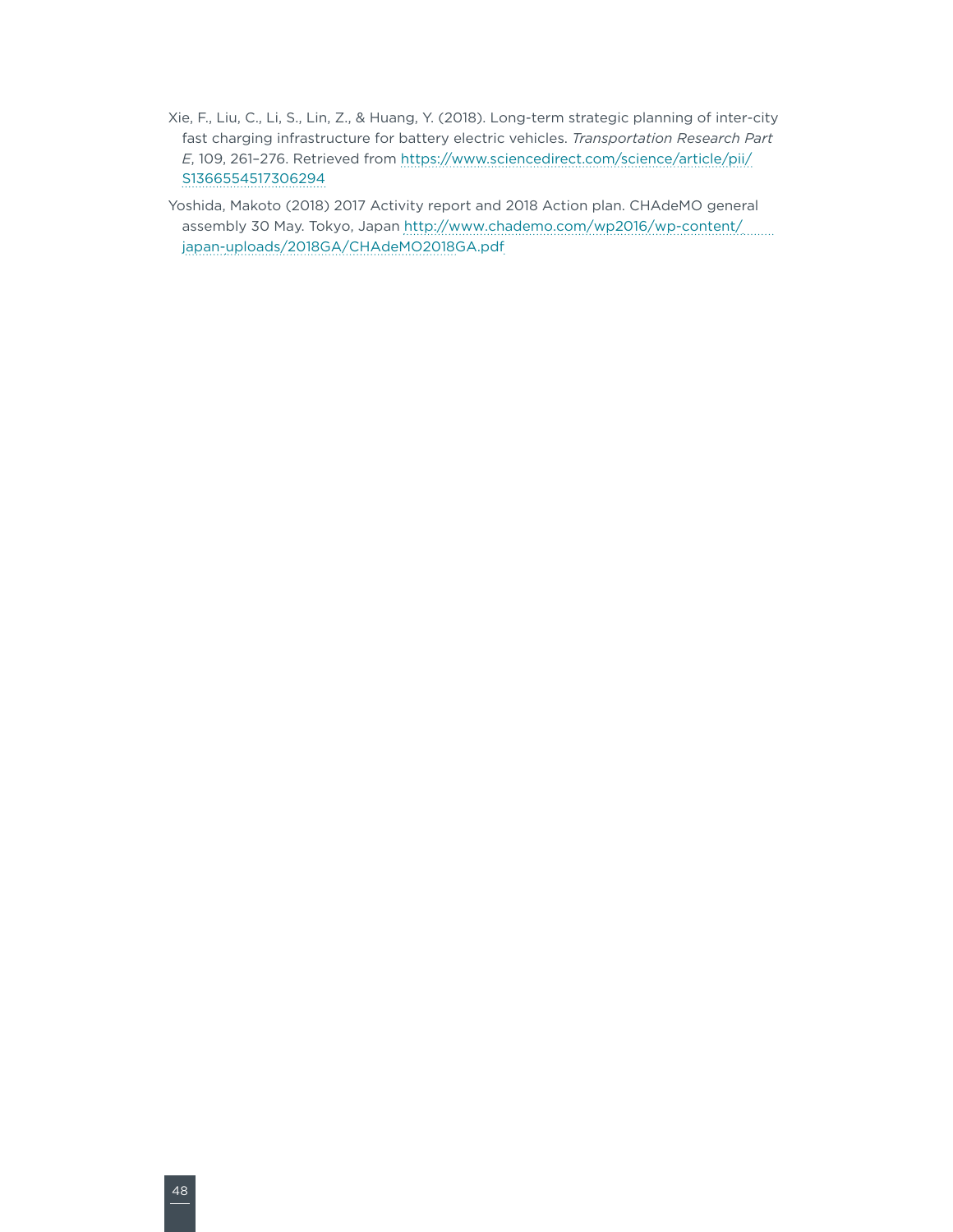Xie, F., Liu, C., Li, S., Lin, Z., & Huang, Y. (2018). Long-term strategic planning of inter-city fast charging infrastructure for battery electric vehicles. *Transportation Research Part E*, 109, 261–276. Retrieved from https://www.sciencedirect.com/science/article/pii/S1366554517306294

Yoshida, Makoto (2018) 2017 Activity report and 2018 Action plan. CHAdeMO general assembly 30 May. Tokyo, Japan http://www.chademo.com/wp2016/wp-content/japan-uploads/2018GA/CHAdeMO2018GA.pdf